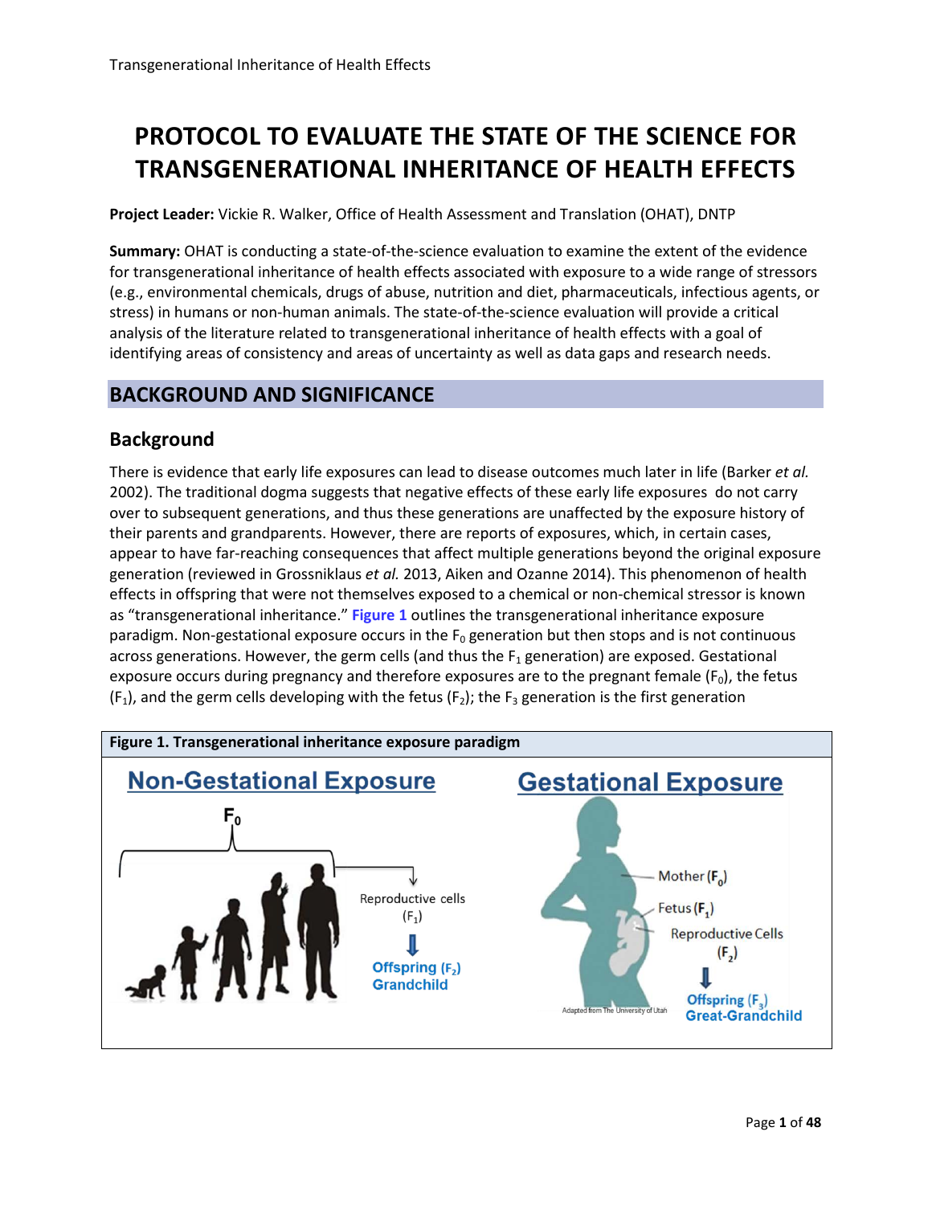# PROTOCOL TO EVALUATE THE STATE OF THE SCIENCE FOR TRANSGENERATIONAL INHERITANCE OF HEALTH EFFECTS

**Project Leader:** Vickie R. Walker, Office of Health Assessment and Translation (OHAT), DNTP

**Summary:** OHAT is conducting a state-of-the-science evaluation to examine the extent of the evidence for transgenerational inheritance of health effects associated with exposure to a wide range of stressors (e.g., environmental chemicals, drugs of abuse, nutrition and diet, pharmaceuticals, infectious agents, or stress) in humans or non-human animals. The state-of-the-science evaluation will provide a critical analysis of the literature related to transgenerational inheritance of health effects with a goal of identifying areas of consistency and areas of uncertainty as well as data gaps and research needs.

## BACKGROUND AND SIGNIFICANCE

### Background

There is evidence that early life exposures can lead to disease outcomes much later in life (Barker *et al.* 2002). The traditional dogma suggests that negative effects of these early life exposures do not carry over to subsequent generations, and thus these generations are unaffected by the exposure history of their parents and grandparents. However, there are reports of exposures, which, in certain cases, appear to have far-reaching consequences that affect multiple generations beyond the original exposure generation (reviewed in Grossniklaus *et al.* 2013, Aiken and Ozanne 2014). This phenomenon of health effects in offspring that were not themselves exposed to a chemical or non-chemical stressor is known as "transgenerational inheritance." **Figure 1** outlines the transgenerational inheritance exposure paradigm. Non-gestational exposure occurs in the $F_0$ generation but then stops and is not continuous across generations. However, the germ cells (and thus the $F_1$ generation) are exposed. Gestational exposure occurs during pregnancy and therefore exposures are to the pregnant female ($F_0$), the fetus ($F_1$), and the germ cells developing with the fetus ($F_2$); the $F_3$ generation is the first generation

**Figure 1. Transgenerational inheritance exposure paradigm**

Non-Gestational Exposure: $F_0$ → Reproductive cells ($F_1$) → Offspring ($F_2$) Grandchild

Gestational Exposure: Mother ($F_0$), Fetus ($F_1$), Reproductive Cells ($F_2$) → Offspring ($F_3$) Great-Grandchild

Adapted from The University of Utah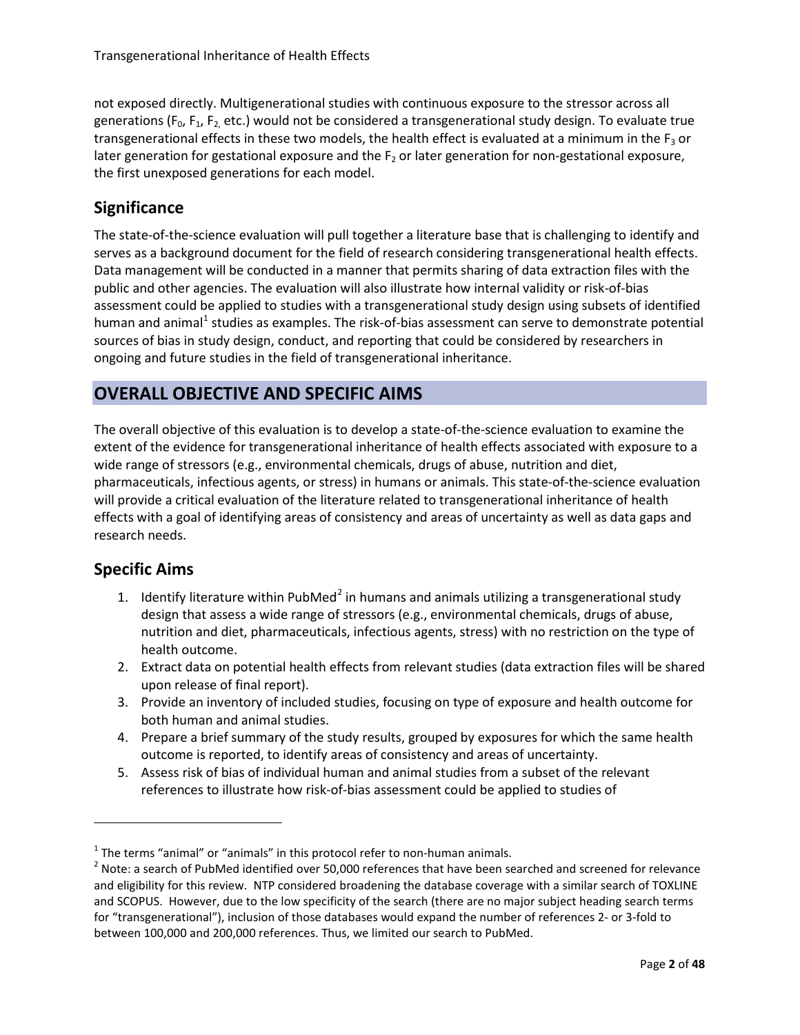not exposed directly. Multigenerational studies with continuous exposure to the stressor across all generations ($F_0$, $F_1$, $F_2$, etc.) would not be considered a transgenerational study design. To evaluate true transgenerational effects in these two models, the health effect is evaluated at a minimum in the $F_3$ or later generation for gestational exposure and the $F_2$ or later generation for non-gestational exposure, the first unexposed generations for each model.

## Significance

The state-of-the-science evaluation will pull together a literature base that is challenging to identify and serves as a background document for the field of research considering transgenerational health effects. Data management will be conducted in a manner that permits sharing of data extraction files with the public and other agencies. The evaluation will also illustrate how internal validity or risk-of-bias assessment could be applied to studies with a transgenerational study design using subsets of identified human and animal[1] studies as examples. The risk-of-bias assessment can serve to demonstrate potential sources of bias in study design, conduct, and reporting that could be considered by researchers in ongoing and future studies in the field of transgenerational inheritance.

# OVERALL OBJECTIVE AND SPECIFIC AIMS

The overall objective of this evaluation is to develop a state-of-the-science evaluation to examine the extent of the evidence for transgenerational inheritance of health effects associated with exposure to a wide range of stressors (e.g., environmental chemicals, drugs of abuse, nutrition and diet, pharmaceuticals, infectious agents, or stress) in humans or animals. This state-of-the-science evaluation will provide a critical evaluation of the literature related to transgenerational inheritance of health effects with a goal of identifying areas of consistency and areas of uncertainty as well as data gaps and research needs.

## Specific Aims

1. Identify literature within PubMed[2] in humans and animals utilizing a transgenerational study design that assess a wide range of stressors (e.g., environmental chemicals, drugs of abuse, nutrition and diet, pharmaceuticals, infectious agents, stress) with no restriction on the type of health outcome.
2. Extract data on potential health effects from relevant studies (data extraction files will be shared upon release of final report).
3. Provide an inventory of included studies, focusing on type of exposure and health outcome for both human and animal studies.
4. Prepare a brief summary of the study results, grouped by exposures for which the same health outcome is reported, to identify areas of consistency and areas of uncertainty.
5. Assess risk of bias of individual human and animal studies from a subset of the relevant references to illustrate how risk-of-bias assessment could be applied to studies of

[1] The terms "animal" or "animals" in this protocol refer to non-human animals.

[2] Note: a search of PubMed identified over 50,000 references that have been searched and screened for relevance and eligibility for this review. NTP considered broadening the database coverage with a similar search of TOXLINE and SCOPUS. However, due to the low specificity of the search (there are no major subject heading search terms for "transgenerational"), inclusion of those databases would expand the number of references 2- or 3-fold to between 100,000 and 200,000 references. Thus, we limited our search to PubMed.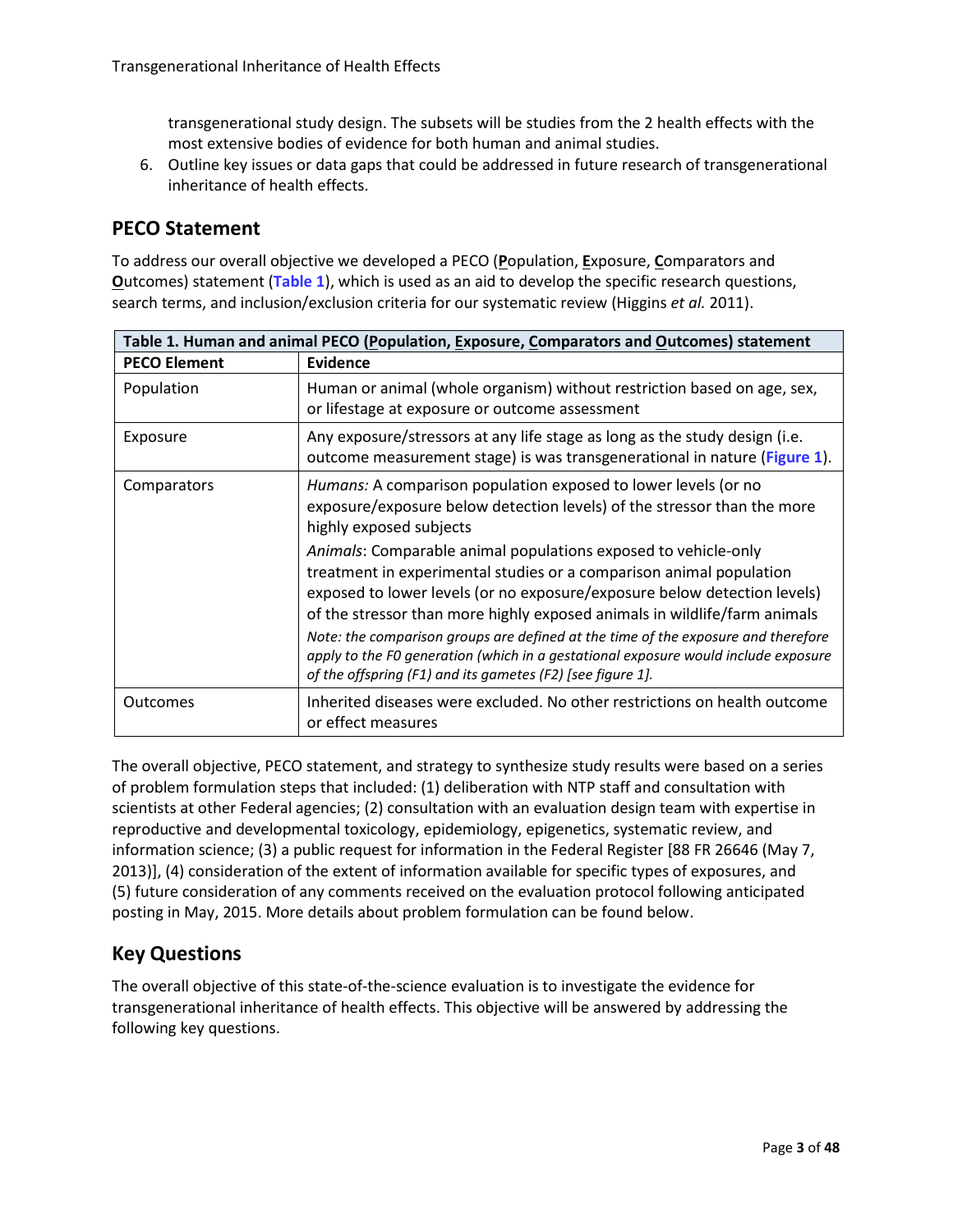transgenerational study design. The subsets will be studies from the 2 health effects with the most extensive bodies of evidence for both human and animal studies.

6. Outline key issues or data gaps that could be addressed in future research of transgenerational inheritance of health effects.

## PECO Statement

To address our overall objective we developed a PECO (**P**opulation, **E**xposure, **C**omparators and **O**utcomes) statement (Table 1), which is used as an aid to develop the specific research questions, search terms, and inclusion/exclusion criteria for our systematic review (Higgins *et al.* 2011).

**Table 1. Human and animal PECO (Population, Exposure, Comparators and Outcomes) statement**

| PECO Element | Evidence |
|---|---|
| Population | Human or animal (whole organism) without restriction based on age, sex, or lifestage at exposure or outcome assessment |
| Exposure | Any exposure/stressors at any life stage as long as the study design (i.e. outcome measurement stage) is was transgenerational in nature (Figure 1). |
| Comparators | *Humans:* A comparison population exposed to lower levels (or no exposure/exposure below detection levels) of the stressor than the more highly exposed subjects<br>*Animals*: Comparable animal populations exposed to vehicle-only treatment in experimental studies or a comparison animal population exposed to lower levels (or no exposure/exposure below detection levels) of the stressor than more highly exposed animals in wildlife/farm animals<br>*Note: the comparison groups are defined at the time of the exposure and therefore apply to the F0 generation (which in a gestational exposure would include exposure of the offspring (F1) and its gametes (F2) [see figure 1].* |
| Outcomes | Inherited diseases were excluded. No other restrictions on health outcome or effect measures |

The overall objective, PECO statement, and strategy to synthesize study results were based on a series of problem formulation steps that included: (1) deliberation with NTP staff and consultation with scientists at other Federal agencies; (2) consultation with an evaluation design team with expertise in reproductive and developmental toxicology, epidemiology, epigenetics, systematic review, and information science; (3) a public request for information in the Federal Register [88 FR 26646 (May 7, 2013)], (4) consideration of the extent of information available for specific types of exposures, and (5) future consideration of any comments received on the evaluation protocol following anticipated posting in May, 2015. More details about problem formulation can be found below.

## Key Questions

The overall objective of this state-of-the-science evaluation is to investigate the evidence for transgenerational inheritance of health effects. This objective will be answered by addressing the following key questions.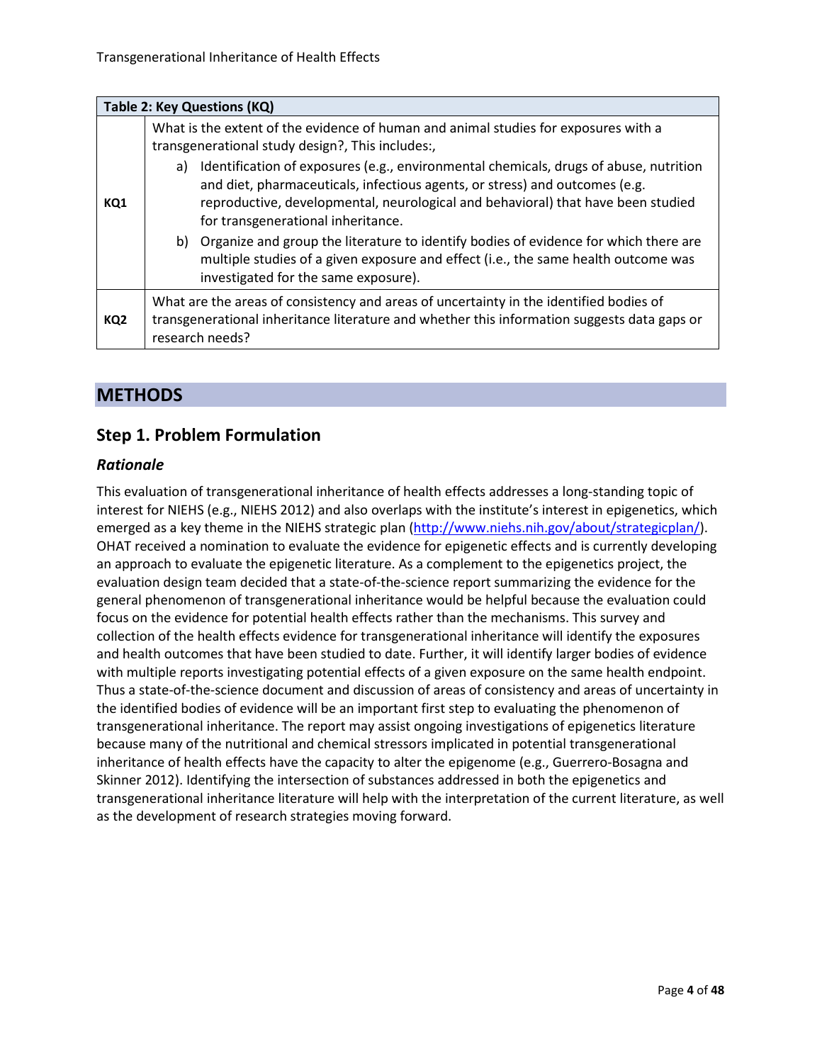| Table 2: Key Questions (KQ) | |
|---|---|
| KQ1 | What is the extent of the evidence of human and animal studies for exposures with a transgenerational study design?, This includes:, a) Identification of exposures (e.g., environmental chemicals, drugs of abuse, nutrition and diet, pharmaceuticals, infectious agents, or stress) and outcomes (e.g. reproductive, developmental, neurological and behavioral) that have been studied for transgenerational inheritance. b) Organize and group the literature to identify bodies of evidence for which there are multiple studies of a given exposure and effect (i.e., the same health outcome was investigated for the same exposure). |
| KQ2 | What are the areas of consistency and areas of uncertainty in the identified bodies of transgenerational inheritance literature and whether this information suggests data gaps or research needs? |

# METHODS

## Step 1. Problem Formulation

### *Rationale*

This evaluation of transgenerational inheritance of health effects addresses a long-standing topic of interest for NIEHS (e.g., NIEHS 2012) and also overlaps with the institute's interest in epigenetics, which emerged as a key theme in the NIEHS strategic plan (http://www.niehs.nih.gov/about/strategicplan/). OHAT received a nomination to evaluate the evidence for epigenetic effects and is currently developing an approach to evaluate the epigenetic literature. As a complement to the epigenetics project, the evaluation design team decided that a state-of-the-science report summarizing the evidence for the general phenomenon of transgenerational inheritance would be helpful because the evaluation could focus on the evidence for potential health effects rather than the mechanisms. This survey and collection of the health effects evidence for transgenerational inheritance will identify the exposures and health outcomes that have been studied to date. Further, it will identify larger bodies of evidence with multiple reports investigating potential effects of a given exposure on the same health endpoint. Thus a state-of-the-science document and discussion of areas of consistency and areas of uncertainty in the identified bodies of evidence will be an important first step to evaluating the phenomenon of transgenerational inheritance. The report may assist ongoing investigations of epigenetics literature because many of the nutritional and chemical stressors implicated in potential transgenerational inheritance of health effects have the capacity to alter the epigenome (e.g., Guerrero-Bosagna and Skinner 2012). Identifying the intersection of substances addressed in both the epigenetics and transgenerational inheritance literature will help with the interpretation of the current literature, as well as the development of research strategies moving forward.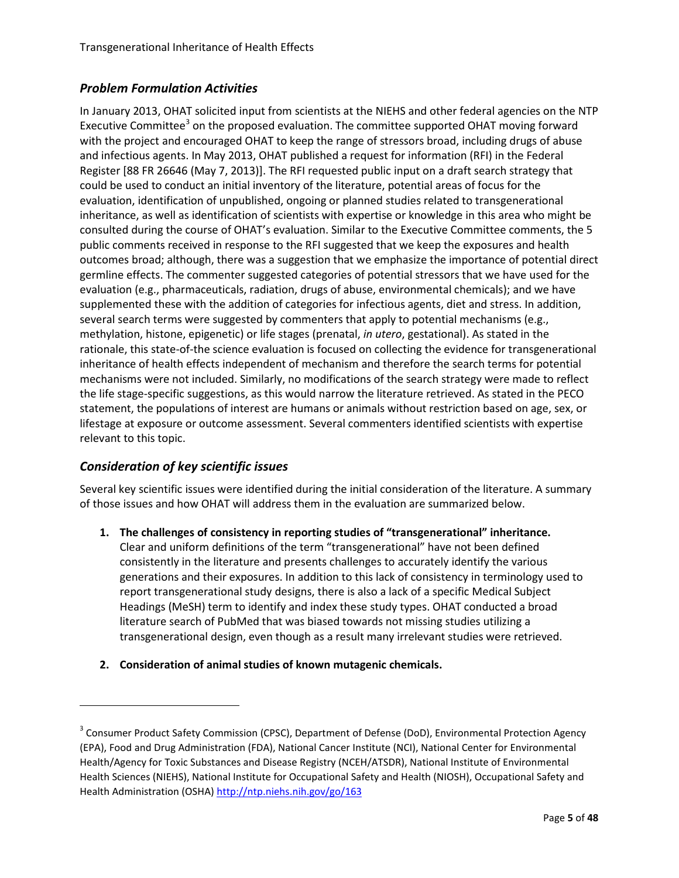## *Problem Formulation Activities*

In January 2013, OHAT solicited input from scientists at the NIEHS and other federal agencies on the NTP Executive Committee[3] on the proposed evaluation. The committee supported OHAT moving forward with the project and encouraged OHAT to keep the range of stressors broad, including drugs of abuse and infectious agents. In May 2013, OHAT published a request for information (RFI) in the Federal Register [88 FR 26646 (May 7, 2013)]. The RFI requested public input on a draft search strategy that could be used to conduct an initial inventory of the literature, potential areas of focus for the evaluation, identification of unpublished, ongoing or planned studies related to transgenerational inheritance, as well as identification of scientists with expertise or knowledge in this area who might be consulted during the course of OHAT's evaluation. Similar to the Executive Committee comments, the 5 public comments received in response to the RFI suggested that we keep the exposures and health outcomes broad; although, there was a suggestion that we emphasize the importance of potential direct germline effects. The commenter suggested categories of potential stressors that we have used for the evaluation (e.g., pharmaceuticals, radiation, drugs of abuse, environmental chemicals); and we have supplemented these with the addition of categories for infectious agents, diet and stress. In addition, several search terms were suggested by commenters that apply to potential mechanisms (e.g., methylation, histone, epigenetic) or life stages (prenatal, *in utero*, gestational). As stated in the rationale, this state-of-the science evaluation is focused on collecting the evidence for transgenerational inheritance of health effects independent of mechanism and therefore the search terms for potential mechanisms were not included. Similarly, no modifications of the search strategy were made to reflect the life stage-specific suggestions, as this would narrow the literature retrieved. As stated in the PECO statement, the populations of interest are humans or animals without restriction based on age, sex, or lifestage at exposure or outcome assessment. Several commenters identified scientists with expertise relevant to this topic.

## *Consideration of key scientific issues*

Several key scientific issues were identified during the initial consideration of the literature. A summary of those issues and how OHAT will address them in the evaluation are summarized below.

1. **The challenges of consistency in reporting studies of "transgenerational" inheritance.** Clear and uniform definitions of the term "transgenerational" have not been defined consistently in the literature and presents challenges to accurately identify the various generations and their exposures. In addition to this lack of consistency in terminology used to report transgenerational study designs, there is also a lack of a specific Medical Subject Headings (MeSH) term to identify and index these study types. OHAT conducted a broad literature search of PubMed that was biased towards not missing studies utilizing a transgenerational design, even though as a result many irrelevant studies were retrieved.

2. **Consideration of animal studies of known mutagenic chemicals.**

---

[3] Consumer Product Safety Commission (CPSC), Department of Defense (DoD), Environmental Protection Agency (EPA), Food and Drug Administration (FDA), National Cancer Institute (NCI), National Center for Environmental Health/Agency for Toxic Substances and Disease Registry (NCEH/ATSDR), National Institute of Environmental Health Sciences (NIEHS), National Institute for Occupational Safety and Health (NIOSH), Occupational Safety and Health Administration (OSHA) http://ntp.niehs.nih.gov/go/163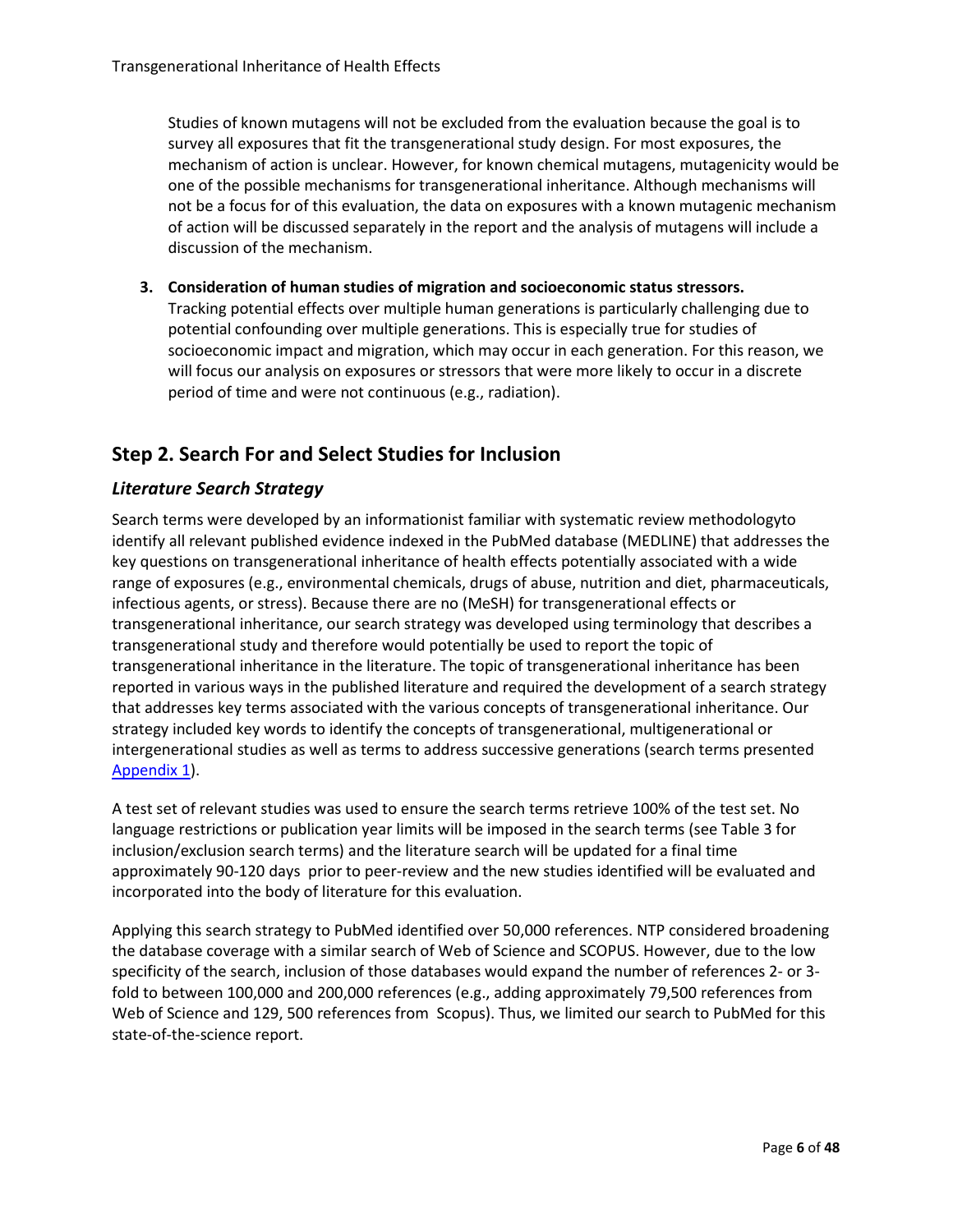Studies of known mutagens will not be excluded from the evaluation because the goal is to survey all exposures that fit the transgenerational study design. For most exposures, the mechanism of action is unclear. However, for known chemical mutagens, mutagenicity would be one of the possible mechanisms for transgenerational inheritance. Although mechanisms will not be a focus for of this evaluation, the data on exposures with a known mutagenic mechanism of action will be discussed separately in the report and the analysis of mutagens will include a discussion of the mechanism.

3. **Consideration of human studies of migration and socioeconomic status stressors.** Tracking potential effects over multiple human generations is particularly challenging due to potential confounding over multiple generations. This is especially true for studies of socioeconomic impact and migration, which may occur in each generation. For this reason, we will focus our analysis on exposures or stressors that were more likely to occur in a discrete period of time and were not continuous (e.g., radiation).

## Step 2. Search For and Select Studies for Inclusion

### *Literature Search Strategy*

Search terms were developed by an informationist familiar with systematic review methodologyto identify all relevant published evidence indexed in the PubMed database (MEDLINE) that addresses the key questions on transgenerational inheritance of health effects potentially associated with a wide range of exposures (e.g., environmental chemicals, drugs of abuse, nutrition and diet, pharmaceuticals, infectious agents, or stress). Because there are no (MeSH) for transgenerational effects or transgenerational inheritance, our search strategy was developed using terminology that describes a transgenerational study and therefore would potentially be used to report the topic of transgenerational inheritance in the literature. The topic of transgenerational inheritance has been reported in various ways in the published literature and required the development of a search strategy that addresses key terms associated with the various concepts of transgenerational inheritance. Our strategy included key words to identify the concepts of transgenerational, multigenerational or intergenerational studies as well as terms to address successive generations (search terms presented Appendix 1).

A test set of relevant studies was used to ensure the search terms retrieve 100% of the test set. No language restrictions or publication year limits will be imposed in the search terms (see Table 3 for inclusion/exclusion search terms) and the literature search will be updated for a final time approximately 90-120 days prior to peer-review and the new studies identified will be evaluated and incorporated into the body of literature for this evaluation.

Applying this search strategy to PubMed identified over 50,000 references. NTP considered broadening the database coverage with a similar search of Web of Science and SCOPUS. However, due to the low specificity of the search, inclusion of those databases would expand the number of references 2- or 3-fold to between 100,000 and 200,000 references (e.g., adding approximately 79,500 references from Web of Science and 129, 500 references from Scopus). Thus, we limited our search to PubMed for this state-of-the-science report.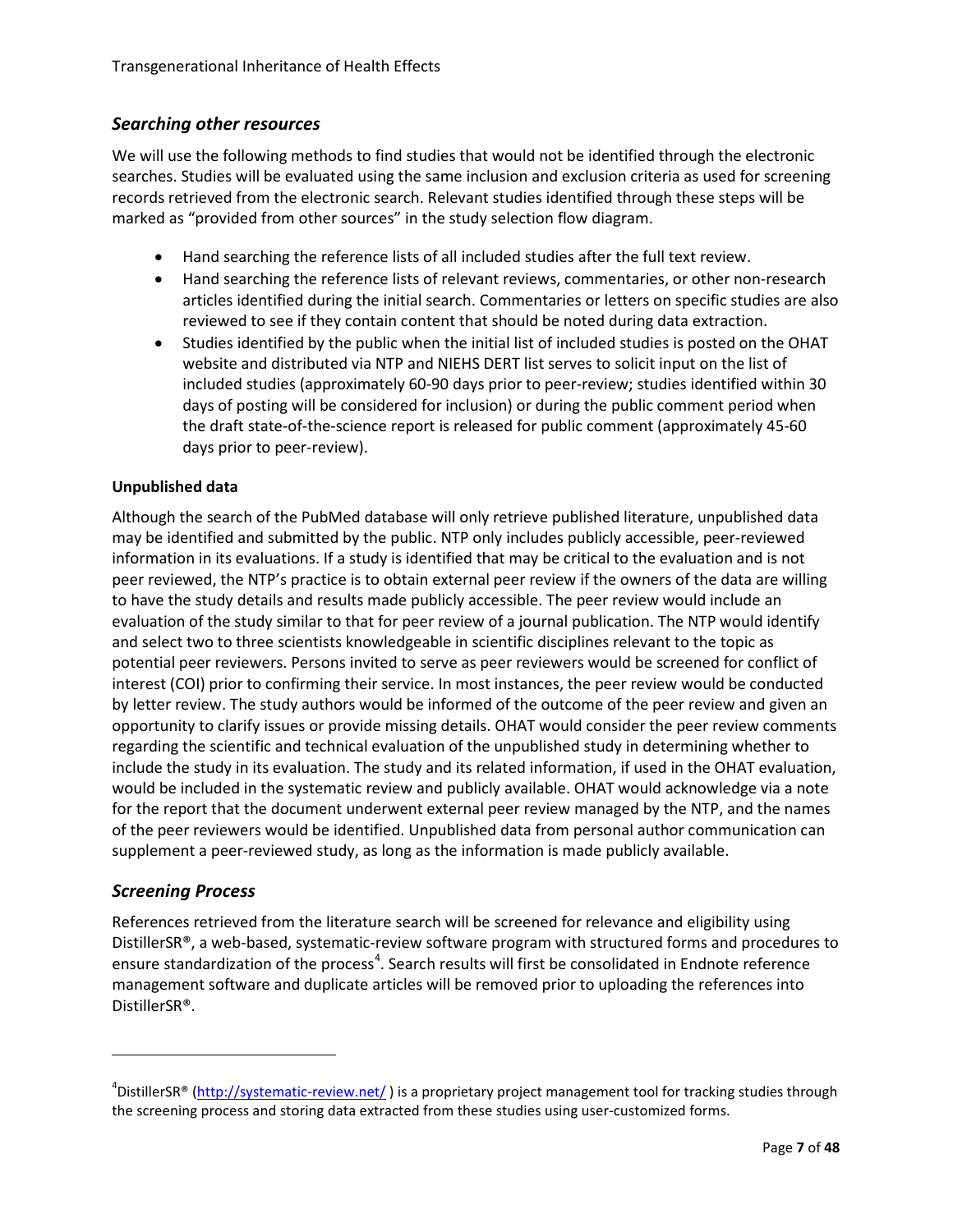### *Searching other resources*

We will use the following methods to find studies that would not be identified through the electronic searches. Studies will be evaluated using the same inclusion and exclusion criteria as used for screening records retrieved from the electronic search. Relevant studies identified through these steps will be marked as "provided from other sources" in the study selection flow diagram.

- Hand searching the reference lists of all included studies after the full text review.
- Hand searching the reference lists of relevant reviews, commentaries, or other non-research articles identified during the initial search. Commentaries or letters on specific studies are also reviewed to see if they contain content that should be noted during data extraction.
- Studies identified by the public when the initial list of included studies is posted on the OHAT website and distributed via NTP and NIEHS DERT list serves to solicit input on the list of included studies (approximately 60-90 days prior to peer-review; studies identified within 30 days of posting will be considered for inclusion) or during the public comment period when the draft state-of-the-science report is released for public comment (approximately 45-60 days prior to peer-review).

**Unpublished data**

Although the search of the PubMed database will only retrieve published literature, unpublished data may be identified and submitted by the public. NTP only includes publicly accessible, peer-reviewed information in its evaluations. If a study is identified that may be critical to the evaluation and is not peer reviewed, the NTP's practice is to obtain external peer review if the owners of the data are willing to have the study details and results made publicly accessible. The peer review would include an evaluation of the study similar to that for peer review of a journal publication. The NTP would identify and select two to three scientists knowledgeable in scientific disciplines relevant to the topic as potential peer reviewers. Persons invited to serve as peer reviewers would be screened for conflict of interest (COI) prior to confirming their service. In most instances, the peer review would be conducted by letter review. The study authors would be informed of the outcome of the peer review and given an opportunity to clarify issues or provide missing details. OHAT would consider the peer review comments regarding the scientific and technical evaluation of the unpublished study in determining whether to include the study in its evaluation. The study and its related information, if used in the OHAT evaluation, would be included in the systematic review and publicly available. OHAT would acknowledge via a note for the report that the document underwent external peer review managed by the NTP, and the names of the peer reviewers would be identified. Unpublished data from personal author communication can supplement a peer-reviewed study, as long as the information is made publicly available.

### *Screening Process*

References retrieved from the literature search will be screened for relevance and eligibility using DistillerSR®, a web-based, systematic-review software program with structured forms and procedures to ensure standardization of the process[4]. Search results will first be consolidated in Endnote reference management software and duplicate articles will be removed prior to uploading the references into DistillerSR®.

---

[4]DistillerSR® (http://systematic-review.net/ ) is a proprietary project management tool for tracking studies through the screening process and storing data extracted from these studies using user-customized forms.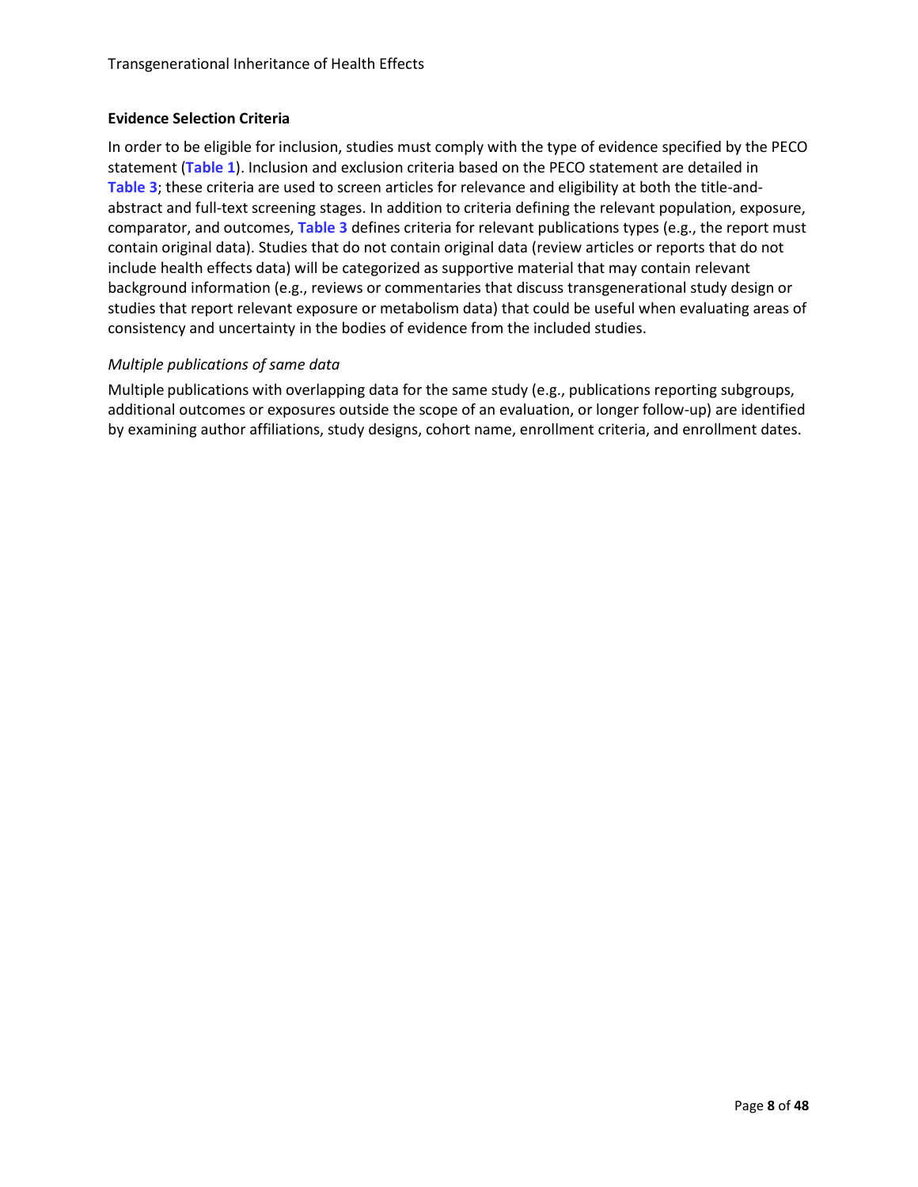### Evidence Selection Criteria

In order to be eligible for inclusion, studies must comply with the type of evidence specified by the PECO statement (**Table 1**). Inclusion and exclusion criteria based on the PECO statement are detailed in **Table 3**; these criteria are used to screen articles for relevance and eligibility at both the title-and-abstract and full-text screening stages. In addition to criteria defining the relevant population, exposure, comparator, and outcomes, **Table 3** defines criteria for relevant publications types (e.g., the report must contain original data). Studies that do not contain original data (review articles or reports that do not include health effects data) will be categorized as supportive material that may contain relevant background information (e.g., reviews or commentaries that discuss transgenerational study design or studies that report relevant exposure or metabolism data) that could be useful when evaluating areas of consistency and uncertainty in the bodies of evidence from the included studies.

*Multiple publications of same data*

Multiple publications with overlapping data for the same study (e.g., publications reporting subgroups, additional outcomes or exposures outside the scope of an evaluation, or longer follow-up) are identified by examining author affiliations, study designs, cohort name, enrollment criteria, and enrollment dates.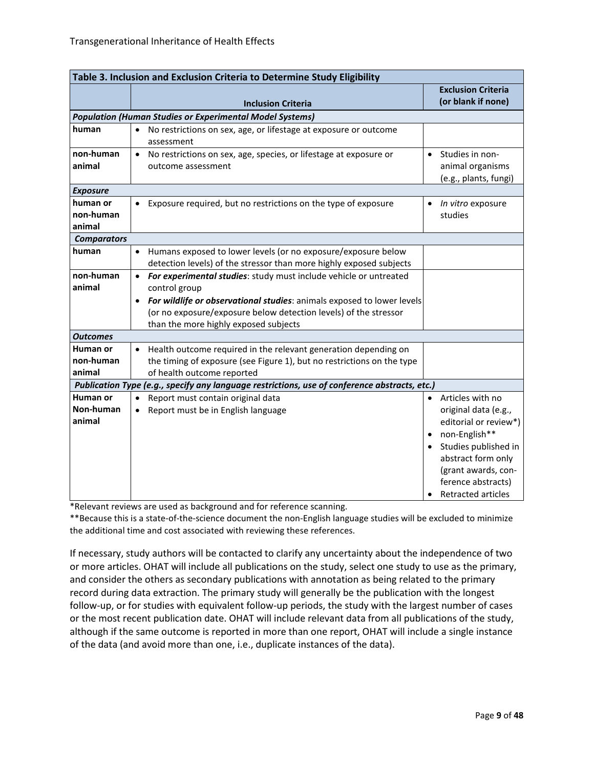| Table 3. Inclusion and Exclusion Criteria to Determine Study Eligibility | | |
|---|---|---|
| | **Inclusion Criteria** | **Exclusion Criteria (or blank if none)** |
| ***Population (Human Studies or Experimental Model Systems)*** | | |
| **human** | • No restrictions on sex, age, or lifestage at exposure or outcome assessment | |
| **non-human animal** | • No restrictions on sex, age, species, or lifestage at exposure or outcome assessment | • Studies in non-animal organisms (e.g., plants, fungi) |
| ***Exposure*** | | |
| **human or non-human animal** | • Exposure required, but no restrictions on the type of exposure | • *In vitro* exposure studies |
| ***Comparators*** | | |
| **human** | • Humans exposed to lower levels (or no exposure/exposure below detection levels) of the stressor than more highly exposed subjects | |
| **non-human animal** | • ***For experimental studies***: study must include vehicle or untreated control group<br>• ***For wildlife or observational studies***: animals exposed to lower levels (or no exposure/exposure below detection levels) of the stressor than the more highly exposed subjects | |
| ***Outcomes*** | | |
| **Human or non-human animal** | • Health outcome required in the relevant generation depending on the timing of exposure (see Figure 1), but no restrictions on the type of health outcome reported | |
| ***Publication Type (e.g., specify any language restrictions, use of conference abstracts, etc.)*** | | |
| **Human or Non-human animal** | • Report must contain original data<br>• Report must be in English language | • Articles with no original data (e.g., editorial or review*)<br>• non-English**<br>• Studies published in abstract form only (grant awards, conference abstracts)<br>• Retracted articles |

*Relevant reviews are used as background and for reference scanning.

**Because this is a state-of-the-science document the non-English language studies will be excluded to minimize the additional time and cost associated with reviewing these references.

If necessary, study authors will be contacted to clarify any uncertainty about the independence of two or more articles. OHAT will include all publications on the study, select one study to use as the primary, and consider the others as secondary publications with annotation as being related to the primary record during data extraction. The primary study will generally be the publication with the longest follow-up, or for studies with equivalent follow-up periods, the study with the largest number of cases or the most recent publication date. OHAT will include relevant data from all publications of the study, although if the same outcome is reported in more than one report, OHAT will include a single instance of the data (and avoid more than one, i.e., duplicate instances of the data).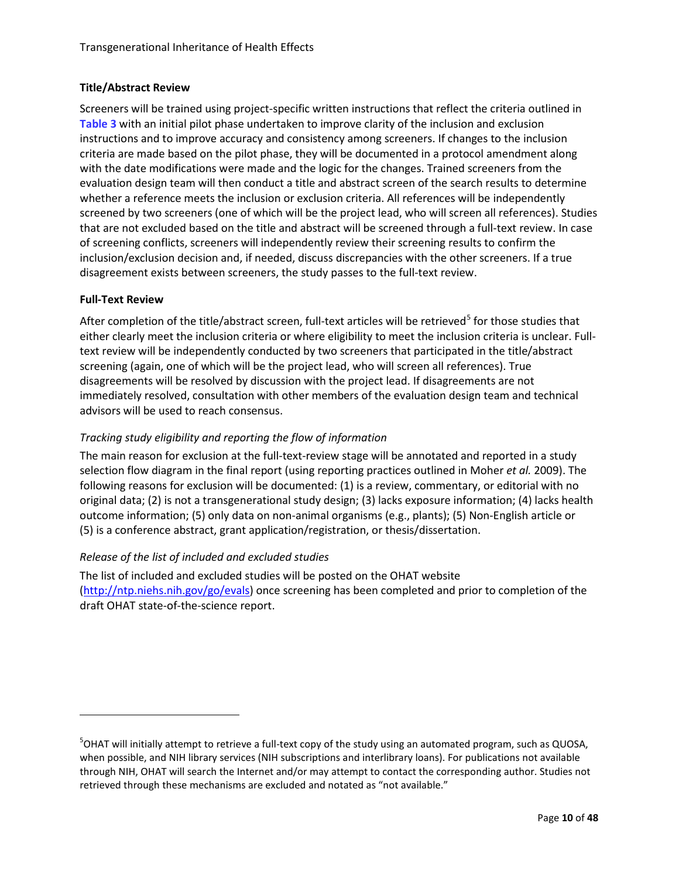### Title/Abstract Review

Screeners will be trained using project-specific written instructions that reflect the criteria outlined in **Table 3** with an initial pilot phase undertaken to improve clarity of the inclusion and exclusion instructions and to improve accuracy and consistency among screeners. If changes to the inclusion criteria are made based on the pilot phase, they will be documented in a protocol amendment along with the date modifications were made and the logic for the changes. Trained screeners from the evaluation design team will then conduct a title and abstract screen of the search results to determine whether a reference meets the inclusion or exclusion criteria. All references will be independently screened by two screeners (one of which will be the project lead, who will screen all references). Studies that are not excluded based on the title and abstract will be screened through a full-text review. In case of screening conflicts, screeners will independently review their screening results to confirm the inclusion/exclusion decision and, if needed, discuss discrepancies with the other screeners. If a true disagreement exists between screeners, the study passes to the full-text review.

### Full-Text Review

After completion of the title/abstract screen, full-text articles will be retrieved[5] for those studies that either clearly meet the inclusion criteria or where eligibility to meet the inclusion criteria is unclear. Full-text review will be independently conducted by two screeners that participated in the title/abstract screening (again, one of which will be the project lead, who will screen all references). True disagreements will be resolved by discussion with the project lead. If disagreements are not immediately resolved, consultation with other members of the evaluation design team and technical advisors will be used to reach consensus.

#### *Tracking study eligibility and reporting the flow of information*

The main reason for exclusion at the full-text-review stage will be annotated and reported in a study selection flow diagram in the final report (using reporting practices outlined in Moher *et al.* 2009). The following reasons for exclusion will be documented: (1) is a review, commentary, or editorial with no original data; (2) is not a transgenerational study design; (3) lacks exposure information; (4) lacks health outcome information; (5) only data on non-animal organisms (e.g., plants); (5) Non-English article or (5) is a conference abstract, grant application/registration, or thesis/dissertation.

#### *Release of the list of included and excluded studies*

The list of included and excluded studies will be posted on the OHAT website (http://ntp.niehs.nih.gov/go/evals) once screening has been completed and prior to completion of the draft OHAT state-of-the-science report.

---

[5] OHAT will initially attempt to retrieve a full-text copy of the study using an automated program, such as QUOSA, when possible, and NIH library services (NIH subscriptions and interlibrary loans). For publications not available through NIH, OHAT will search the Internet and/or may attempt to contact the corresponding author. Studies not retrieved through these mechanisms are excluded and notated as "not available."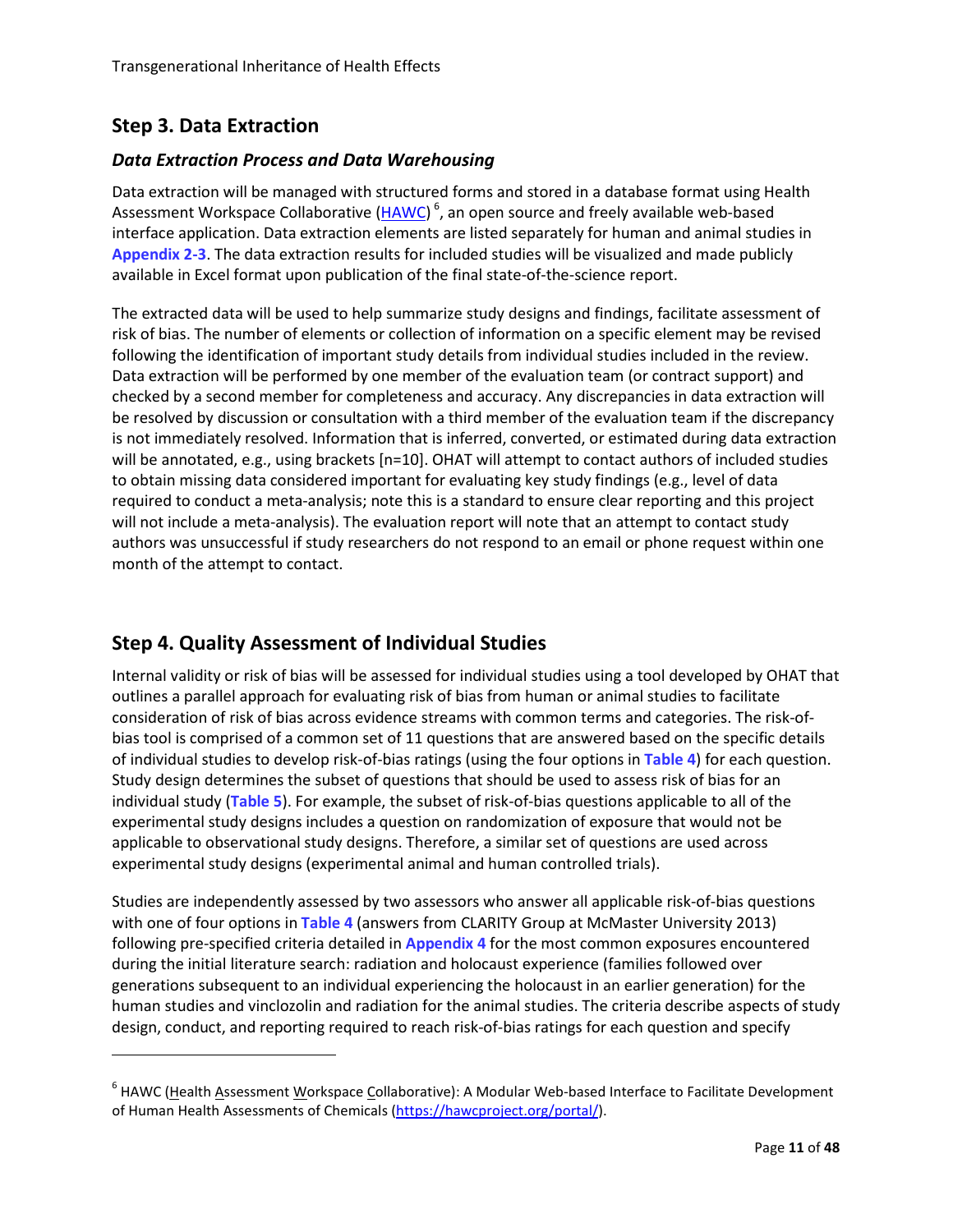## Step 3. Data Extraction

### *Data Extraction Process and Data Warehousing*

Data extraction will be managed with structured forms and stored in a database format using Health Assessment Workspace Collaborative (HAWC) [6], an open source and freely available web-based interface application. Data extraction elements are listed separately for human and animal studies in **Appendix 2-3**. The data extraction results for included studies will be visualized and made publicly available in Excel format upon publication of the final state-of-the-science report.

The extracted data will be used to help summarize study designs and findings, facilitate assessment of risk of bias. The number of elements or collection of information on a specific element may be revised following the identification of important study details from individual studies included in the review. Data extraction will be performed by one member of the evaluation team (or contract support) and checked by a second member for completeness and accuracy. Any discrepancies in data extraction will be resolved by discussion or consultation with a third member of the evaluation team if the discrepancy is not immediately resolved. Information that is inferred, converted, or estimated during data extraction will be annotated, e.g., using brackets [n=10]. OHAT will attempt to contact authors of included studies to obtain missing data considered important for evaluating key study findings (e.g., level of data required to conduct a meta-analysis; note this is a standard to ensure clear reporting and this project will not include a meta-analysis). The evaluation report will note that an attempt to contact study authors was unsuccessful if study researchers do not respond to an email or phone request within one month of the attempt to contact.

## Step 4. Quality Assessment of Individual Studies

Internal validity or risk of bias will be assessed for individual studies using a tool developed by OHAT that outlines a parallel approach for evaluating risk of bias from human or animal studies to facilitate consideration of risk of bias across evidence streams with common terms and categories. The risk-of-bias tool is comprised of a common set of 11 questions that are answered based on the specific details of individual studies to develop risk-of-bias ratings (using the four options in **Table 4**) for each question. Study design determines the subset of questions that should be used to assess risk of bias for an individual study (**Table 5**). For example, the subset of risk-of-bias questions applicable to all of the experimental study designs includes a question on randomization of exposure that would not be applicable to observational study designs. Therefore, a similar set of questions are used across experimental study designs (experimental animal and human controlled trials).

Studies are independently assessed by two assessors who answer all applicable risk-of-bias questions with one of four options in **Table 4** (answers from CLARITY Group at McMaster University 2013) following pre-specified criteria detailed in **Appendix 4** for the most common exposures encountered during the initial literature search: radiation and holocaust experience (families followed over generations subsequent to an individual experiencing the holocaust in an earlier generation) for the human studies and vinclozolin and radiation for the animal studies. The criteria describe aspects of study design, conduct, and reporting required to reach risk-of-bias ratings for each question and specify

[6] HAWC (Health Assessment Workspace Collaborative): A Modular Web-based Interface to Facilitate Development of Human Health Assessments of Chemicals (https://hawcproject.org/portal/).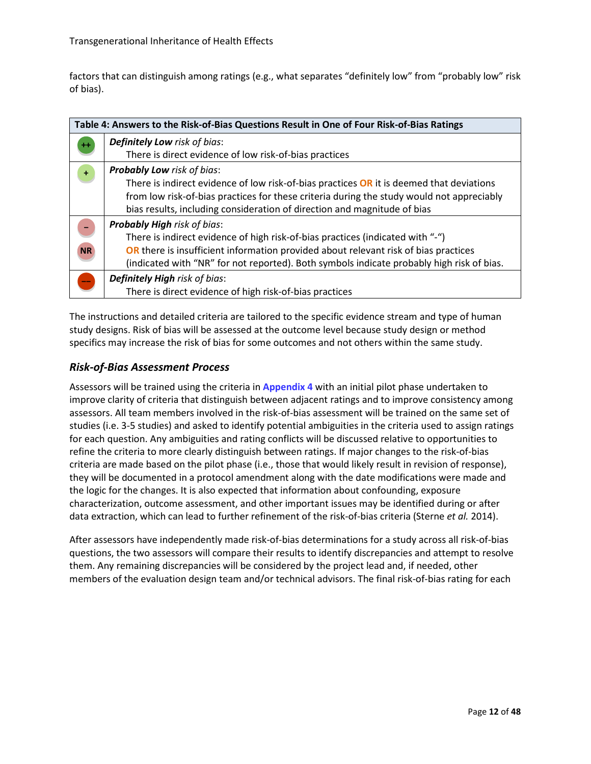factors that can distinguish among ratings (e.g., what separates "definitely low" from "probably low" risk of bias).

| Table 4: Answers to the Risk-of-Bias Questions Result in One of Four Risk-of-Bias Ratings | |
|---|---|
| ++ | ***Definitely Low*** *risk of bias*: There is direct evidence of low risk-of-bias practices |
| + | ***Probably Low*** *risk of bias*: There is indirect evidence of low risk-of-bias practices **OR** it is deemed that deviations from low risk-of-bias practices for these criteria during the study would not appreciably bias results, including consideration of direction and magnitude of bias |
| – <br> NR | ***Probably High*** *risk of bias*: There is indirect evidence of high risk-of-bias practices (indicated with "-") **OR** there is insufficient information provided about relevant risk of bias practices (indicated with "NR" for not reported). Both symbols indicate probably high risk of bias. |
| –– | ***Definitely High*** *risk of bias*: There is direct evidence of high risk-of-bias practices |

The instructions and detailed criteria are tailored to the specific evidence stream and type of human study designs. Risk of bias will be assessed at the outcome level because study design or method specifics may increase the risk of bias for some outcomes and not others within the same study.

### *Risk-of-Bias Assessment Process*

Assessors will be trained using the criteria in **Appendix 4** with an initial pilot phase undertaken to improve clarity of criteria that distinguish between adjacent ratings and to improve consistency among assessors. All team members involved in the risk-of-bias assessment will be trained on the same set of studies (i.e. 3-5 studies) and asked to identify potential ambiguities in the criteria used to assign ratings for each question. Any ambiguities and rating conflicts will be discussed relative to opportunities to refine the criteria to more clearly distinguish between ratings. If major changes to the risk-of-bias criteria are made based on the pilot phase (i.e., those that would likely result in revision of response), they will be documented in a protocol amendment along with the date modifications were made and the logic for the changes. It is also expected that information about confounding, exposure characterization, outcome assessment, and other important issues may be identified during or after data extraction, which can lead to further refinement of the risk-of-bias criteria (Sterne *et al.* 2014).

After assessors have independently made risk-of-bias determinations for a study across all risk-of-bias questions, the two assessors will compare their results to identify discrepancies and attempt to resolve them. Any remaining discrepancies will be considered by the project lead and, if needed, other members of the evaluation design team and/or technical advisors. The final risk-of-bias rating for each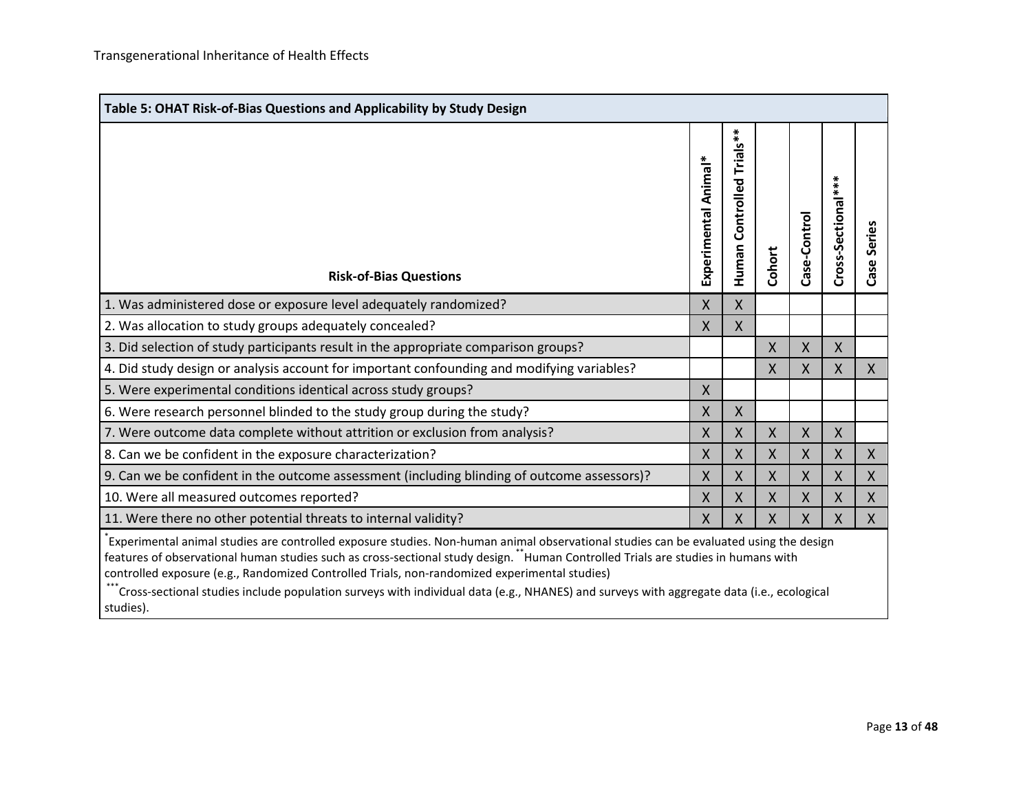| Table 5: OHAT Risk-of-Bias Questions and Applicability by Study Design | | | | | | |
|---|---|---|---|---|---|---|
| **Risk-of-Bias Questions** | **Experimental Animal*** | **Human Controlled Trials**** | **Cohort** | **Case-Control** | **Cross-Sectional***** | **Case Series** |
| 1. Was administered dose or exposure level adequately randomized? | X | X | | | | |
| 2. Was allocation to study groups adequately concealed? | X | X | | | | |
| 3. Did selection of study participants result in the appropriate comparison groups? | | | X | X | X | |
| 4. Did study design or analysis account for important confounding and modifying variables? | | | X | X | X | X |
| 5. Were experimental conditions identical across study groups? | X | | | | | |
| 6. Were research personnel blinded to the study group during the study? | X | X | | | | |
| 7. Were outcome data complete without attrition or exclusion from analysis? | X | X | X | X | X | |
| 8. Can we be confident in the exposure characterization? | X | X | X | X | X | X |
| 9. Can we be confident in the outcome assessment (including blinding of outcome assessors)? | X | X | X | X | X | X |
| 10. Were all measured outcomes reported? | X | X | X | X | X | X |
| 11. Were there no other potential threats to internal validity? | X | X | X | X | X | X |

*Experimental animal studies are controlled exposure studies. Non-human animal observational studies can be evaluated using the design features of observational human studies such as cross-sectional study design. **Human Controlled Trials are studies in humans with controlled exposure (e.g., Randomized Controlled Trials, non-randomized experimental studies)

***Cross-sectional studies include population surveys with individual data (e.g., NHANES) and surveys with aggregate data (i.e., ecological studies).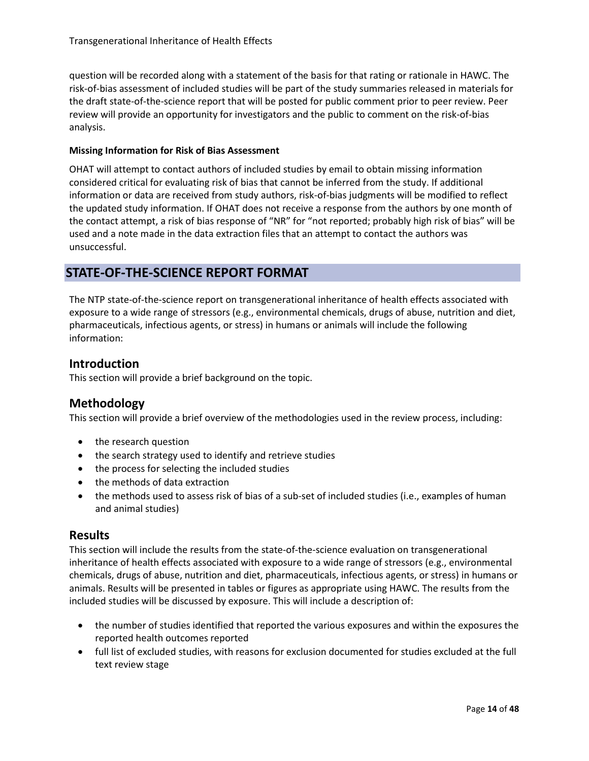question will be recorded along with a statement of the basis for that rating or rationale in HAWC. The risk-of-bias assessment of included studies will be part of the study summaries released in materials for the draft state-of-the-science report that will be posted for public comment prior to peer review. Peer review will provide an opportunity for investigators and the public to comment on the risk-of-bias analysis.

**Missing Information for Risk of Bias Assessment**

OHAT will attempt to contact authors of included studies by email to obtain missing information considered critical for evaluating risk of bias that cannot be inferred from the study. If additional information or data are received from study authors, risk-of-bias judgments will be modified to reflect the updated study information. If OHAT does not receive a response from the authors by one month of the contact attempt, a risk of bias response of "NR" for "not reported; probably high risk of bias" will be used and a note made in the data extraction files that an attempt to contact the authors was unsuccessful.

## STATE-OF-THE-SCIENCE REPORT FORMAT

The NTP state-of-the-science report on transgenerational inheritance of health effects associated with exposure to a wide range of stressors (e.g., environmental chemicals, drugs of abuse, nutrition and diet, pharmaceuticals, infectious agents, or stress) in humans or animals will include the following information:

### Introduction

This section will provide a brief background on the topic.

### Methodology

This section will provide a brief overview of the methodologies used in the review process, including:

- the research question
- the search strategy used to identify and retrieve studies
- the process for selecting the included studies
- the methods of data extraction
- the methods used to assess risk of bias of a sub-set of included studies (i.e., examples of human and animal studies)

### Results

This section will include the results from the state-of-the-science evaluation on transgenerational inheritance of health effects associated with exposure to a wide range of stressors (e.g., environmental chemicals, drugs of abuse, nutrition and diet, pharmaceuticals, infectious agents, or stress) in humans or animals. Results will be presented in tables or figures as appropriate using HAWC. The results from the included studies will be discussed by exposure. This will include a description of:

- the number of studies identified that reported the various exposures and within the exposures the reported health outcomes reported
- full list of excluded studies, with reasons for exclusion documented for studies excluded at the full text review stage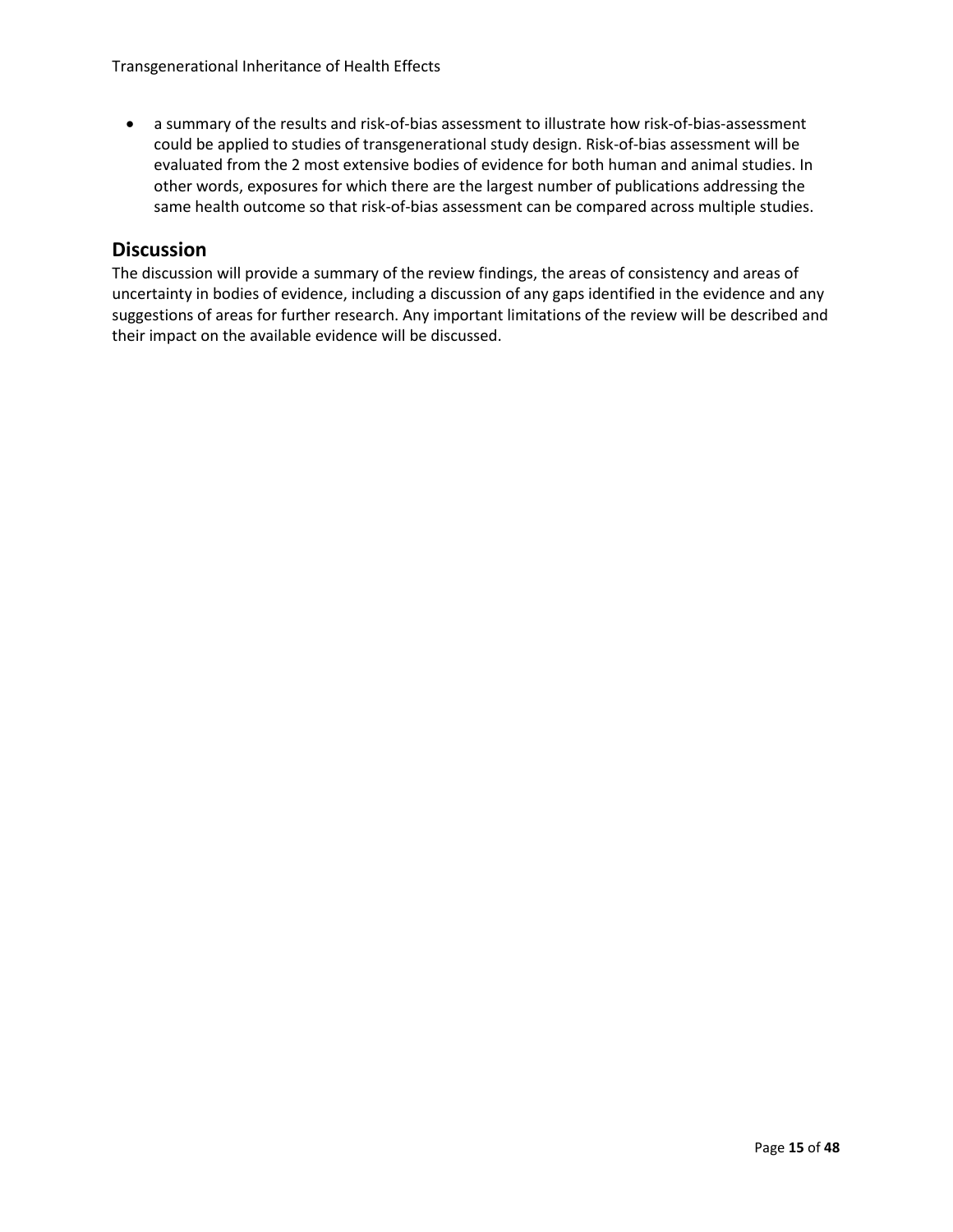- a summary of the results and risk-of-bias assessment to illustrate how risk-of-bias-assessment could be applied to studies of transgenerational study design. Risk-of-bias assessment will be evaluated from the 2 most extensive bodies of evidence for both human and animal studies. In other words, exposures for which there are the largest number of publications addressing the same health outcome so that risk-of-bias assessment can be compared across multiple studies.

## Discussion

The discussion will provide a summary of the review findings, the areas of consistency and areas of uncertainty in bodies of evidence, including a discussion of any gaps identified in the evidence and any suggestions of areas for further research. Any important limitations of the review will be described and their impact on the available evidence will be discussed.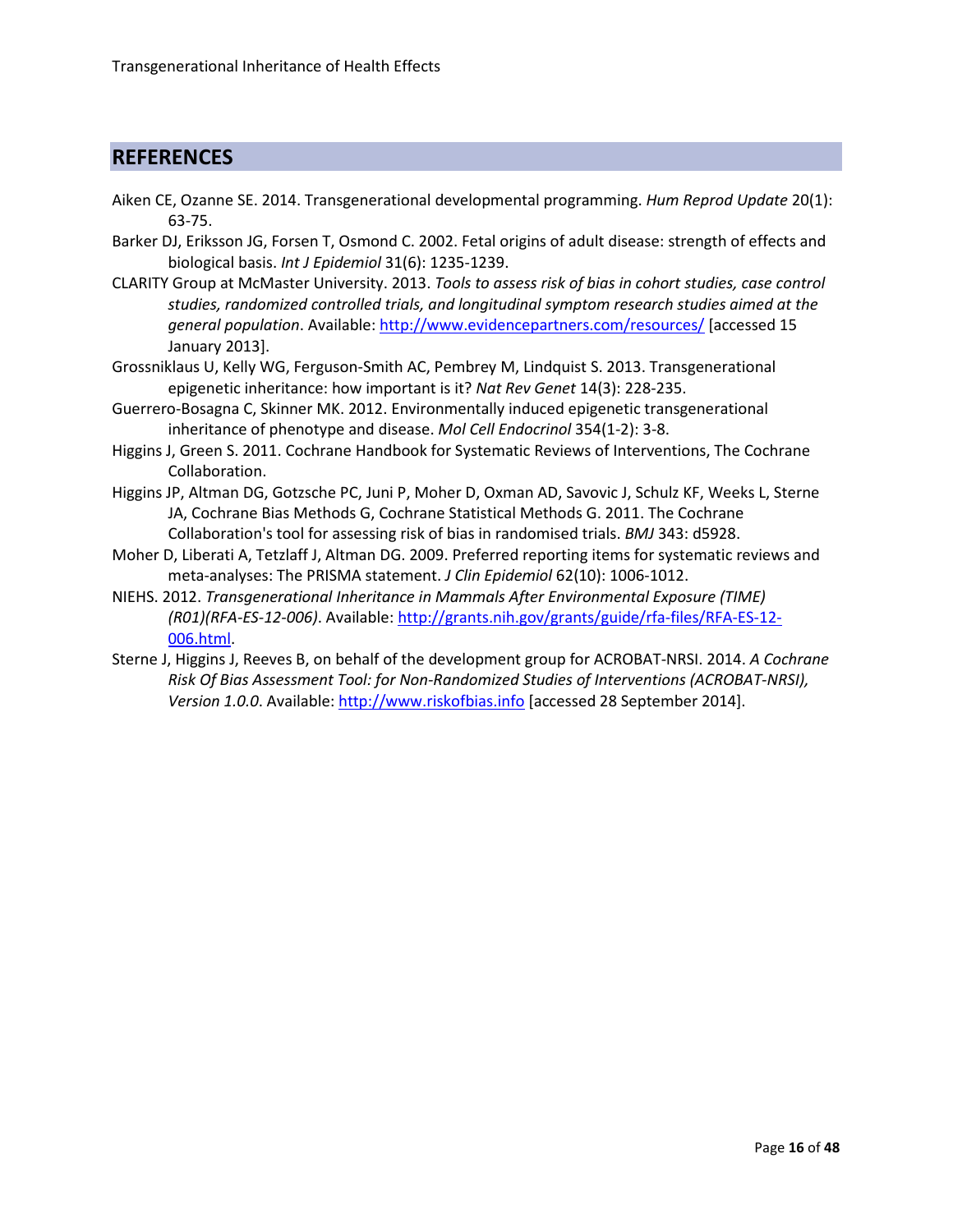## REFERENCES

Aiken CE, Ozanne SE. 2014. Transgenerational developmental programming. *Hum Reprod Update* 20(1): 63-75.

Barker DJ, Eriksson JG, Forsen T, Osmond C. 2002. Fetal origins of adult disease: strength of effects and biological basis. *Int J Epidemiol* 31(6): 1235-1239.

CLARITY Group at McMaster University. 2013. *Tools to assess risk of bias in cohort studies, case control studies, randomized controlled trials, and longitudinal symptom research studies aimed at the general population*. Available: [http://www.evidencepartners.com/resources/](http://www.evidencepartners.com/resources/) [accessed 15 January 2013].

Grossniklaus U, Kelly WG, Ferguson-Smith AC, Pembrey M, Lindquist S. 2013. Transgenerational epigenetic inheritance: how important is it? *Nat Rev Genet* 14(3): 228-235.

Guerrero-Bosagna C, Skinner MK. 2012. Environmentally induced epigenetic transgenerational inheritance of phenotype and disease. *Mol Cell Endocrinol* 354(1-2): 3-8.

Higgins J, Green S. 2011. Cochrane Handbook for Systematic Reviews of Interventions, The Cochrane Collaboration.

Higgins JP, Altman DG, Gotzsche PC, Juni P, Moher D, Oxman AD, Savovic J, Schulz KF, Weeks L, Sterne JA, Cochrane Bias Methods G, Cochrane Statistical Methods G. 2011. The Cochrane Collaboration's tool for assessing risk of bias in randomised trials. *BMJ* 343: d5928.

Moher D, Liberati A, Tetzlaff J, Altman DG. 2009. Preferred reporting items for systematic reviews and meta-analyses: The PRISMA statement. *J Clin Epidemiol* 62(10): 1006-1012.

NIEHS. 2012. *Transgenerational Inheritance in Mammals After Environmental Exposure (TIME) (R01)(RFA-ES-12-006)*. Available: [http://grants.nih.gov/grants/guide/rfa-files/RFA-ES-12-006.html](http://grants.nih.gov/grants/guide/rfa-files/RFA-ES-12-006.html).

Sterne J, Higgins J, Reeves B, on behalf of the development group for ACROBAT-NRSI. 2014. *A Cochrane Risk Of Bias Assessment Tool: for Non-Randomized Studies of Interventions (ACROBAT-NRSI), Version 1.0.0*. Available: [http://www.riskofbias.info](http://www.riskofbias.info) [accessed 28 September 2014].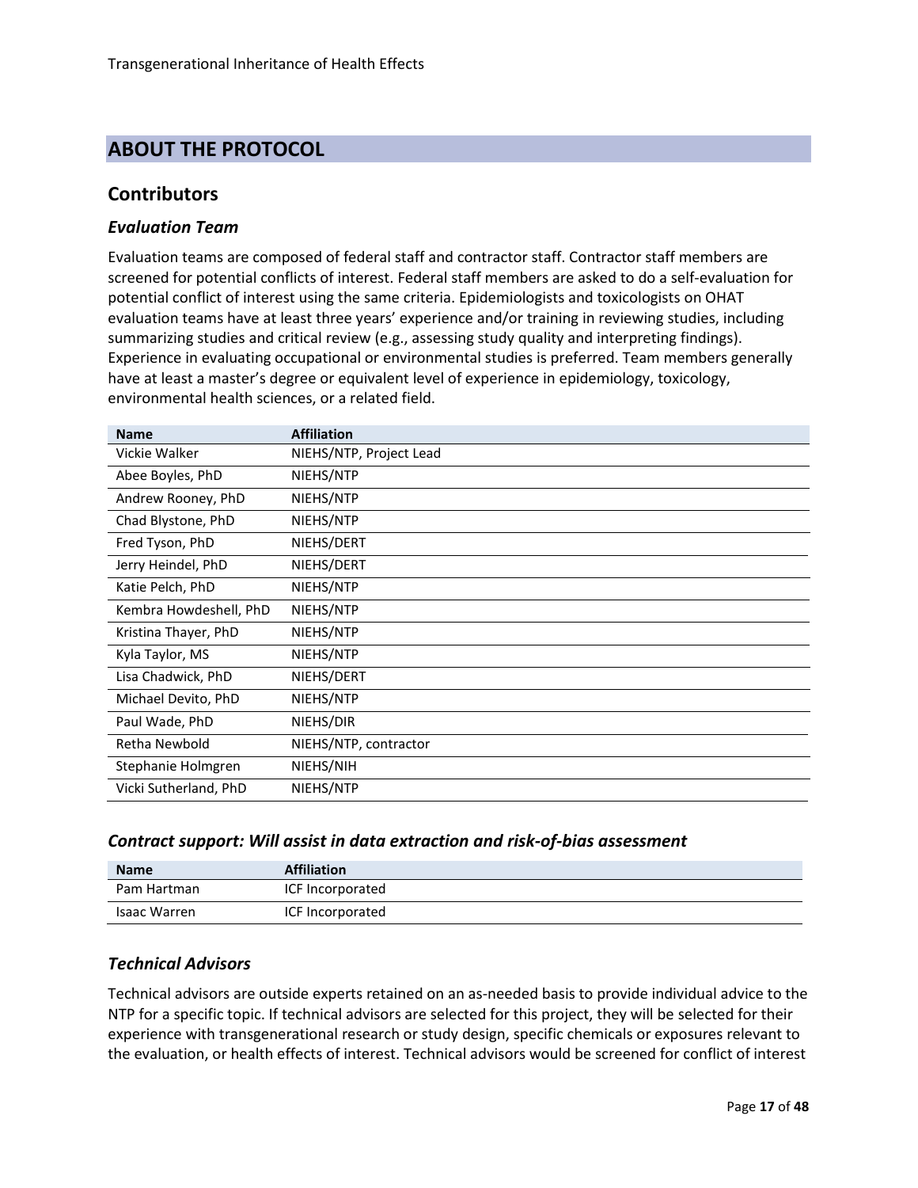# ABOUT THE PROTOCOL

## Contributors

### *Evaluation Team*

Evaluation teams are composed of federal staff and contractor staff. Contractor staff members are screened for potential conflicts of interest. Federal staff members are asked to do a self-evaluation for potential conflict of interest using the same criteria. Epidemiologists and toxicologists on OHAT evaluation teams have at least three years' experience and/or training in reviewing studies, including summarizing studies and critical review (e.g., assessing study quality and interpreting findings). Experience in evaluating occupational or environmental studies is preferred. Team members generally have at least a master's degree or equivalent level of experience in epidemiology, toxicology, environmental health sciences, or a related field.

| Name | Affiliation |
|---|---|
| Vickie Walker | NIEHS/NTP, Project Lead |
| Abee Boyles, PhD | NIEHS/NTP |
| Andrew Rooney, PhD | NIEHS/NTP |
| Chad Blystone, PhD | NIEHS/NTP |
| Fred Tyson, PhD | NIEHS/DERT |
| Jerry Heindel, PhD | NIEHS/DERT |
| Katie Pelch, PhD | NIEHS/NTP |
| Kembra Howdeshell, PhD | NIEHS/NTP |
| Kristina Thayer, PhD | NIEHS/NTP |
| Kyla Taylor, MS | NIEHS/NTP |
| Lisa Chadwick, PhD | NIEHS/DERT |
| Michael Devito, PhD | NIEHS/NTP |
| Paul Wade, PhD | NIEHS/DIR |
| Retha Newbold | NIEHS/NTP, contractor |
| Stephanie Holmgren | NIEHS/NIH |
| Vicki Sutherland, PhD | NIEHS/NTP |

### *Contract support: Will assist in data extraction and risk-of-bias assessment*

| Name | Affiliation |
|---|---|
| Pam Hartman | ICF Incorporated |
| Isaac Warren | ICF Incorporated |

### *Technical Advisors*

Technical advisors are outside experts retained on an as-needed basis to provide individual advice to the NTP for a specific topic. If technical advisors are selected for this project, they will be selected for their experience with transgenerational research or study design, specific chemicals or exposures relevant to the evaluation, or health effects of interest. Technical advisors would be screened for conflict of interest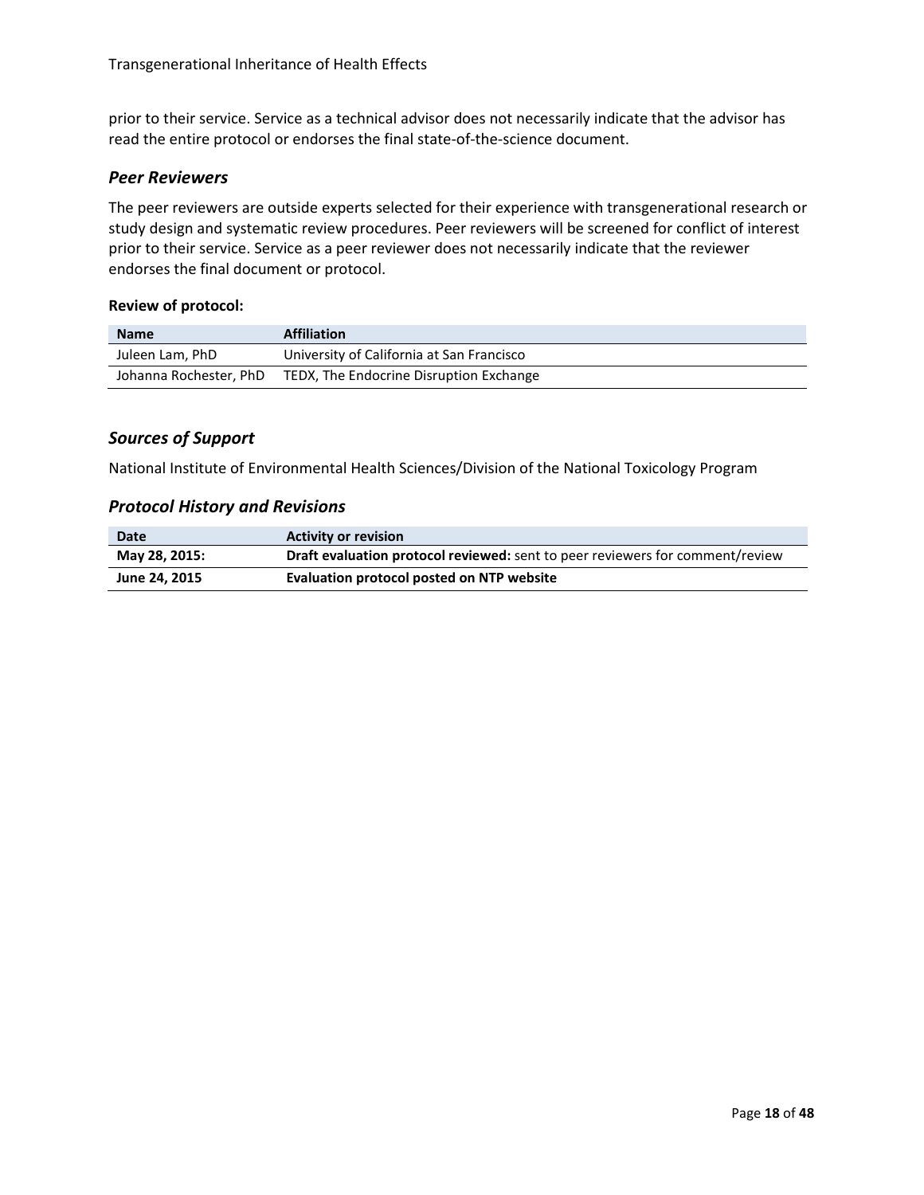prior to their service. Service as a technical advisor does not necessarily indicate that the advisor has read the entire protocol or endorses the final state-of-the-science document.

### *Peer Reviewers*

The peer reviewers are outside experts selected for their experience with transgenerational research or study design and systematic review procedures. Peer reviewers will be screened for conflict of interest prior to their service. Service as a peer reviewer does not necessarily indicate that the reviewer endorses the final document or protocol.

**Review of protocol:**

| Name | Affiliation |
|---|---|
| Juleen Lam, PhD | University of California at San Francisco |
| Johanna Rochester, PhD | TEDX, The Endocrine Disruption Exchange |

### *Sources of Support*

National Institute of Environmental Health Sciences/Division of the National Toxicology Program

### *Protocol History and Revisions*

| Date | Activity or revision |
|---|---|
| **May 28, 2015:** | **Draft evaluation protocol reviewed:** sent to peer reviewers for comment/review |
| **June 24, 2015** | **Evaluation protocol posted on NTP website** |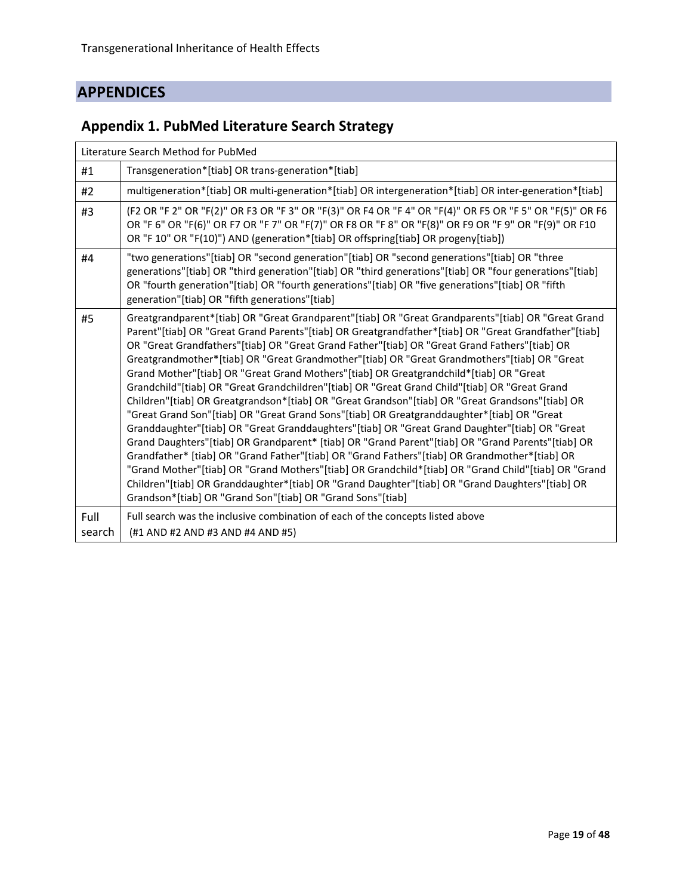## APPENDICES

### Appendix 1. PubMed Literature Search Strategy

| Literature Search Method for PubMed | |
|---|---|
| #1 | Transgeneration*[tiab] OR trans-generation*[tiab] |
| #2 | multigeneration*[tiab] OR multi-generation*[tiab] OR intergeneration*[tiab] OR inter-generation*[tiab] |
| #3 | (F2 OR "F 2" OR "F(2)" OR F3 OR "F 3" OR "F(3)" OR F4 OR "F 4" OR "F(4)" OR F5 OR "F 5" OR "F(5)" OR F6 OR "F 6" OR "F(6)" OR F7 OR "F 7" OR "F(7)" OR F8 OR "F 8" OR "F(8)" OR F9 OR "F 9" OR "F(9)" OR F10 OR "F 10" OR "F(10)") AND (generation*[tiab] OR offspring[tiab] OR progeny[tiab]) |
| #4 | "two generations"[tiab] OR "second generation"[tiab] OR "second generations"[tiab] OR "three generations"[tiab] OR "third generation"[tiab] OR "third generations"[tiab] OR "four generations"[tiab] OR "fourth generation"[tiab] OR "fourth generations"[tiab] OR "five generations"[tiab] OR "fifth generation"[tiab] OR "fifth generations"[tiab] |
| #5 | Greatgrandparent*[tiab] OR "Great Grandparent"[tiab] OR "Great Grandparents"[tiab] OR "Great Grand Parent"[tiab] OR "Great Grand Parents"[tiab] OR Greatgrandfather*[tiab] OR "Great Grandfather"[tiab] OR "Great Grandfathers"[tiab] OR "Great Grand Father"[tiab] OR "Great Grand Fathers"[tiab] OR Greatgrandmother*[tiab] OR "Great Grandmother"[tiab] OR "Great Grandmothers"[tiab] OR "Great Grand Mother"[tiab] OR "Great Grand Mothers"[tiab] OR Greatgrandchild*[tiab] OR "Great Grandchild"[tiab] OR "Great Grandchildren"[tiab] OR "Great Grand Child"[tiab] OR "Great Grand Children"[tiab] OR Greatgrandson*[tiab] OR "Great Grandson"[tiab] OR "Great Grandsons"[tiab] OR "Great Grand Son"[tiab] OR "Great Grand Sons"[tiab] OR Greatgranddaughter*[tiab] OR "Great Granddaughter"[tiab] OR "Great Granddaughters"[tiab] OR "Great Grand Daughter"[tiab] OR "Great Grand Daughters"[tiab] OR Grandparent* [tiab] OR "Grand Parent"[tiab] OR "Grand Parents"[tiab] OR Grandfather* [tiab] OR "Grand Father"[tiab] OR "Grand Fathers"[tiab] OR Grandmother*[tiab] OR "Grand Mother"[tiab] OR "Grand Mothers"[tiab] OR Grandchild*[tiab] OR "Grand Child"[tiab] OR "Grand Children"[tiab] OR Granddaughter*[tiab] OR "Grand Daughter"[tiab] OR "Grand Daughters"[tiab] OR Grandson*[tiab] OR "Grand Son"[tiab] OR "Grand Sons"[tiab] |
| Full search | Full search was the inclusive combination of each of the concepts listed above (#1 AND #2 AND #3 AND #4 AND #5) |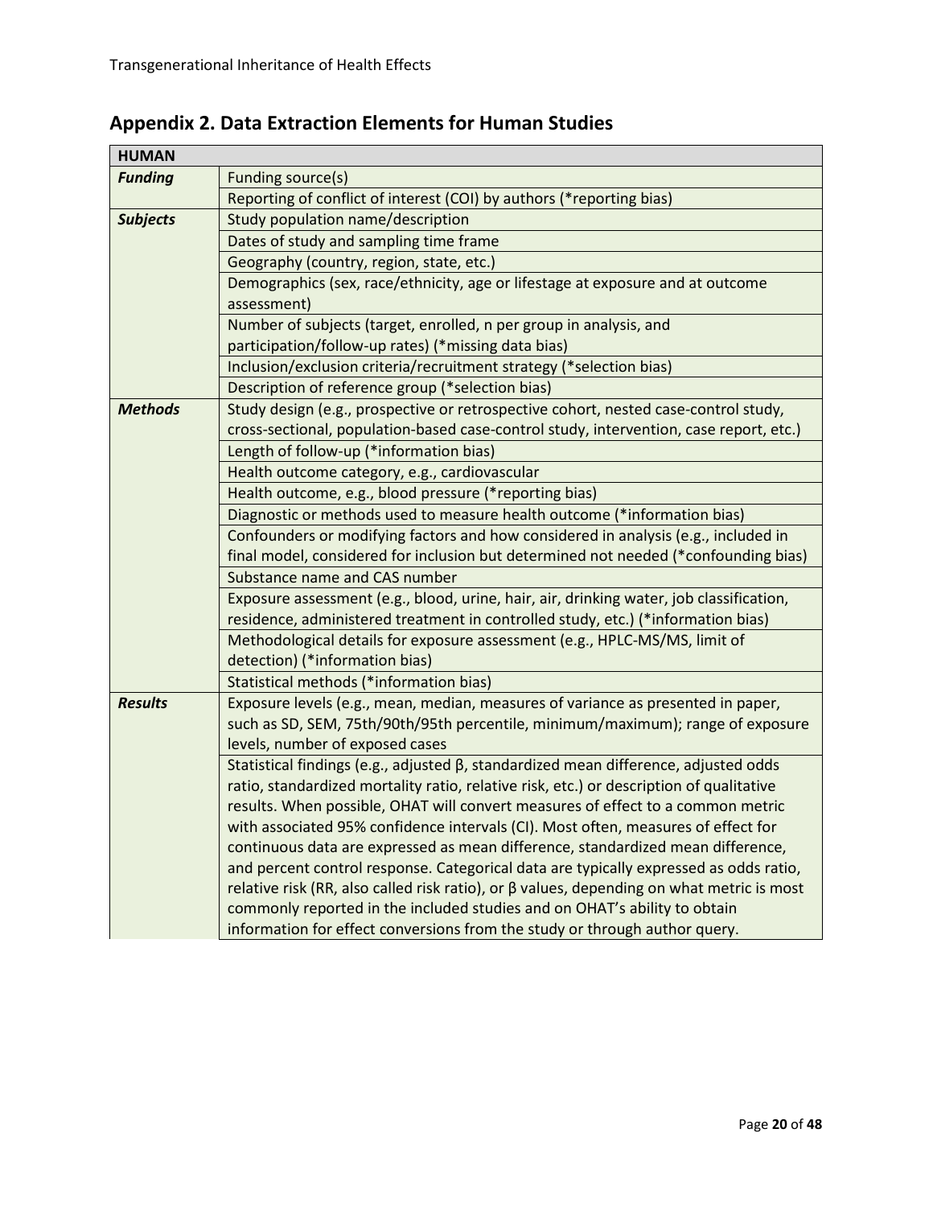## Appendix 2. Data Extraction Elements for Human Studies

| HUMAN | |
|---|---|
| ***Funding*** | Funding source(s) |
| | Reporting of conflict of interest (COI) by authors (*reporting bias) |
| ***Subjects*** | Study population name/description |
| | Dates of study and sampling time frame |
| | Geography (country, region, state, etc.) |
| | Demographics (sex, race/ethnicity, age or lifestage at exposure and at outcome assessment) |
| | Number of subjects (target, enrolled, n per group in analysis, and participation/follow-up rates) (*missing data bias) |
| | Inclusion/exclusion criteria/recruitment strategy (*selection bias) |
| | Description of reference group (*selection bias) |
| ***Methods*** | Study design (e.g., prospective or retrospective cohort, nested case-control study, cross-sectional, population-based case-control study, intervention, case report, etc.) |
| | Length of follow-up (*information bias) |
| | Health outcome category, e.g., cardiovascular |
| | Health outcome, e.g., blood pressure (*reporting bias) |
| | Diagnostic or methods used to measure health outcome (*information bias) |
| | Confounders or modifying factors and how considered in analysis (e.g., included in final model, considered for inclusion but determined not needed (*confounding bias) |
| | Substance name and CAS number |
| | Exposure assessment (e.g., blood, urine, hair, air, drinking water, job classification, residence, administered treatment in controlled study, etc.) (*information bias) |
| | Methodological details for exposure assessment (e.g., HPLC-MS/MS, limit of detection) (*information bias) |
| | Statistical methods (*information bias) |
| ***Results*** | Exposure levels (e.g., mean, median, measures of variance as presented in paper, such as SD, SEM, 75th/90th/95th percentile, minimum/maximum); range of exposure levels, number of exposed cases |
| | Statistical findings (e.g., adjusted β, standardized mean difference, adjusted odds ratio, standardized mortality ratio, relative risk, etc.) or description of qualitative results. When possible, OHAT will convert measures of effect to a common metric with associated 95% confidence intervals (CI). Most often, measures of effect for continuous data are expressed as mean difference, standardized mean difference, and percent control response. Categorical data are typically expressed as odds ratio, relative risk (RR, also called risk ratio), or β values, depending on what metric is most commonly reported in the included studies and on OHAT's ability to obtain information for effect conversions from the study or through author query. |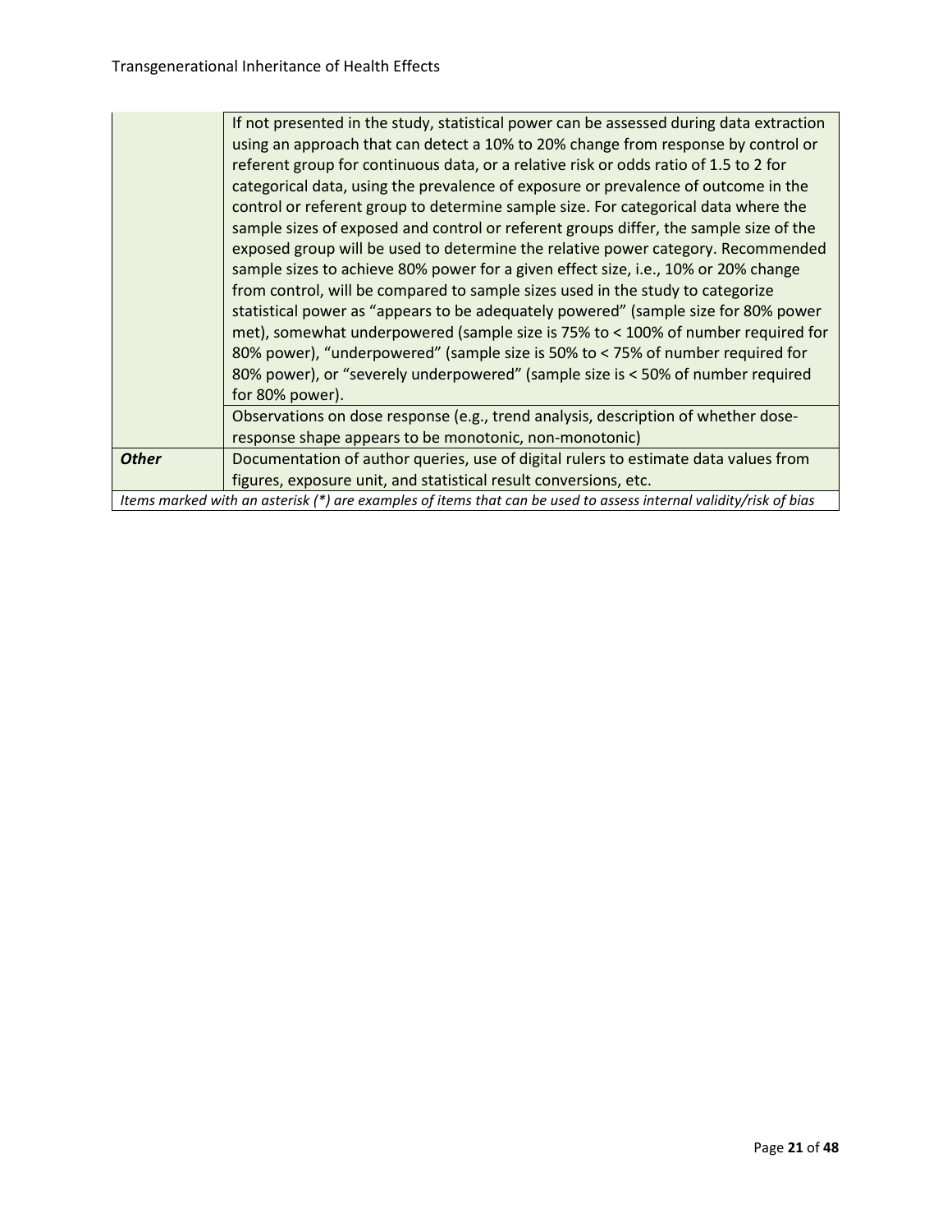| | |
|---|---|
| | If not presented in the study, statistical power can be assessed during data extraction using an approach that can detect a 10% to 20% change from response by control or referent group for continuous data, or a relative risk or odds ratio of 1.5 to 2 for categorical data, using the prevalence of exposure or prevalence of outcome in the control or referent group to determine sample size. For categorical data where the sample sizes of exposed and control or referent groups differ, the sample size of the exposed group will be used to determine the relative power category. Recommended sample sizes to achieve 80% power for a given effect size, i.e., 10% or 20% change from control, will be compared to sample sizes used in the study to categorize statistical power as "appears to be adequately powered" (sample size for 80% power met), somewhat underpowered (sample size is 75% to < 100% of number required for 80% power), "underpowered" (sample size is 50% to < 75% of number required for 80% power), or "severely underpowered" (sample size is < 50% of number required for 80% power). |
| | Observations on dose response (e.g., trend analysis, description of whether dose-response shape appears to be monotonic, non-monotonic) |
| ***Other*** | Documentation of author queries, use of digital rulers to estimate data values from figures, exposure unit, and statistical result conversions, etc. |

*Items marked with an asterisk (*) are examples of items that can be used to assess internal validity/risk of bias*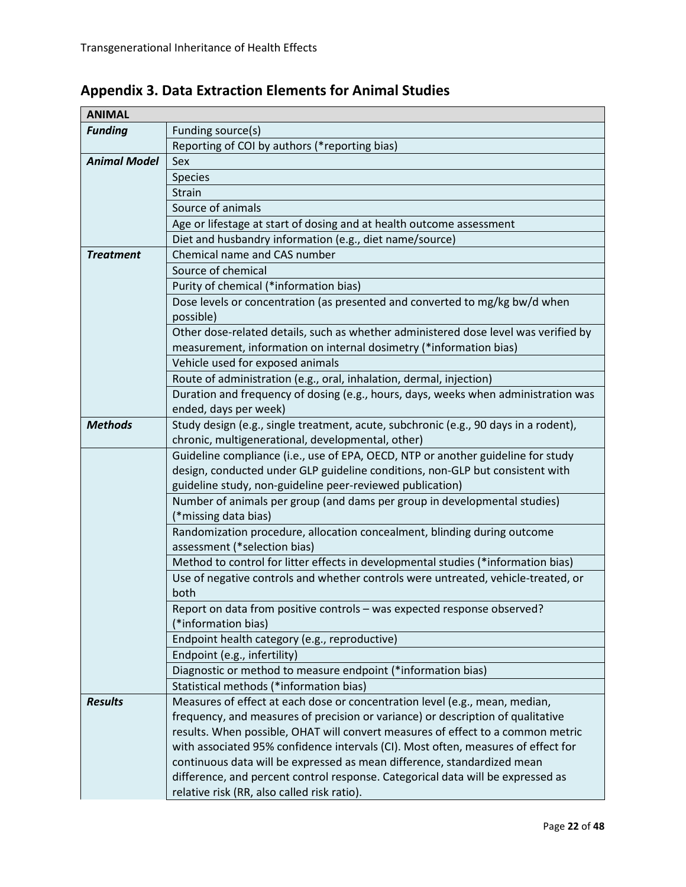## Appendix 3. Data Extraction Elements for Animal Studies

| ANIMAL | |
|---|---|
| ***Funding*** | Funding source(s) |
| | Reporting of COI by authors (*reporting bias) |
| ***Animal Model*** | Sex |
| | Species |
| | Strain |
| | Source of animals |
| | Age or lifestage at start of dosing and at health outcome assessment |
| | Diet and husbandry information (e.g., diet name/source) |
| ***Treatment*** | Chemical name and CAS number |
| | Source of chemical |
| | Purity of chemical (*information bias) |
| | Dose levels or concentration (as presented and converted to mg/kg bw/d when possible) |
| | Other dose-related details, such as whether administered dose level was verified by measurement, information on internal dosimetry (*information bias) |
| | Vehicle used for exposed animals |
| | Route of administration (e.g., oral, inhalation, dermal, injection) |
| | Duration and frequency of dosing (e.g., hours, days, weeks when administration was ended, days per week) |
| ***Methods*** | Study design (e.g., single treatment, acute, subchronic (e.g., 90 days in a rodent), chronic, multigenerational, developmental, other) |
| | Guideline compliance (i.e., use of EPA, OECD, NTP or another guideline for study design, conducted under GLP guideline conditions, non-GLP but consistent with guideline study, non-guideline peer-reviewed publication) |
| | Number of animals per group (and dams per group in developmental studies) (*missing data bias) |
| | Randomization procedure, allocation concealment, blinding during outcome assessment (*selection bias) |
| | Method to control for litter effects in developmental studies (*information bias) |
| | Use of negative controls and whether controls were untreated, vehicle-treated, or both |
| | Report on data from positive controls – was expected response observed? (*information bias) |
| | Endpoint health category (e.g., reproductive) |
| | Endpoint (e.g., infertility) |
| | Diagnostic or method to measure endpoint (*information bias) |
| | Statistical methods (*information bias) |
| ***Results*** | Measures of effect at each dose or concentration level (e.g., mean, median, frequency, and measures of precision or variance) or description of qualitative results. When possible, OHAT will convert measures of effect to a common metric with associated 95% confidence intervals (CI). Most often, measures of effect for continuous data will be expressed as mean difference, standardized mean difference, and percent control response. Categorical data will be expressed as relative risk (RR, also called risk ratio). |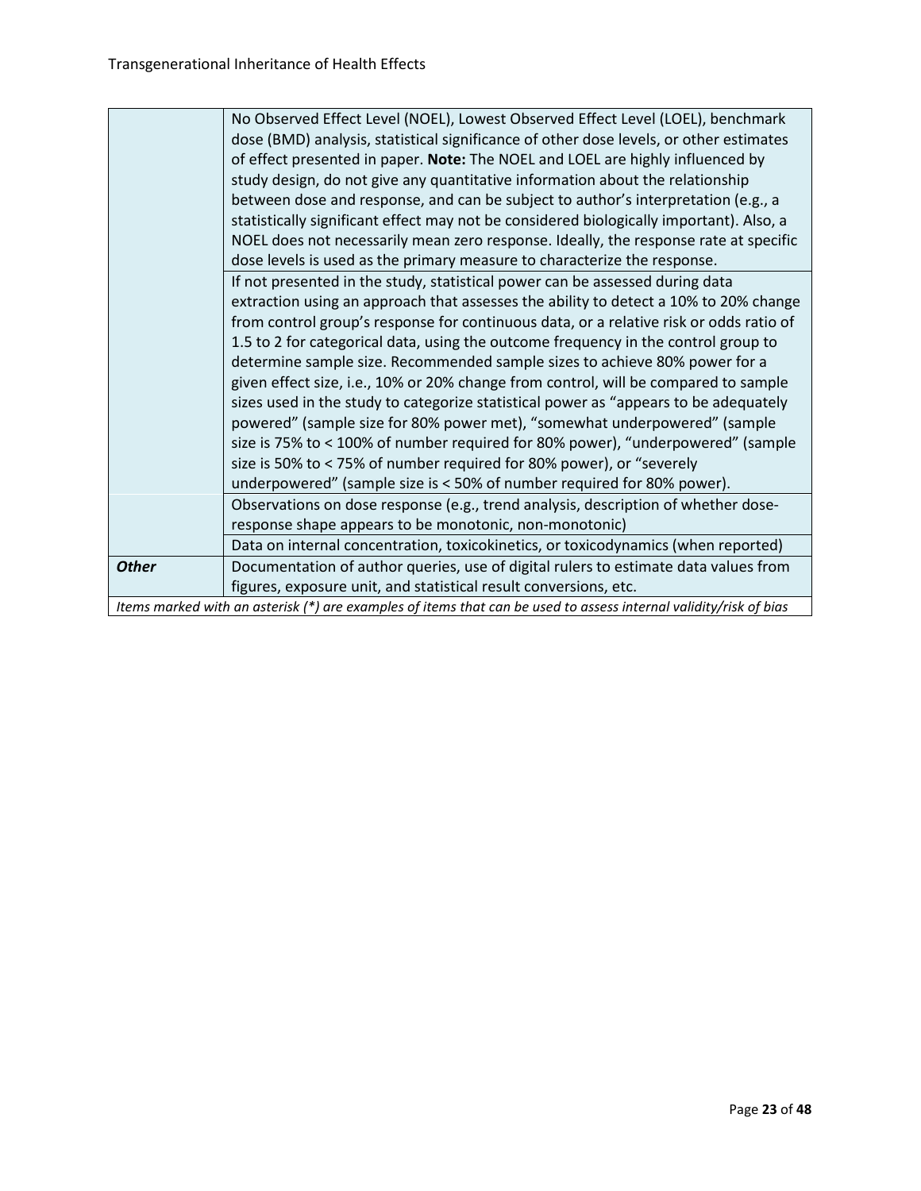| | |
|---|---|
| | No Observed Effect Level (NOEL), Lowest Observed Effect Level (LOEL), benchmark dose (BMD) analysis, statistical significance of other dose levels, or other estimates of effect presented in paper. **Note:** The NOEL and LOEL are highly influenced by study design, do not give any quantitative information about the relationship between dose and response, and can be subject to author's interpretation (e.g., a statistically significant effect may not be considered biologically important). Also, a NOEL does not necessarily mean zero response. Ideally, the response rate at specific dose levels is used as the primary measure to characterize the response. |
| | If not presented in the study, statistical power can be assessed during data extraction using an approach that assesses the ability to detect a 10% to 20% change from control group's response for continuous data, or a relative risk or odds ratio of 1.5 to 2 for categorical data, using the outcome frequency in the control group to determine sample size. Recommended sample sizes to achieve 80% power for a given effect size, i.e., 10% or 20% change from control, will be compared to sample sizes used in the study to categorize statistical power as "appears to be adequately powered" (sample size for 80% power met), "somewhat underpowered" (sample size is 75% to < 100% of number required for 80% power), "underpowered" (sample size is 50% to < 75% of number required for 80% power), or "severely underpowered" (sample size is < 50% of number required for 80% power). |
| | Observations on dose response (e.g., trend analysis, description of whether dose-response shape appears to be monotonic, non-monotonic) |
| | Data on internal concentration, toxicokinetics, or toxicodynamics (when reported) |
| ***Other*** | Documentation of author queries, use of digital rulers to estimate data values from figures, exposure unit, and statistical result conversions, etc. |

*Items marked with an asterisk (*) are examples of items that can be used to assess internal validity/risk of bias*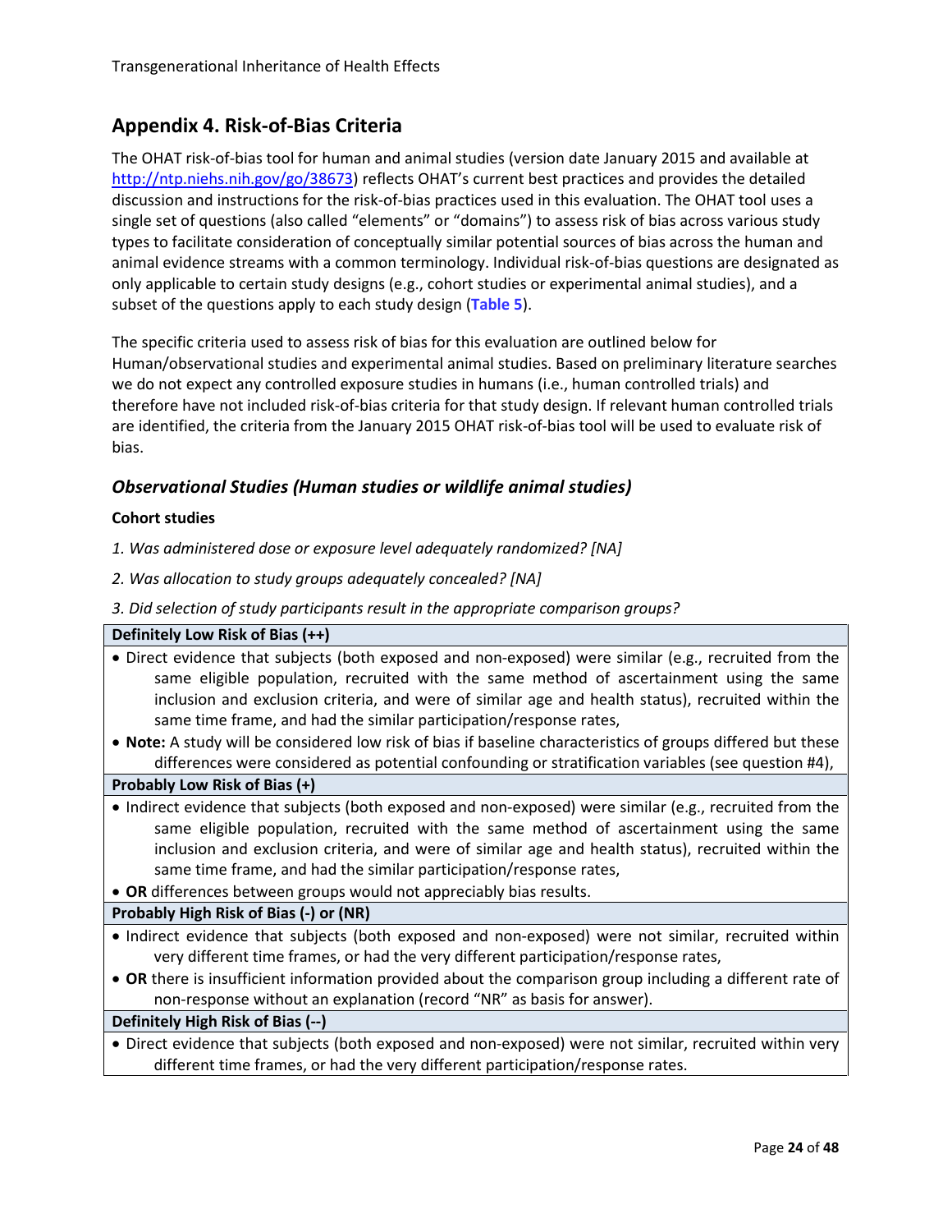## Appendix 4. Risk-of-Bias Criteria

The OHAT risk-of-bias tool for human and animal studies (version date January 2015 and available at http://ntp.niehs.nih.gov/go/38673) reflects OHAT's current best practices and provides the detailed discussion and instructions for the risk-of-bias practices used in this evaluation. The OHAT tool uses a single set of questions (also called "elements" or "domains") to assess risk of bias across various study types to facilitate consideration of conceptually similar potential sources of bias across the human and animal evidence streams with a common terminology. Individual risk-of-bias questions are designated as only applicable to certain study designs (e.g., cohort studies or experimental animal studies), and a subset of the questions apply to each study design (**Table 5**).

The specific criteria used to assess risk of bias for this evaluation are outlined below for Human/observational studies and experimental animal studies. Based on preliminary literature searches we do not expect any controlled exposure studies in humans (i.e., human controlled trials) and therefore have not included risk-of-bias criteria for that study design. If relevant human controlled trials are identified, the criteria from the January 2015 OHAT risk-of-bias tool will be used to evaluate risk of bias.

### *Observational Studies (Human studies or wildlife animal studies)*

**Cohort studies**

*1. Was administered dose or exposure level adequately randomized? [NA]*

*2. Was allocation to study groups adequately concealed? [NA]*

*3. Did selection of study participants result in the appropriate comparison groups?*

| **Definitely Low Risk of Bias (++)** |
|---|
| • Direct evidence that subjects (both exposed and non-exposed) were similar (e.g., recruited from the same eligible population, recruited with the same method of ascertainment using the same inclusion and exclusion criteria, and were of similar age and health status), recruited within the same time frame, and had the similar participation/response rates, |
| • **Note:** A study will be considered low risk of bias if baseline characteristics of groups differed but these differences were considered as potential confounding or stratification variables (see question #4), |
| **Probably Low Risk of Bias (+)** |
| • Indirect evidence that subjects (both exposed and non-exposed) were similar (e.g., recruited from the same eligible population, recruited with the same method of ascertainment using the same inclusion and exclusion criteria, and were of similar age and health status), recruited within the same time frame, and had the similar participation/response rates, |
| • **OR** differences between groups would not appreciably bias results. |
| **Probably High Risk of Bias (-) or (NR)** |
| • Indirect evidence that subjects (both exposed and non-exposed) were not similar, recruited within very different time frames, or had the very different participation/response rates, |
| • **OR** there is insufficient information provided about the comparison group including a different rate of non-response without an explanation (record "NR" as basis for answer). |
| **Definitely High Risk of Bias (--)** |
| • Direct evidence that subjects (both exposed and non-exposed) were not similar, recruited within very different time frames, or had the very different participation/response rates. |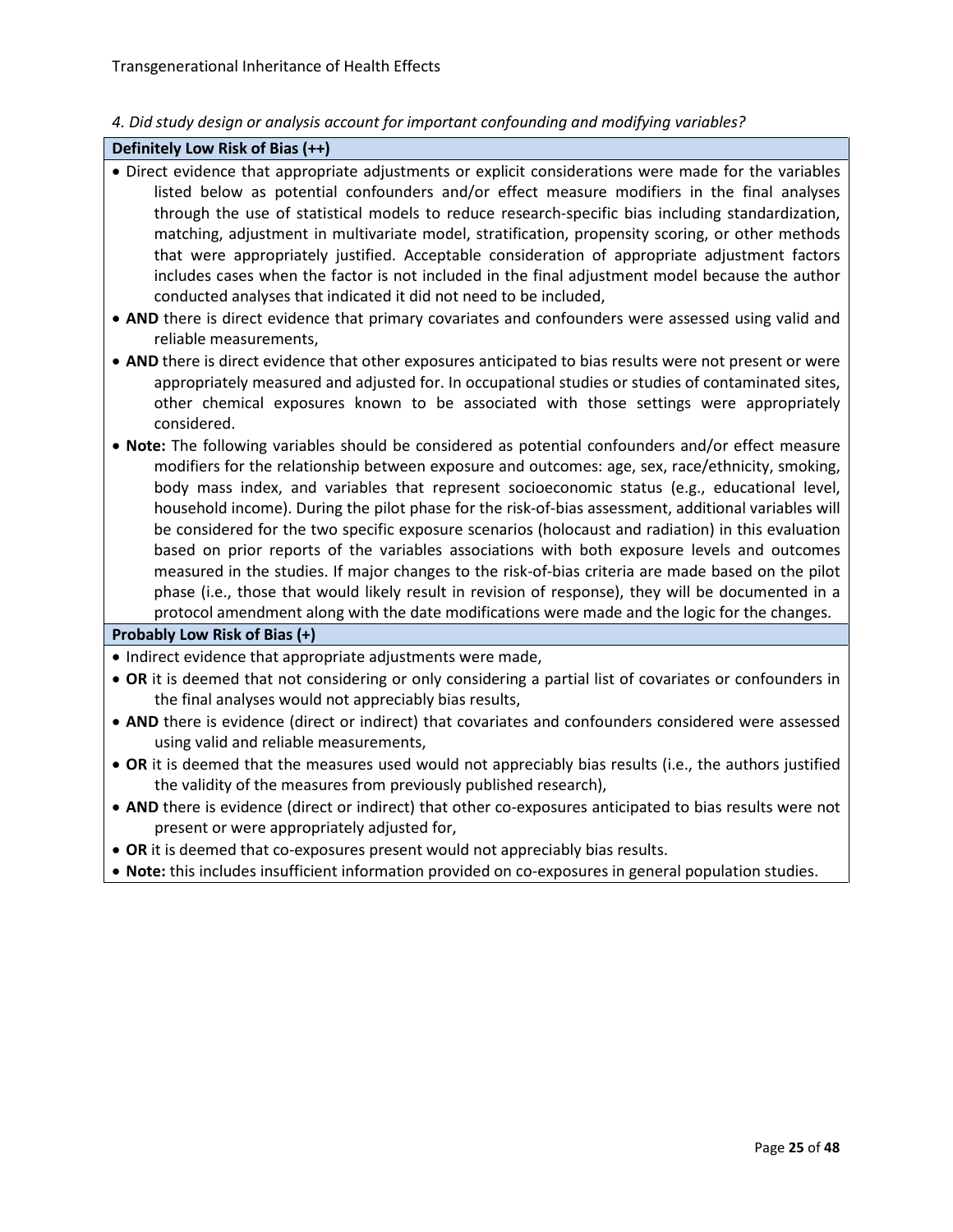*4. Did study design or analysis account for important confounding and modifying variables?*

| **Definitely Low Risk of Bias (++)** |
| --- |
| • Direct evidence that appropriate adjustments or explicit considerations were made for the variables listed below as potential confounders and/or effect measure modifiers in the final analyses through the use of statistical models to reduce research-specific bias including standardization, matching, adjustment in multivariate model, stratification, propensity scoring, or other methods that were appropriately justified. Acceptable consideration of appropriate adjustment factors includes cases when the factor is not included in the final adjustment model because the author conducted analyses that indicated it did not need to be included,<br>• **AND** there is direct evidence that primary covariates and confounders were assessed using valid and reliable measurements,<br>• **AND** there is direct evidence that other exposures anticipated to bias results were not present or were appropriately measured and adjusted for. In occupational studies or studies of contaminated sites, other chemical exposures known to be associated with those settings were appropriately considered.<br>• **Note:** The following variables should be considered as potential confounders and/or effect measure modifiers for the relationship between exposure and outcomes: age, sex, race/ethnicity, smoking, body mass index, and variables that represent socioeconomic status (e.g., educational level, household income). During the pilot phase for the risk-of-bias assessment, additional variables will be considered for the two specific exposure scenarios (holocaust and radiation) in this evaluation based on prior reports of the variables associations with both exposure levels and outcomes measured in the studies. If major changes to the risk-of-bias criteria are made based on the pilot phase (i.e., those that would likely result in revision of response), they will be documented in a protocol amendment along with the date modifications were made and the logic for the changes. |
| **Probably Low Risk of Bias (+)** |
| • Indirect evidence that appropriate adjustments were made,<br>• **OR** it is deemed that not considering or only considering a partial list of covariates or confounders in the final analyses would not appreciably bias results,<br>• **AND** there is evidence (direct or indirect) that covariates and confounders considered were assessed using valid and reliable measurements,<br>• **OR** it is deemed that the measures used would not appreciably bias results (i.e., the authors justified the validity of the measures from previously published research),<br>• **AND** there is evidence (direct or indirect) that other co-exposures anticipated to bias results were not present or were appropriately adjusted for,<br>• **OR** it is deemed that co-exposures present would not appreciably bias results.<br>• **Note:** this includes insufficient information provided on co-exposures in general population studies. |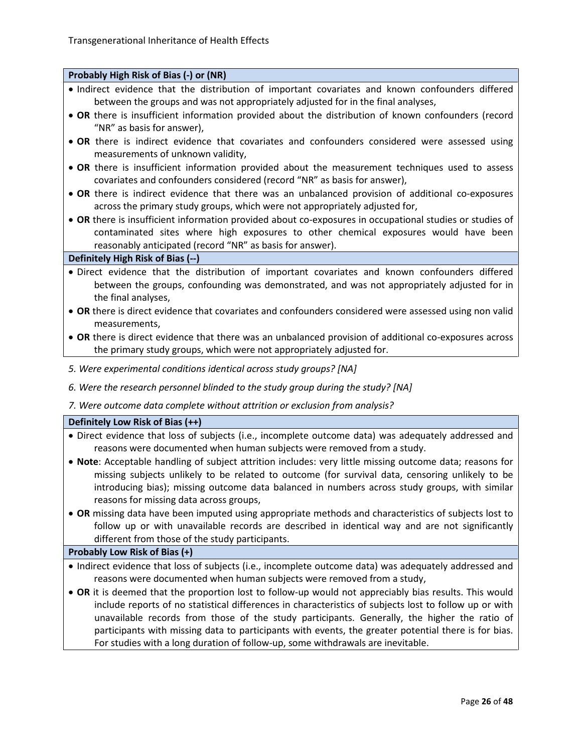**Probably High Risk of Bias (-) or (NR)**

- Indirect evidence that the distribution of important covariates and known confounders differed between the groups and was not appropriately adjusted for in the final analyses,
- **OR** there is insufficient information provided about the distribution of known confounders (record "NR" as basis for answer),
- **OR** there is indirect evidence that covariates and confounders considered were assessed using measurements of unknown validity,
- **OR** there is insufficient information provided about the measurement techniques used to assess covariates and confounders considered (record "NR" as basis for answer),
- **OR** there is indirect evidence that there was an unbalanced provision of additional co-exposures across the primary study groups, which were not appropriately adjusted for,
- **OR** there is insufficient information provided about co-exposures in occupational studies or studies of contaminated sites where high exposures to other chemical exposures would have been reasonably anticipated (record "NR" as basis for answer).

**Definitely High Risk of Bias (--)**

- Direct evidence that the distribution of important covariates and known confounders differed between the groups, confounding was demonstrated, and was not appropriately adjusted for in the final analyses,
- **OR** there is direct evidence that covariates and confounders considered were assessed using non valid measurements,
- **OR** there is direct evidence that there was an unbalanced provision of additional co-exposures across the primary study groups, which were not appropriately adjusted for.

*5. Were experimental conditions identical across study groups? [NA]*

*6. Were the research personnel blinded to the study group during the study? [NA]*

*7. Were outcome data complete without attrition or exclusion from analysis?*

**Definitely Low Risk of Bias (++)**

- Direct evidence that loss of subjects (i.e., incomplete outcome data) was adequately addressed and reasons were documented when human subjects were removed from a study.
- **Note**: Acceptable handling of subject attrition includes: very little missing outcome data; reasons for missing subjects unlikely to be related to outcome (for survival data, censoring unlikely to be introducing bias); missing outcome data balanced in numbers across study groups, with similar reasons for missing data across groups,
- **OR** missing data have been imputed using appropriate methods and characteristics of subjects lost to follow up or with unavailable records are described in identical way and are not significantly different from those of the study participants.

**Probably Low Risk of Bias (+)**

- Indirect evidence that loss of subjects (i.e., incomplete outcome data) was adequately addressed and reasons were documented when human subjects were removed from a study,
- **OR** it is deemed that the proportion lost to follow-up would not appreciably bias results. This would include reports of no statistical differences in characteristics of subjects lost to follow up or with unavailable records from those of the study participants. Generally, the higher the ratio of participants with missing data to participants with events, the greater potential there is for bias. For studies with a long duration of follow-up, some withdrawals are inevitable.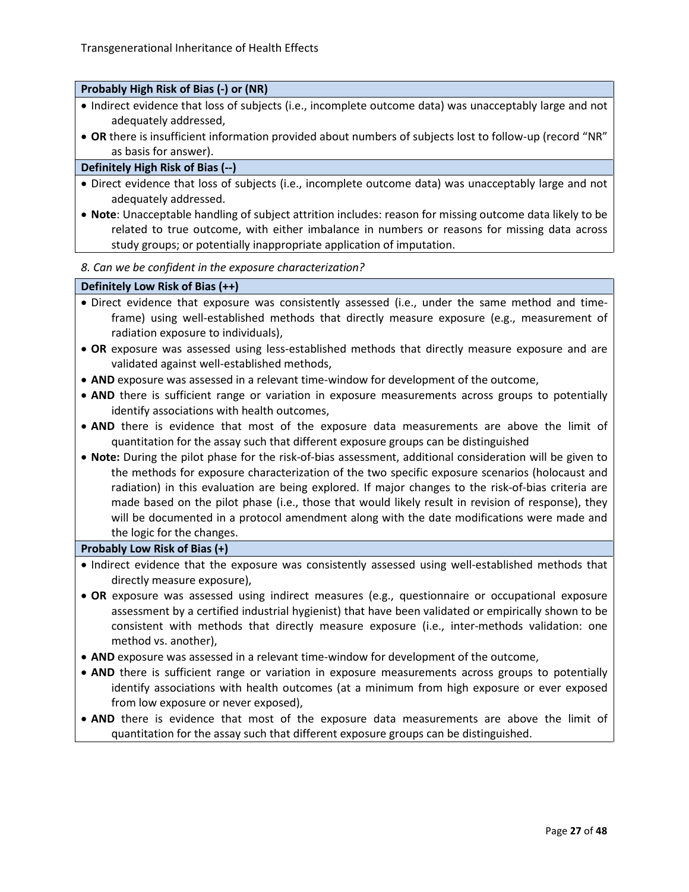**Probably High Risk of Bias (-) or (NR)**

- Indirect evidence that loss of subjects (i.e., incomplete outcome data) was unacceptably large and not adequately addressed,
- **OR** there is insufficient information provided about numbers of subjects lost to follow-up (record "NR" as basis for answer).

**Definitely High Risk of Bias (--)**

- Direct evidence that loss of subjects (i.e., incomplete outcome data) was unacceptably large and not adequately addressed.
- **Note**: Unacceptable handling of subject attrition includes: reason for missing outcome data likely to be related to true outcome, with either imbalance in numbers or reasons for missing data across study groups; or potentially inappropriate application of imputation.

*8. Can we be confident in the exposure characterization?*

**Definitely Low Risk of Bias (++)**

- Direct evidence that exposure was consistently assessed (i.e., under the same method and time-frame) using well-established methods that directly measure exposure (e.g., measurement of radiation exposure to individuals),
- **OR** exposure was assessed using less-established methods that directly measure exposure and are validated against well-established methods,
- **AND** exposure was assessed in a relevant time-window for development of the outcome,
- **AND** there is sufficient range or variation in exposure measurements across groups to potentially identify associations with health outcomes,
- **AND** there is evidence that most of the exposure data measurements are above the limit of quantitation for the assay such that different exposure groups can be distinguished
- **Note:** During the pilot phase for the risk-of-bias assessment, additional consideration will be given to the methods for exposure characterization of the two specific exposure scenarios (holocaust and radiation) in this evaluation are being explored. If major changes to the risk-of-bias criteria are made based on the pilot phase (i.e., those that would likely result in revision of response), they will be documented in a protocol amendment along with the date modifications were made and the logic for the changes.

**Probably Low Risk of Bias (+)**

- Indirect evidence that the exposure was consistently assessed using well-established methods that directly measure exposure),
- **OR** exposure was assessed using indirect measures (e.g., questionnaire or occupational exposure assessment by a certified industrial hygienist) that have been validated or empirically shown to be consistent with methods that directly measure exposure (i.e., inter-methods validation: one method vs. another),
- **AND** exposure was assessed in a relevant time-window for development of the outcome,
- **AND** there is sufficient range or variation in exposure measurements across groups to potentially identify associations with health outcomes (at a minimum from high exposure or ever exposed from low exposure or never exposed),
- **AND** there is evidence that most of the exposure data measurements are above the limit of quantitation for the assay such that different exposure groups can be distinguished.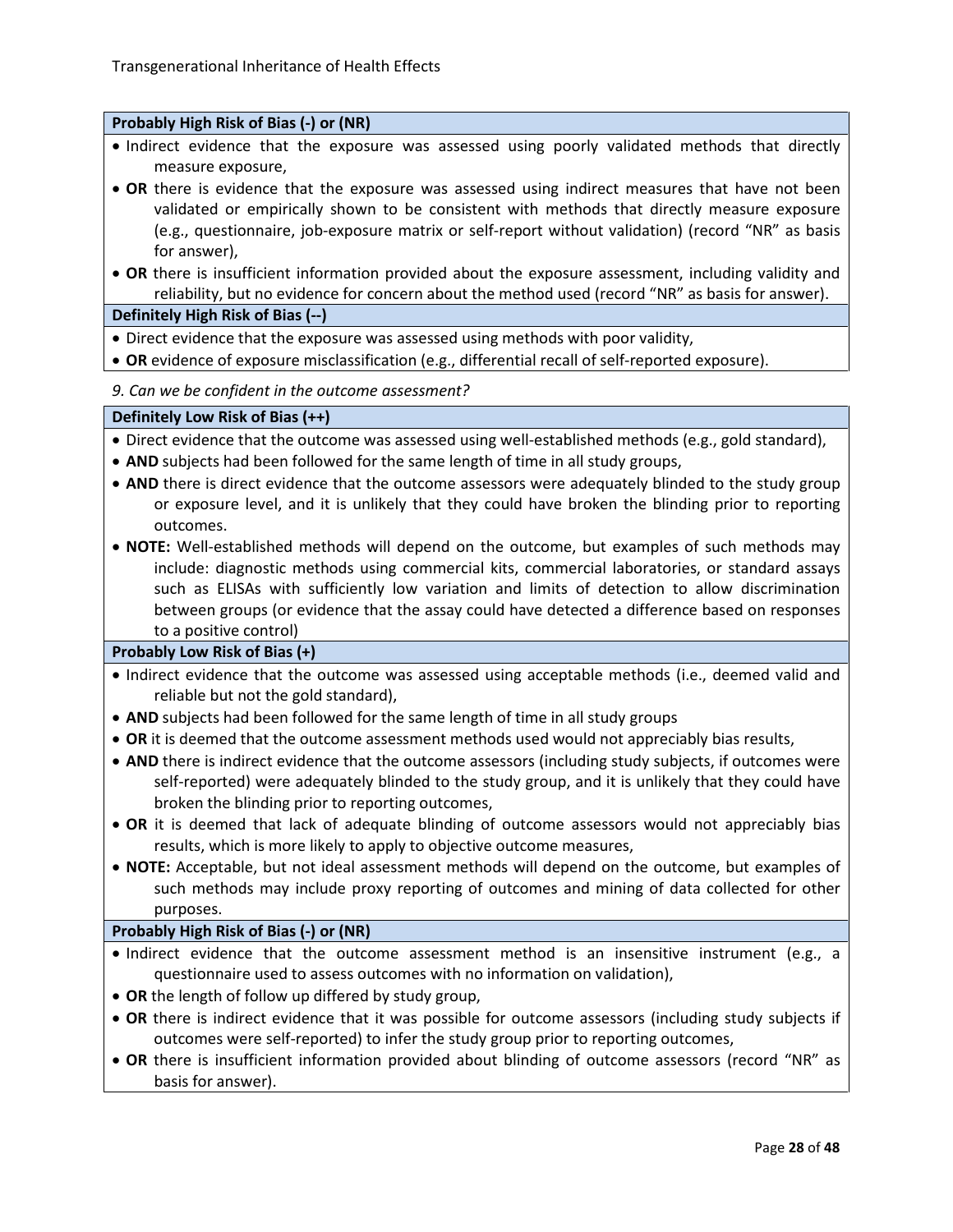**Probably High Risk of Bias (-) or (NR)**

- Indirect evidence that the exposure was assessed using poorly validated methods that directly measure exposure,
- **OR** there is evidence that the exposure was assessed using indirect measures that have not been validated or empirically shown to be consistent with methods that directly measure exposure (e.g., questionnaire, job-exposure matrix or self-report without validation) (record "NR" as basis for answer),
- **OR** there is insufficient information provided about the exposure assessment, including validity and reliability, but no evidence for concern about the method used (record "NR" as basis for answer).

**Definitely High Risk of Bias (--)**

- Direct evidence that the exposure was assessed using methods with poor validity,
- **OR** evidence of exposure misclassification (e.g., differential recall of self-reported exposure).

*9. Can we be confident in the outcome assessment?*

**Definitely Low Risk of Bias (++)**

- Direct evidence that the outcome was assessed using well-established methods (e.g., gold standard),
- **AND** subjects had been followed for the same length of time in all study groups,
- **AND** there is direct evidence that the outcome assessors were adequately blinded to the study group or exposure level, and it is unlikely that they could have broken the blinding prior to reporting outcomes.
- **NOTE:** Well-established methods will depend on the outcome, but examples of such methods may include: diagnostic methods using commercial kits, commercial laboratories, or standard assays such as ELISAs with sufficiently low variation and limits of detection to allow discrimination between groups (or evidence that the assay could have detected a difference based on responses to a positive control)

**Probably Low Risk of Bias (+)**

- Indirect evidence that the outcome was assessed using acceptable methods (i.e., deemed valid and reliable but not the gold standard),
- **AND** subjects had been followed for the same length of time in all study groups
- **OR** it is deemed that the outcome assessment methods used would not appreciably bias results,
- **AND** there is indirect evidence that the outcome assessors (including study subjects, if outcomes were self-reported) were adequately blinded to the study group, and it is unlikely that they could have broken the blinding prior to reporting outcomes,
- **OR** it is deemed that lack of adequate blinding of outcome assessors would not appreciably bias results, which is more likely to apply to objective outcome measures,
- **NOTE:** Acceptable, but not ideal assessment methods will depend on the outcome, but examples of such methods may include proxy reporting of outcomes and mining of data collected for other purposes.

**Probably High Risk of Bias (-) or (NR)**

- Indirect evidence that the outcome assessment method is an insensitive instrument (e.g., a questionnaire used to assess outcomes with no information on validation),
- **OR** the length of follow up differed by study group,
- **OR** there is indirect evidence that it was possible for outcome assessors (including study subjects if outcomes were self-reported) to infer the study group prior to reporting outcomes,
- **OR** there is insufficient information provided about blinding of outcome assessors (record "NR" as basis for answer).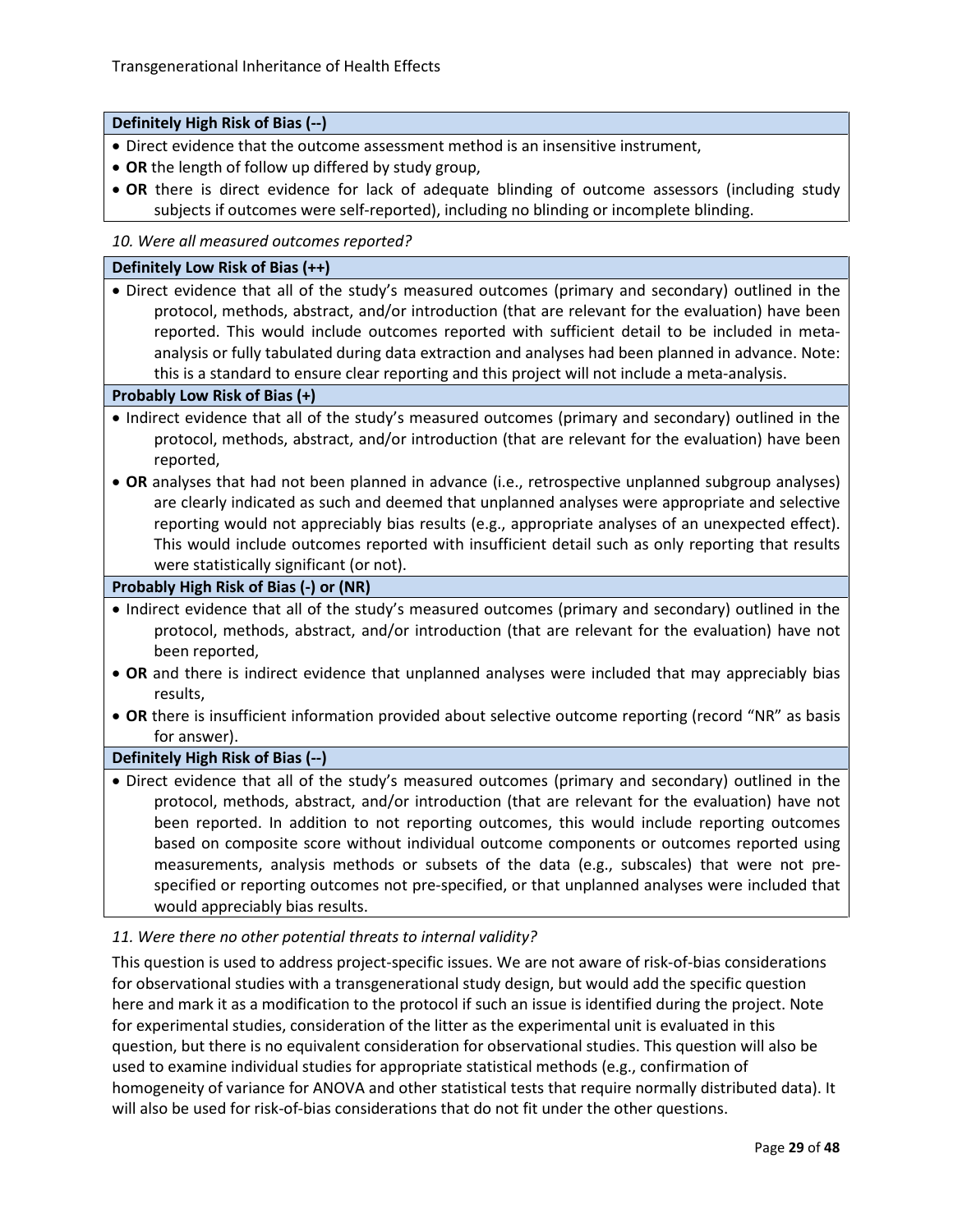**Definitely High Risk of Bias (--)**

- Direct evidence that the outcome assessment method is an insensitive instrument,
- **OR** the length of follow up differed by study group,
- **OR** there is direct evidence for lack of adequate blinding of outcome assessors (including study subjects if outcomes were self-reported), including no blinding or incomplete blinding.

*10. Were all measured outcomes reported?*

**Definitely Low Risk of Bias (++)**

- Direct evidence that all of the study's measured outcomes (primary and secondary) outlined in the protocol, methods, abstract, and/or introduction (that are relevant for the evaluation) have been reported. This would include outcomes reported with sufficient detail to be included in meta-analysis or fully tabulated during data extraction and analyses had been planned in advance. Note: this is a standard to ensure clear reporting and this project will not include a meta-analysis.

**Probably Low Risk of Bias (+)**

- Indirect evidence that all of the study's measured outcomes (primary and secondary) outlined in the protocol, methods, abstract, and/or introduction (that are relevant for the evaluation) have been reported,
- **OR** analyses that had not been planned in advance (i.e., retrospective unplanned subgroup analyses) are clearly indicated as such and deemed that unplanned analyses were appropriate and selective reporting would not appreciably bias results (e.g., appropriate analyses of an unexpected effect). This would include outcomes reported with insufficient detail such as only reporting that results were statistically significant (or not).

**Probably High Risk of Bias (-) or (NR)**

- Indirect evidence that all of the study's measured outcomes (primary and secondary) outlined in the protocol, methods, abstract, and/or introduction (that are relevant for the evaluation) have not been reported,
- **OR** and there is indirect evidence that unplanned analyses were included that may appreciably bias results,
- **OR** there is insufficient information provided about selective outcome reporting (record "NR" as basis for answer).

**Definitely High Risk of Bias (--)**

- Direct evidence that all of the study's measured outcomes (primary and secondary) outlined in the protocol, methods, abstract, and/or introduction (that are relevant for the evaluation) have not been reported. In addition to not reporting outcomes, this would include reporting outcomes based on composite score without individual outcome components or outcomes reported using measurements, analysis methods or subsets of the data (e.g., subscales) that were not pre-specified or reporting outcomes not pre-specified, or that unplanned analyses were included that would appreciably bias results.

*11. Were there no other potential threats to internal validity?*

This question is used to address project-specific issues. We are not aware of risk-of-bias considerations for observational studies with a transgenerational study design, but would add the specific question here and mark it as a modification to the protocol if such an issue is identified during the project. Note for experimental studies, consideration of the litter as the experimental unit is evaluated in this question, but there is no equivalent consideration for observational studies. This question will also be used to examine individual studies for appropriate statistical methods (e.g., confirmation of homogeneity of variance for ANOVA and other statistical tests that require normally distributed data). It will also be used for risk-of-bias considerations that do not fit under the other questions.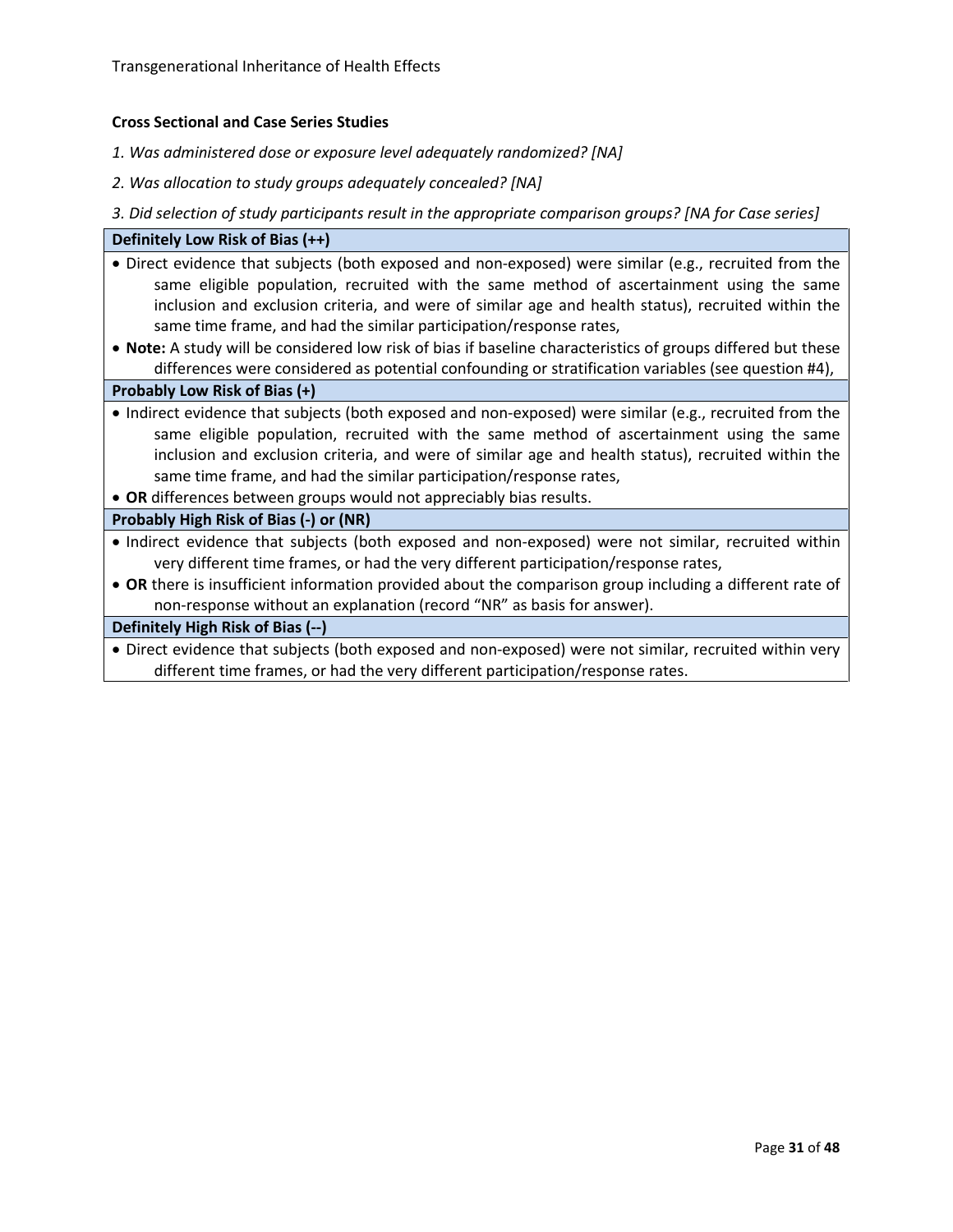**Cross Sectional and Case Series Studies**

*1. Was administered dose or exposure level adequately randomized? [NA]*

*2. Was allocation to study groups adequately concealed? [NA]*

*3. Did selection of study participants result in the appropriate comparison groups? [NA for Case series]*

| **Definitely Low Risk of Bias (++)** |
|---|
| • Direct evidence that subjects (both exposed and non-exposed) were similar (e.g., recruited from the same eligible population, recruited with the same method of ascertainment using the same inclusion and exclusion criteria, and were of similar age and health status), recruited within the same time frame, and had the similar participation/response rates, |
| • **Note:** A study will be considered low risk of bias if baseline characteristics of groups differed but these differences were considered as potential confounding or stratification variables (see question #4), |
| **Probably Low Risk of Bias (+)** |
| • Indirect evidence that subjects (both exposed and non-exposed) were similar (e.g., recruited from the same eligible population, recruited with the same method of ascertainment using the same inclusion and exclusion criteria, and were of similar age and health status), recruited within the same time frame, and had the similar participation/response rates, |
| • **OR** differences between groups would not appreciably bias results. |
| **Probably High Risk of Bias (-) or (NR)** |
| • Indirect evidence that subjects (both exposed and non-exposed) were not similar, recruited within very different time frames, or had the very different participation/response rates, |
| • **OR** there is insufficient information provided about the comparison group including a different rate of non-response without an explanation (record "NR" as basis for answer). |
| **Definitely High Risk of Bias (--)** |
| • Direct evidence that subjects (both exposed and non-exposed) were not similar, recruited within very different time frames, or had the very different participation/response rates. |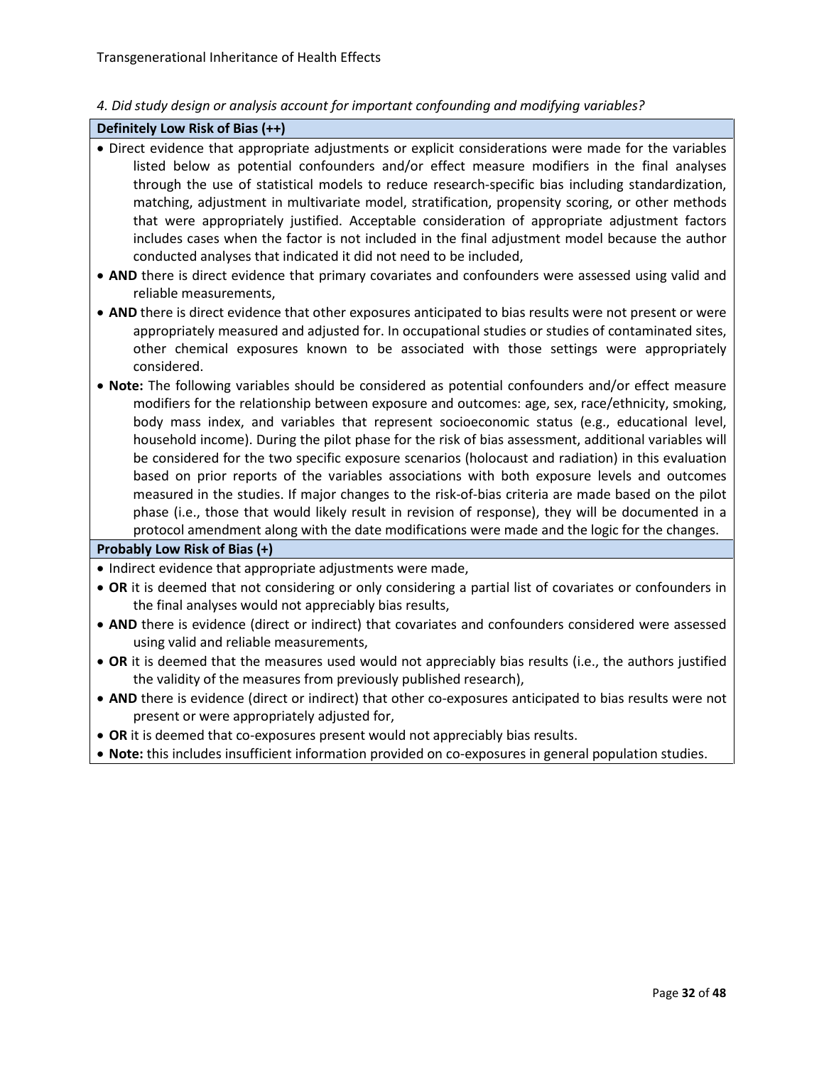*4. Did study design or analysis account for important confounding and modifying variables?*

**Definitely Low Risk of Bias (++)**

- Direct evidence that appropriate adjustments or explicit considerations were made for the variables listed below as potential confounders and/or effect measure modifiers in the final analyses through the use of statistical models to reduce research-specific bias including standardization, matching, adjustment in multivariate model, stratification, propensity scoring, or other methods that were appropriately justified. Acceptable consideration of appropriate adjustment factors includes cases when the factor is not included in the final adjustment model because the author conducted analyses that indicated it did not need to be included,
- **AND** there is direct evidence that primary covariates and confounders were assessed using valid and reliable measurements,
- **AND** there is direct evidence that other exposures anticipated to bias results were not present or were appropriately measured and adjusted for. In occupational studies or studies of contaminated sites, other chemical exposures known to be associated with those settings were appropriately considered.
- **Note:** The following variables should be considered as potential confounders and/or effect measure modifiers for the relationship between exposure and outcomes: age, sex, race/ethnicity, smoking, body mass index, and variables that represent socioeconomic status (e.g., educational level, household income). During the pilot phase for the risk of bias assessment, additional variables will be considered for the two specific exposure scenarios (holocaust and radiation) in this evaluation based on prior reports of the variables associations with both exposure levels and outcomes measured in the studies. If major changes to the risk-of-bias criteria are made based on the pilot phase (i.e., those that would likely result in revision of response), they will be documented in a protocol amendment along with the date modifications were made and the logic for the changes.

**Probably Low Risk of Bias (+)**

- Indirect evidence that appropriate adjustments were made,
- **OR** it is deemed that not considering or only considering a partial list of covariates or confounders in the final analyses would not appreciably bias results,
- **AND** there is evidence (direct or indirect) that covariates and confounders considered were assessed using valid and reliable measurements,
- **OR** it is deemed that the measures used would not appreciably bias results (i.e., the authors justified the validity of the measures from previously published research),
- **AND** there is evidence (direct or indirect) that other co-exposures anticipated to bias results were not present or were appropriately adjusted for,
- **OR** it is deemed that co-exposures present would not appreciably bias results.
- **Note:** this includes insufficient information provided on co-exposures in general population studies.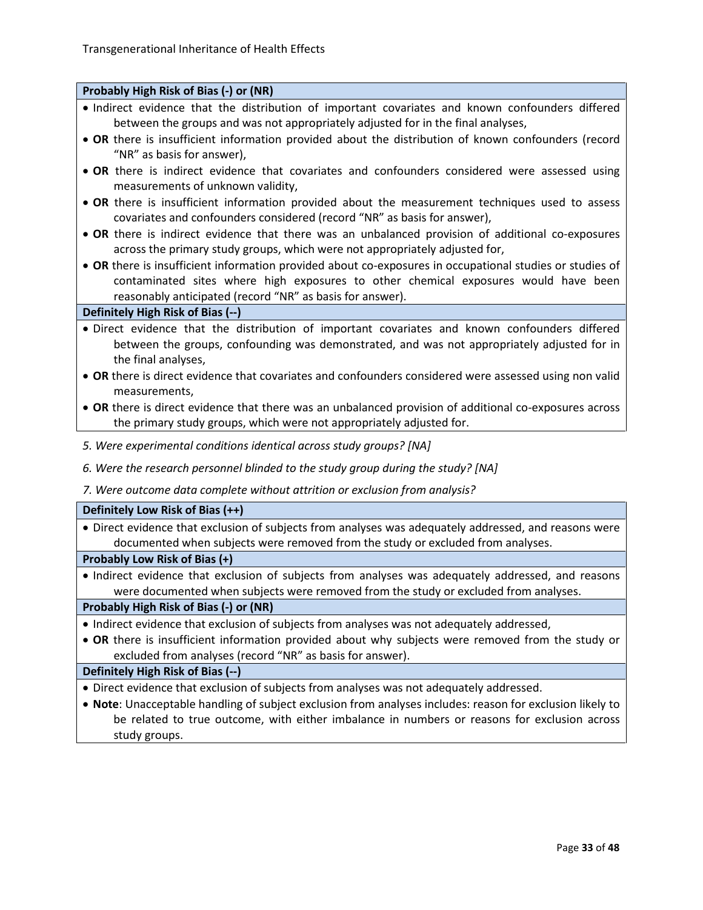**Probably High Risk of Bias (-) or (NR)**

- Indirect evidence that the distribution of important covariates and known confounders differed between the groups and was not appropriately adjusted for in the final analyses,
- **OR** there is insufficient information provided about the distribution of known confounders (record "NR" as basis for answer),
- **OR** there is indirect evidence that covariates and confounders considered were assessed using measurements of unknown validity,
- **OR** there is insufficient information provided about the measurement techniques used to assess covariates and confounders considered (record "NR" as basis for answer),
- **OR** there is indirect evidence that there was an unbalanced provision of additional co-exposures across the primary study groups, which were not appropriately adjusted for,
- **OR** there is insufficient information provided about co-exposures in occupational studies or studies of contaminated sites where high exposures to other chemical exposures would have been reasonably anticipated (record "NR" as basis for answer).

**Definitely High Risk of Bias (--)**

- Direct evidence that the distribution of important covariates and known confounders differed between the groups, confounding was demonstrated, and was not appropriately adjusted for in the final analyses,
- **OR** there is direct evidence that covariates and confounders considered were assessed using non valid measurements,
- **OR** there is direct evidence that there was an unbalanced provision of additional co-exposures across the primary study groups, which were not appropriately adjusted for.

*5. Were experimental conditions identical across study groups? [NA]*

*6. Were the research personnel blinded to the study group during the study? [NA]*

*7. Were outcome data complete without attrition or exclusion from analysis?*

**Definitely Low Risk of Bias (++)**

- Direct evidence that exclusion of subjects from analyses was adequately addressed, and reasons were documented when subjects were removed from the study or excluded from analyses.

**Probably Low Risk of Bias (+)**

- Indirect evidence that exclusion of subjects from analyses was adequately addressed, and reasons were documented when subjects were removed from the study or excluded from analyses.

**Probably High Risk of Bias (-) or (NR)**

- Indirect evidence that exclusion of subjects from analyses was not adequately addressed,
- **OR** there is insufficient information provided about why subjects were removed from the study or excluded from analyses (record "NR" as basis for answer).

**Definitely High Risk of Bias (--)**

- Direct evidence that exclusion of subjects from analyses was not adequately addressed.
- **Note**: Unacceptable handling of subject exclusion from analyses includes: reason for exclusion likely to be related to true outcome, with either imbalance in numbers or reasons for exclusion across study groups.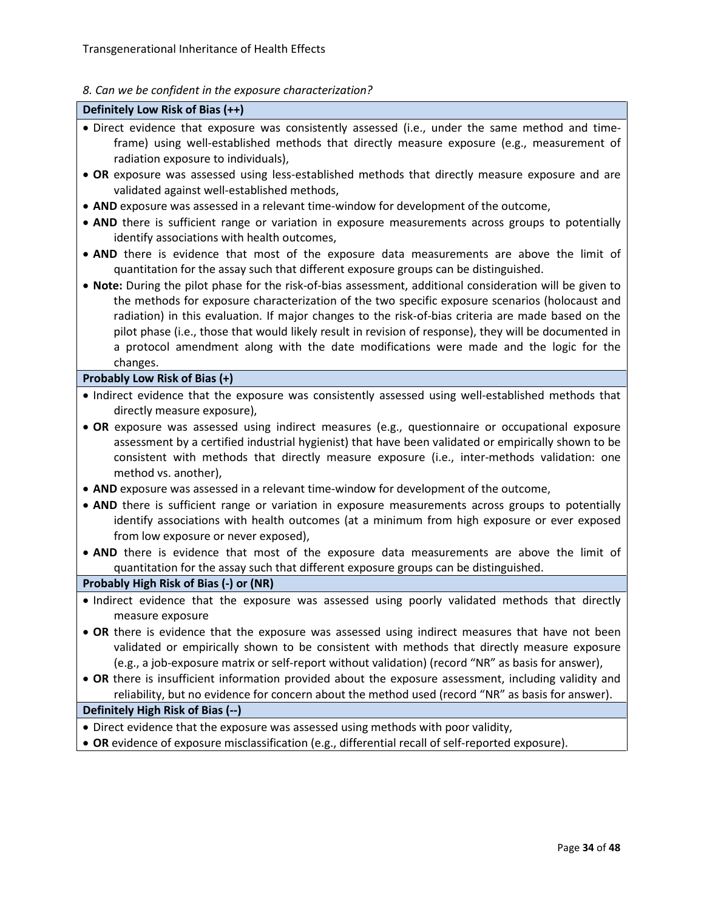*8. Can we be confident in the exposure characterization?*

**Definitely Low Risk of Bias (++)**

- Direct evidence that exposure was consistently assessed (i.e., under the same method and time-frame) using well-established methods that directly measure exposure (e.g., measurement of radiation exposure to individuals),
- **OR** exposure was assessed using less-established methods that directly measure exposure and are validated against well-established methods,
- **AND** exposure was assessed in a relevant time-window for development of the outcome,
- **AND** there is sufficient range or variation in exposure measurements across groups to potentially identify associations with health outcomes,
- **AND** there is evidence that most of the exposure data measurements are above the limit of quantitation for the assay such that different exposure groups can be distinguished.
- **Note:** During the pilot phase for the risk-of-bias assessment, additional consideration will be given to the methods for exposure characterization of the two specific exposure scenarios (holocaust and radiation) in this evaluation. If major changes to the risk-of-bias criteria are made based on the pilot phase (i.e., those that would likely result in revision of response), they will be documented in a protocol amendment along with the date modifications were made and the logic for the changes.

**Probably Low Risk of Bias (+)**

- Indirect evidence that the exposure was consistently assessed using well-established methods that directly measure exposure),
- **OR** exposure was assessed using indirect measures (e.g., questionnaire or occupational exposure assessment by a certified industrial hygienist) that have been validated or empirically shown to be consistent with methods that directly measure exposure (i.e., inter-methods validation: one method vs. another),
- **AND** exposure was assessed in a relevant time-window for development of the outcome,
- **AND** there is sufficient range or variation in exposure measurements across groups to potentially identify associations with health outcomes (at a minimum from high exposure or ever exposed from low exposure or never exposed),
- **AND** there is evidence that most of the exposure data measurements are above the limit of quantitation for the assay such that different exposure groups can be distinguished.

**Probably High Risk of Bias (-) or (NR)**

- Indirect evidence that the exposure was assessed using poorly validated methods that directly measure exposure
- **OR** there is evidence that the exposure was assessed using indirect measures that have not been validated or empirically shown to be consistent with methods that directly measure exposure (e.g., a job-exposure matrix or self-report without validation) (record "NR" as basis for answer),
- **OR** there is insufficient information provided about the exposure assessment, including validity and reliability, but no evidence for concern about the method used (record "NR" as basis for answer).

**Definitely High Risk of Bias (--)**

- Direct evidence that the exposure was assessed using methods with poor validity,
- **OR** evidence of exposure misclassification (e.g., differential recall of self-reported exposure).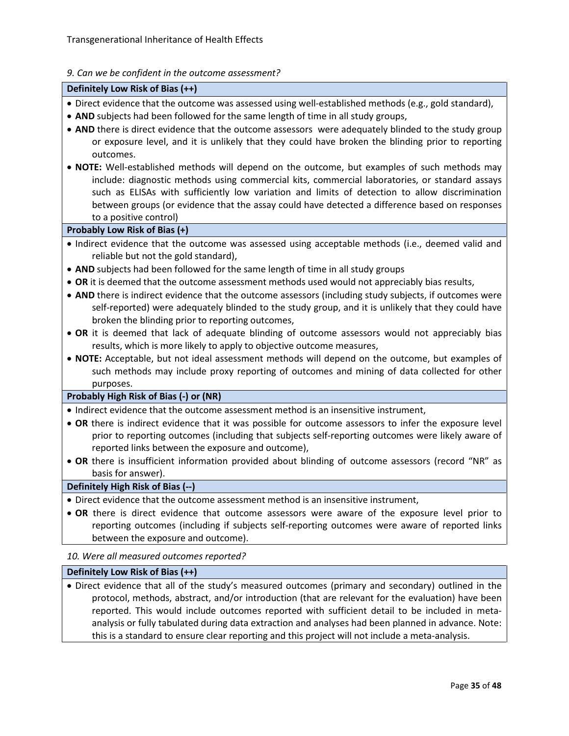*9. Can we be confident in the outcome assessment?*

**Definitely Low Risk of Bias (++)**

- Direct evidence that the outcome was assessed using well-established methods (e.g., gold standard),
- **AND** subjects had been followed for the same length of time in all study groups,
- **AND** there is direct evidence that the outcome assessors were adequately blinded to the study group or exposure level, and it is unlikely that they could have broken the blinding prior to reporting outcomes.
- **NOTE:** Well-established methods will depend on the outcome, but examples of such methods may include: diagnostic methods using commercial kits, commercial laboratories, or standard assays such as ELISAs with sufficiently low variation and limits of detection to allow discrimination between groups (or evidence that the assay could have detected a difference based on responses to a positive control)

**Probably Low Risk of Bias (+)**

- Indirect evidence that the outcome was assessed using acceptable methods (i.e., deemed valid and reliable but not the gold standard),
- **AND** subjects had been followed for the same length of time in all study groups
- **OR** it is deemed that the outcome assessment methods used would not appreciably bias results,
- **AND** there is indirect evidence that the outcome assessors (including study subjects, if outcomes were self-reported) were adequately blinded to the study group, and it is unlikely that they could have broken the blinding prior to reporting outcomes,
- **OR** it is deemed that lack of adequate blinding of outcome assessors would not appreciably bias results, which is more likely to apply to objective outcome measures,
- **NOTE:** Acceptable, but not ideal assessment methods will depend on the outcome, but examples of such methods may include proxy reporting of outcomes and mining of data collected for other purposes.

**Probably High Risk of Bias (-) or (NR)**

- Indirect evidence that the outcome assessment method is an insensitive instrument,
- **OR** there is indirect evidence that it was possible for outcome assessors to infer the exposure level prior to reporting outcomes (including that subjects self-reporting outcomes were likely aware of reported links between the exposure and outcome),
- **OR** there is insufficient information provided about blinding of outcome assessors (record "NR" as basis for answer).

**Definitely High Risk of Bias (--)**

- Direct evidence that the outcome assessment method is an insensitive instrument,
- **OR** there is direct evidence that outcome assessors were aware of the exposure level prior to reporting outcomes (including if subjects self-reporting outcomes were aware of reported links between the exposure and outcome).

*10. Were all measured outcomes reported?*

**Definitely Low Risk of Bias (++)**

- Direct evidence that all of the study's measured outcomes (primary and secondary) outlined in the protocol, methods, abstract, and/or introduction (that are relevant for the evaluation) have been reported. This would include outcomes reported with sufficient detail to be included in meta-analysis or fully tabulated during data extraction and analyses had been planned in advance. Note: this is a standard to ensure clear reporting and this project will not include a meta-analysis.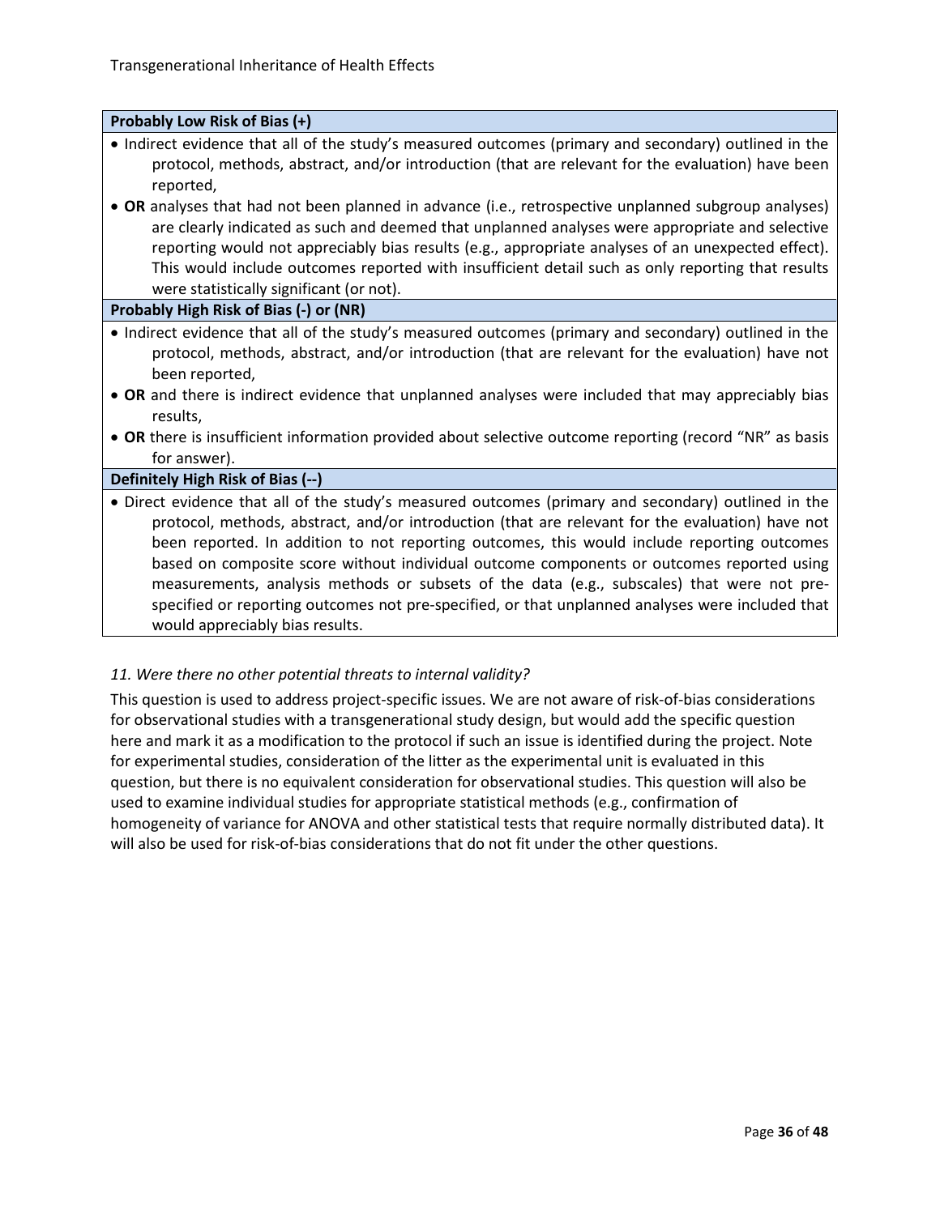**Probably Low Risk of Bias (+)**

- Indirect evidence that all of the study's measured outcomes (primary and secondary) outlined in the protocol, methods, abstract, and/or introduction (that are relevant for the evaluation) have been reported,
- **OR** analyses that had not been planned in advance (i.e., retrospective unplanned subgroup analyses) are clearly indicated as such and deemed that unplanned analyses were appropriate and selective reporting would not appreciably bias results (e.g., appropriate analyses of an unexpected effect). This would include outcomes reported with insufficient detail such as only reporting that results were statistically significant (or not).

**Probably High Risk of Bias (-) or (NR)**

- Indirect evidence that all of the study's measured outcomes (primary and secondary) outlined in the protocol, methods, abstract, and/or introduction (that are relevant for the evaluation) have not been reported,
- **OR** and there is indirect evidence that unplanned analyses were included that may appreciably bias results,
- **OR** there is insufficient information provided about selective outcome reporting (record "NR" as basis for answer).

**Definitely High Risk of Bias (--)**

- Direct evidence that all of the study's measured outcomes (primary and secondary) outlined in the protocol, methods, abstract, and/or introduction (that are relevant for the evaluation) have not been reported. In addition to not reporting outcomes, this would include reporting outcomes based on composite score without individual outcome components or outcomes reported using measurements, analysis methods or subsets of the data (e.g., subscales) that were not pre-specified or reporting outcomes not pre-specified, or that unplanned analyses were included that would appreciably bias results.

*11. Were there no other potential threats to internal validity?*

This question is used to address project-specific issues. We are not aware of risk-of-bias considerations for observational studies with a transgenerational study design, but would add the specific question here and mark it as a modification to the protocol if such an issue is identified during the project. Note for experimental studies, consideration of the litter as the experimental unit is evaluated in this question, but there is no equivalent consideration for observational studies. This question will also be used to examine individual studies for appropriate statistical methods (e.g., confirmation of homogeneity of variance for ANOVA and other statistical tests that require normally distributed data). It will also be used for risk-of-bias considerations that do not fit under the other questions.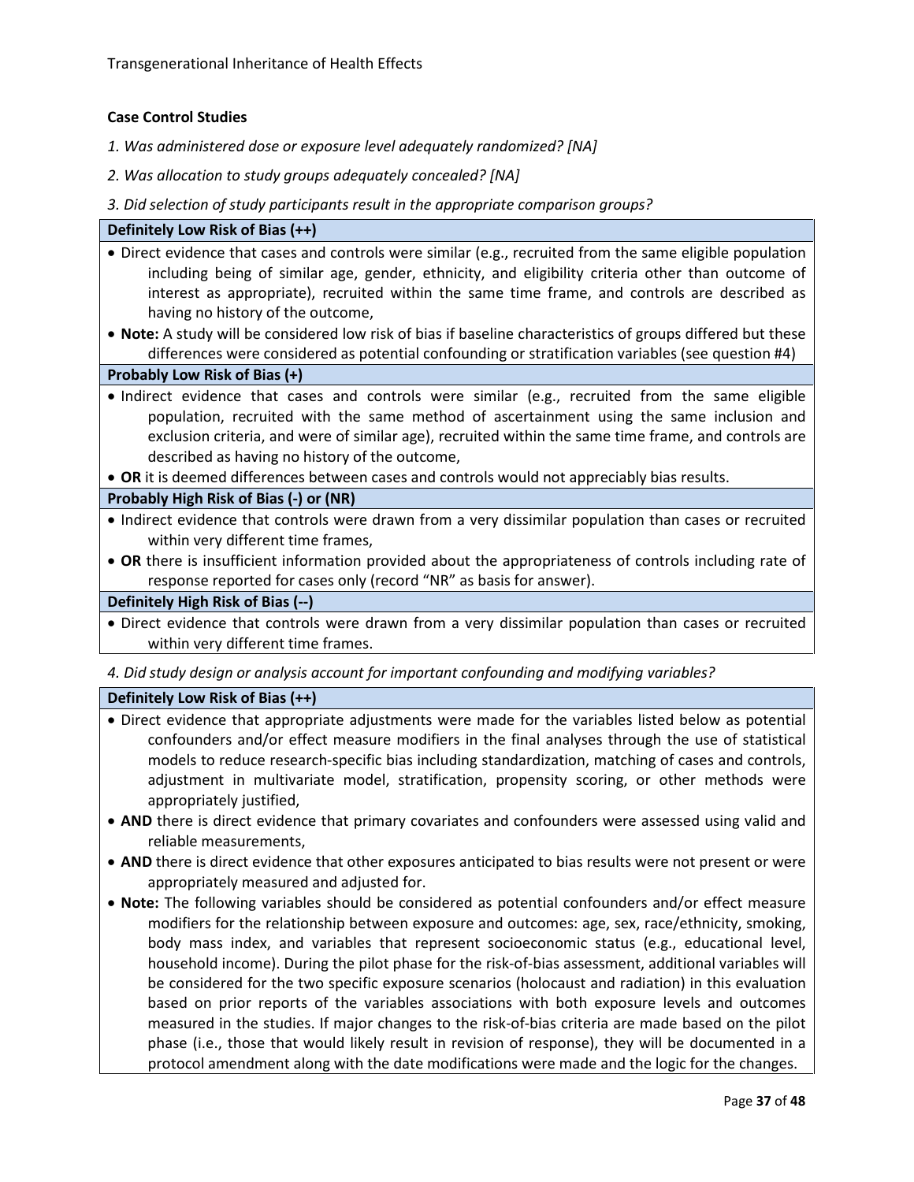**Case Control Studies**

*1. Was administered dose or exposure level adequately randomized? [NA]*

*2. Was allocation to study groups adequately concealed? [NA]*

*3. Did selection of study participants result in the appropriate comparison groups?*

| **Definitely Low Risk of Bias (++)** |
|---|
| • Direct evidence that cases and controls were similar (e.g., recruited from the same eligible population including being of similar age, gender, ethnicity, and eligibility criteria other than outcome of interest as appropriate), recruited within the same time frame, and controls are described as having no history of the outcome,<br>• **Note:** A study will be considered low risk of bias if baseline characteristics of groups differed but these differences were considered as potential confounding or stratification variables (see question #4) |
| **Probably Low Risk of Bias (+)** |
| • Indirect evidence that cases and controls were similar (e.g., recruited from the same eligible population, recruited with the same method of ascertainment using the same inclusion and exclusion criteria, and were of similar age), recruited within the same time frame, and controls are described as having no history of the outcome,<br>• **OR** it is deemed differences between cases and controls would not appreciably bias results. |
| **Probably High Risk of Bias (-) or (NR)** |
| • Indirect evidence that controls were drawn from a very dissimilar population than cases or recruited within very different time frames,<br>• **OR** there is insufficient information provided about the appropriateness of controls including rate of response reported for cases only (record "NR" as basis for answer). |
| **Definitely High Risk of Bias (--)** |
| • Direct evidence that controls were drawn from a very dissimilar population than cases or recruited within very different time frames. |

*4. Did study design or analysis account for important confounding and modifying variables?*

| **Definitely Low Risk of Bias (++)** |
|---|
| • Direct evidence that appropriate adjustments were made for the variables listed below as potential confounders and/or effect measure modifiers in the final analyses through the use of statistical models to reduce research-specific bias including standardization, matching of cases and controls, adjustment in multivariate model, stratification, propensity scoring, or other methods were appropriately justified,<br>• **AND** there is direct evidence that primary covariates and confounders were assessed using valid and reliable measurements,<br>• **AND** there is direct evidence that other exposures anticipated to bias results were not present or were appropriately measured and adjusted for.<br>• **Note:** The following variables should be considered as potential confounders and/or effect measure modifiers for the relationship between exposure and outcomes: age, sex, race/ethnicity, smoking, body mass index, and variables that represent socioeconomic status (e.g., educational level, household income). During the pilot phase for the risk-of-bias assessment, additional variables will be considered for the two specific exposure scenarios (holocaust and radiation) in this evaluation based on prior reports of the variables associations with both exposure levels and outcomes measured in the studies. If major changes to the risk-of-bias criteria are made based on the pilot phase (i.e., those that would likely result in revision of response), they will be documented in a protocol amendment along with the date modifications were made and the logic for the changes. |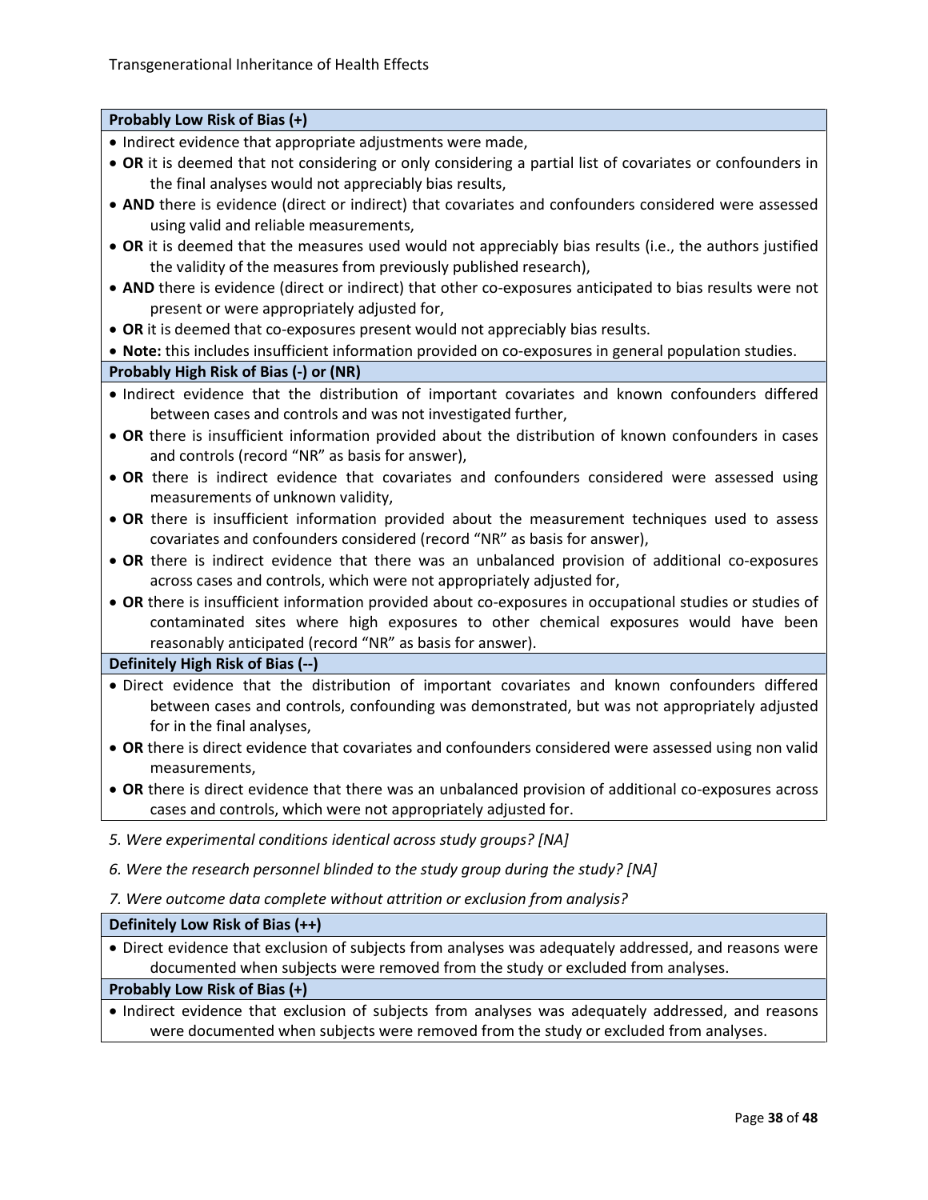**Probably Low Risk of Bias (+)**

- Indirect evidence that appropriate adjustments were made,
- **OR** it is deemed that not considering or only considering a partial list of covariates or confounders in the final analyses would not appreciably bias results,
- **AND** there is evidence (direct or indirect) that covariates and confounders considered were assessed using valid and reliable measurements,
- **OR** it is deemed that the measures used would not appreciably bias results (i.e., the authors justified the validity of the measures from previously published research),
- **AND** there is evidence (direct or indirect) that other co-exposures anticipated to bias results were not present or were appropriately adjusted for,
- **OR** it is deemed that co-exposures present would not appreciably bias results.
- **Note:** this includes insufficient information provided on co-exposures in general population studies.

**Probably High Risk of Bias (-) or (NR)**

- Indirect evidence that the distribution of important covariates and known confounders differed between cases and controls and was not investigated further,
- **OR** there is insufficient information provided about the distribution of known confounders in cases and controls (record "NR" as basis for answer),
- **OR** there is indirect evidence that covariates and confounders considered were assessed using measurements of unknown validity,
- **OR** there is insufficient information provided about the measurement techniques used to assess covariates and confounders considered (record "NR" as basis for answer),
- **OR** there is indirect evidence that there was an unbalanced provision of additional co-exposures across cases and controls, which were not appropriately adjusted for,
- **OR** there is insufficient information provided about co-exposures in occupational studies or studies of contaminated sites where high exposures to other chemical exposures would have been reasonably anticipated (record "NR" as basis for answer).

**Definitely High Risk of Bias (--)**

- Direct evidence that the distribution of important covariates and known confounders differed between cases and controls, confounding was demonstrated, but was not appropriately adjusted for in the final analyses,
- **OR** there is direct evidence that covariates and confounders considered were assessed using non valid measurements,
- **OR** there is direct evidence that there was an unbalanced provision of additional co-exposures across cases and controls, which were not appropriately adjusted for.

*5. Were experimental conditions identical across study groups? [NA]*

*6. Were the research personnel blinded to the study group during the study? [NA]*

*7. Were outcome data complete without attrition or exclusion from analysis?*

**Definitely Low Risk of Bias (++)**

- Direct evidence that exclusion of subjects from analyses was adequately addressed, and reasons were documented when subjects were removed from the study or excluded from analyses.

**Probably Low Risk of Bias (+)**

- Indirect evidence that exclusion of subjects from analyses was adequately addressed, and reasons were documented when subjects were removed from the study or excluded from analyses.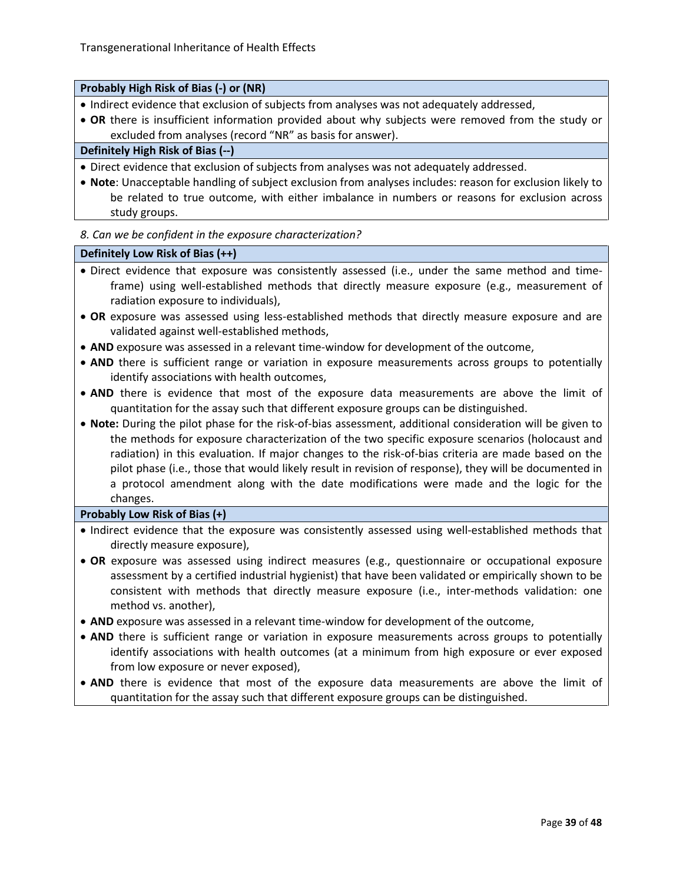**Probably High Risk of Bias (-) or (NR)**

- Indirect evidence that exclusion of subjects from analyses was not adequately addressed,
- **OR** there is insufficient information provided about why subjects were removed from the study or excluded from analyses (record "NR" as basis for answer).

**Definitely High Risk of Bias (--)**

- Direct evidence that exclusion of subjects from analyses was not adequately addressed.
- **Note**: Unacceptable handling of subject exclusion from analyses includes: reason for exclusion likely to be related to true outcome, with either imbalance in numbers or reasons for exclusion across study groups.

*8. Can we be confident in the exposure characterization?*

**Definitely Low Risk of Bias (++)**

- Direct evidence that exposure was consistently assessed (i.e., under the same method and time-frame) using well-established methods that directly measure exposure (e.g., measurement of radiation exposure to individuals),
- **OR** exposure was assessed using less-established methods that directly measure exposure and are validated against well-established methods,
- **AND** exposure was assessed in a relevant time-window for development of the outcome,
- **AND** there is sufficient range or variation in exposure measurements across groups to potentially identify associations with health outcomes,
- **AND** there is evidence that most of the exposure data measurements are above the limit of quantitation for the assay such that different exposure groups can be distinguished.
- **Note:** During the pilot phase for the risk-of-bias assessment, additional consideration will be given to the methods for exposure characterization of the two specific exposure scenarios (holocaust and radiation) in this evaluation. If major changes to the risk-of-bias criteria are made based on the pilot phase (i.e., those that would likely result in revision of response), they will be documented in a protocol amendment along with the date modifications were made and the logic for the changes.

**Probably Low Risk of Bias (+)**

- Indirect evidence that the exposure was consistently assessed using well-established methods that directly measure exposure),
- **OR** exposure was assessed using indirect measures (e.g., questionnaire or occupational exposure assessment by a certified industrial hygienist) that have been validated or empirically shown to be consistent with methods that directly measure exposure (i.e., inter-methods validation: one method vs. another),
- **AND** exposure was assessed in a relevant time-window for development of the outcome,
- **AND** there is sufficient range or variation in exposure measurements across groups to potentially identify associations with health outcomes (at a minimum from high exposure or ever exposed from low exposure or never exposed),
- **AND** there is evidence that most of the exposure data measurements are above the limit of quantitation for the assay such that different exposure groups can be distinguished.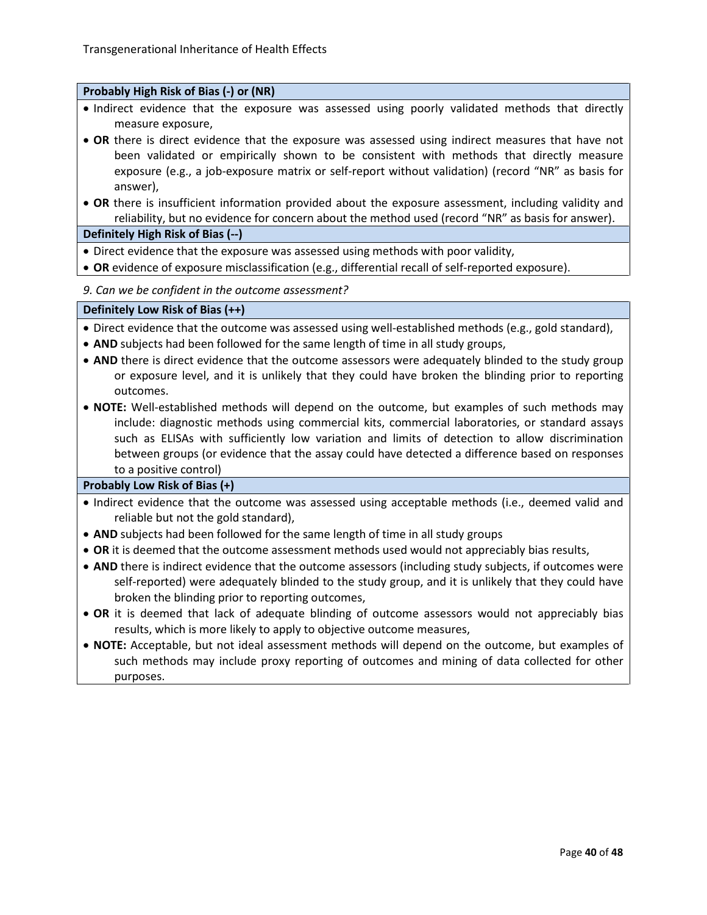**Probably High Risk of Bias (-) or (NR)**

- Indirect evidence that the exposure was assessed using poorly validated methods that directly measure exposure,
- **OR** there is direct evidence that the exposure was assessed using indirect measures that have not been validated or empirically shown to be consistent with methods that directly measure exposure (e.g., a job-exposure matrix or self-report without validation) (record "NR" as basis for answer),
- **OR** there is insufficient information provided about the exposure assessment, including validity and reliability, but no evidence for concern about the method used (record "NR" as basis for answer).

**Definitely High Risk of Bias (--)**

- Direct evidence that the exposure was assessed using methods with poor validity,
- **OR** evidence of exposure misclassification (e.g., differential recall of self-reported exposure).

*9. Can we be confident in the outcome assessment?*

**Definitely Low Risk of Bias (++)**

- Direct evidence that the outcome was assessed using well-established methods (e.g., gold standard),
- **AND** subjects had been followed for the same length of time in all study groups,
- **AND** there is direct evidence that the outcome assessors were adequately blinded to the study group or exposure level, and it is unlikely that they could have broken the blinding prior to reporting outcomes.
- **NOTE:** Well-established methods will depend on the outcome, but examples of such methods may include: diagnostic methods using commercial kits, commercial laboratories, or standard assays such as ELISAs with sufficiently low variation and limits of detection to allow discrimination between groups (or evidence that the assay could have detected a difference based on responses to a positive control)

**Probably Low Risk of Bias (+)**

- Indirect evidence that the outcome was assessed using acceptable methods (i.e., deemed valid and reliable but not the gold standard),
- **AND** subjects had been followed for the same length of time in all study groups
- **OR** it is deemed that the outcome assessment methods used would not appreciably bias results,
- **AND** there is indirect evidence that the outcome assessors (including study subjects, if outcomes were self-reported) were adequately blinded to the study group, and it is unlikely that they could have broken the blinding prior to reporting outcomes,
- **OR** it is deemed that lack of adequate blinding of outcome assessors would not appreciably bias results, which is more likely to apply to objective outcome measures,
- **NOTE:** Acceptable, but not ideal assessment methods will depend on the outcome, but examples of such methods may include proxy reporting of outcomes and mining of data collected for other purposes.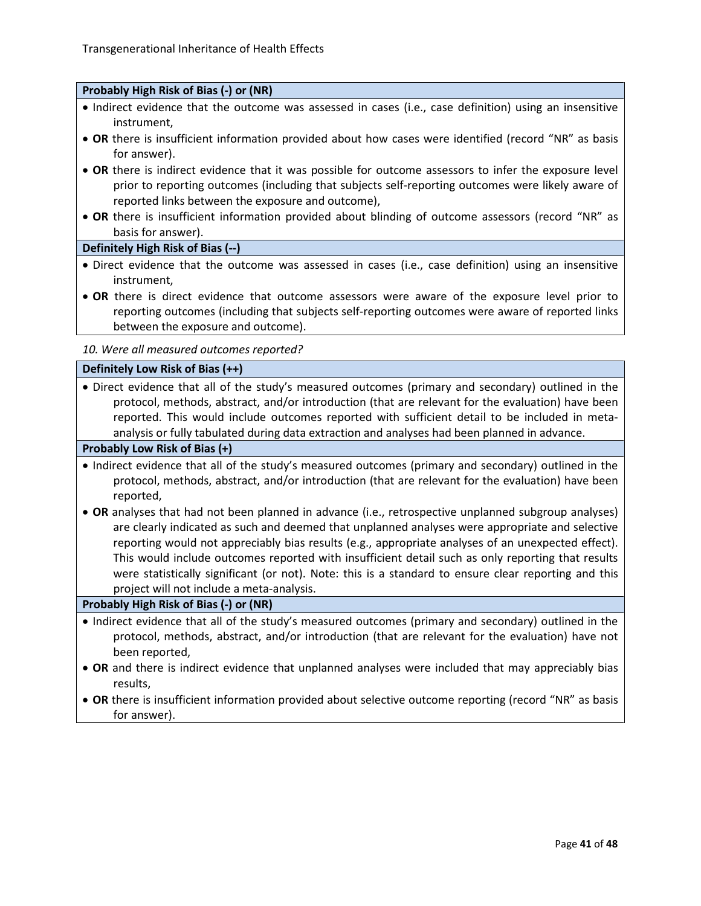**Probably High Risk of Bias (-) or (NR)**

- Indirect evidence that the outcome was assessed in cases (i.e., case definition) using an insensitive instrument,
- **OR** there is insufficient information provided about how cases were identified (record "NR" as basis for answer).
- **OR** there is indirect evidence that it was possible for outcome assessors to infer the exposure level prior to reporting outcomes (including that subjects self-reporting outcomes were likely aware of reported links between the exposure and outcome),
- **OR** there is insufficient information provided about blinding of outcome assessors (record "NR" as basis for answer).

**Definitely High Risk of Bias (--)**

- Direct evidence that the outcome was assessed in cases (i.e., case definition) using an insensitive instrument,
- **OR** there is direct evidence that outcome assessors were aware of the exposure level prior to reporting outcomes (including that subjects self-reporting outcomes were aware of reported links between the exposure and outcome).

*10. Were all measured outcomes reported?*

**Definitely Low Risk of Bias (++)**

- Direct evidence that all of the study's measured outcomes (primary and secondary) outlined in the protocol, methods, abstract, and/or introduction (that are relevant for the evaluation) have been reported. This would include outcomes reported with sufficient detail to be included in meta-analysis or fully tabulated during data extraction and analyses had been planned in advance.

**Probably Low Risk of Bias (+)**

- Indirect evidence that all of the study's measured outcomes (primary and secondary) outlined in the protocol, methods, abstract, and/or introduction (that are relevant for the evaluation) have been reported,
- **OR** analyses that had not been planned in advance (i.e., retrospective unplanned subgroup analyses) are clearly indicated as such and deemed that unplanned analyses were appropriate and selective reporting would not appreciably bias results (e.g., appropriate analyses of an unexpected effect). This would include outcomes reported with insufficient detail such as only reporting that results were statistically significant (or not). Note: this is a standard to ensure clear reporting and this project will not include a meta-analysis.

**Probably High Risk of Bias (-) or (NR)**

- Indirect evidence that all of the study's measured outcomes (primary and secondary) outlined in the protocol, methods, abstract, and/or introduction (that are relevant for the evaluation) have not been reported,
- **OR** and there is indirect evidence that unplanned analyses were included that may appreciably bias results,
- **OR** there is insufficient information provided about selective outcome reporting (record "NR" as basis for answer).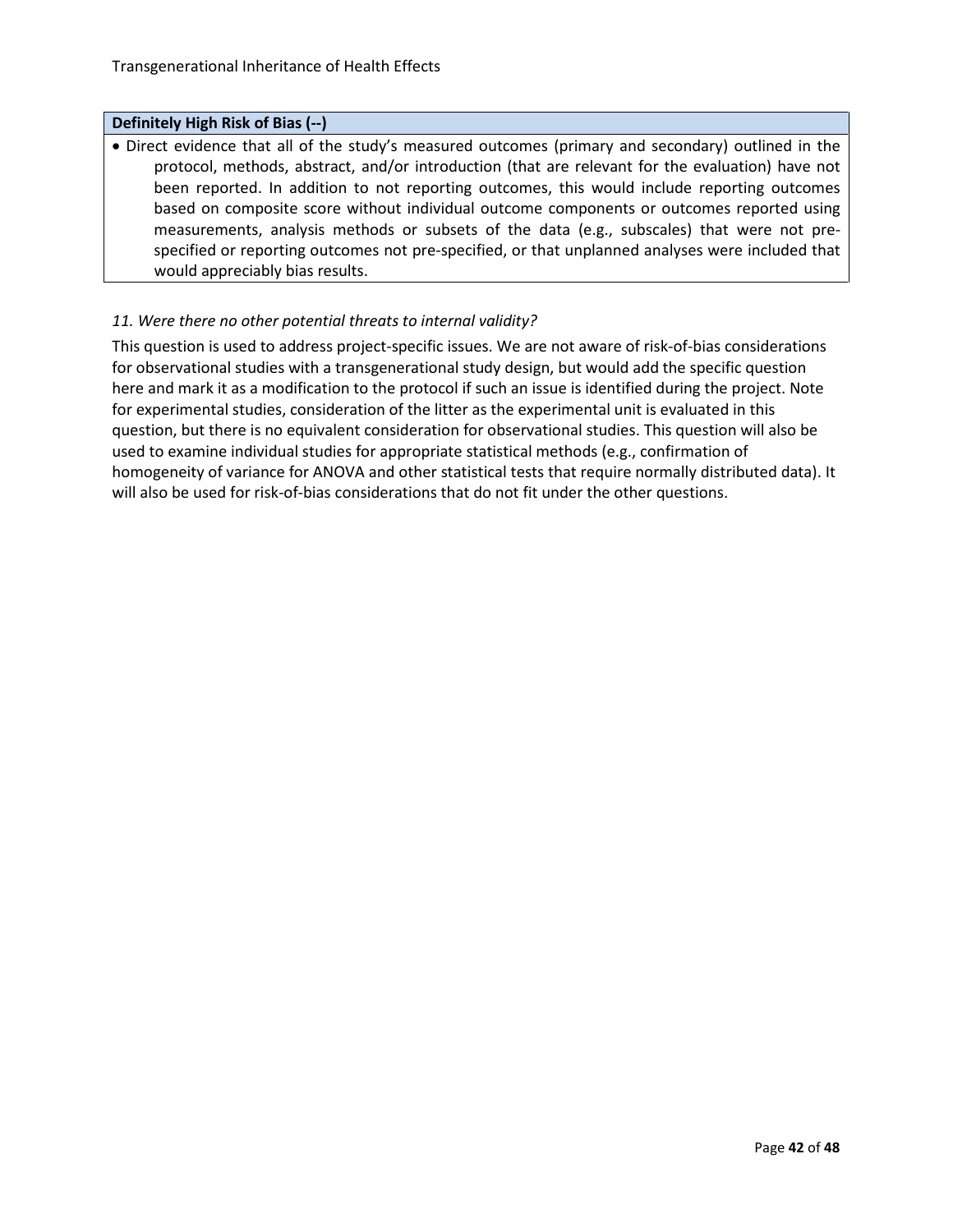| Definitely High Risk of Bias (--) |
| --- |
| • Direct evidence that all of the study's measured outcomes (primary and secondary) outlined in the protocol, methods, abstract, and/or introduction (that are relevant for the evaluation) have not been reported. In addition to not reporting outcomes, this would include reporting outcomes based on composite score without individual outcome components or outcomes reported using measurements, analysis methods or subsets of the data (e.g., subscales) that were not pre-specified or reporting outcomes not pre-specified, or that unplanned analyses were included that would appreciably bias results. |

*11. Were there no other potential threats to internal validity?*

This question is used to address project-specific issues. We are not aware of risk-of-bias considerations for observational studies with a transgenerational study design, but would add the specific question here and mark it as a modification to the protocol if such an issue is identified during the project. Note for experimental studies, consideration of the litter as the experimental unit is evaluated in this question, but there is no equivalent consideration for observational studies. This question will also be used to examine individual studies for appropriate statistical methods (e.g., confirmation of homogeneity of variance for ANOVA and other statistical tests that require normally distributed data). It will also be used for risk-of-bias considerations that do not fit under the other questions.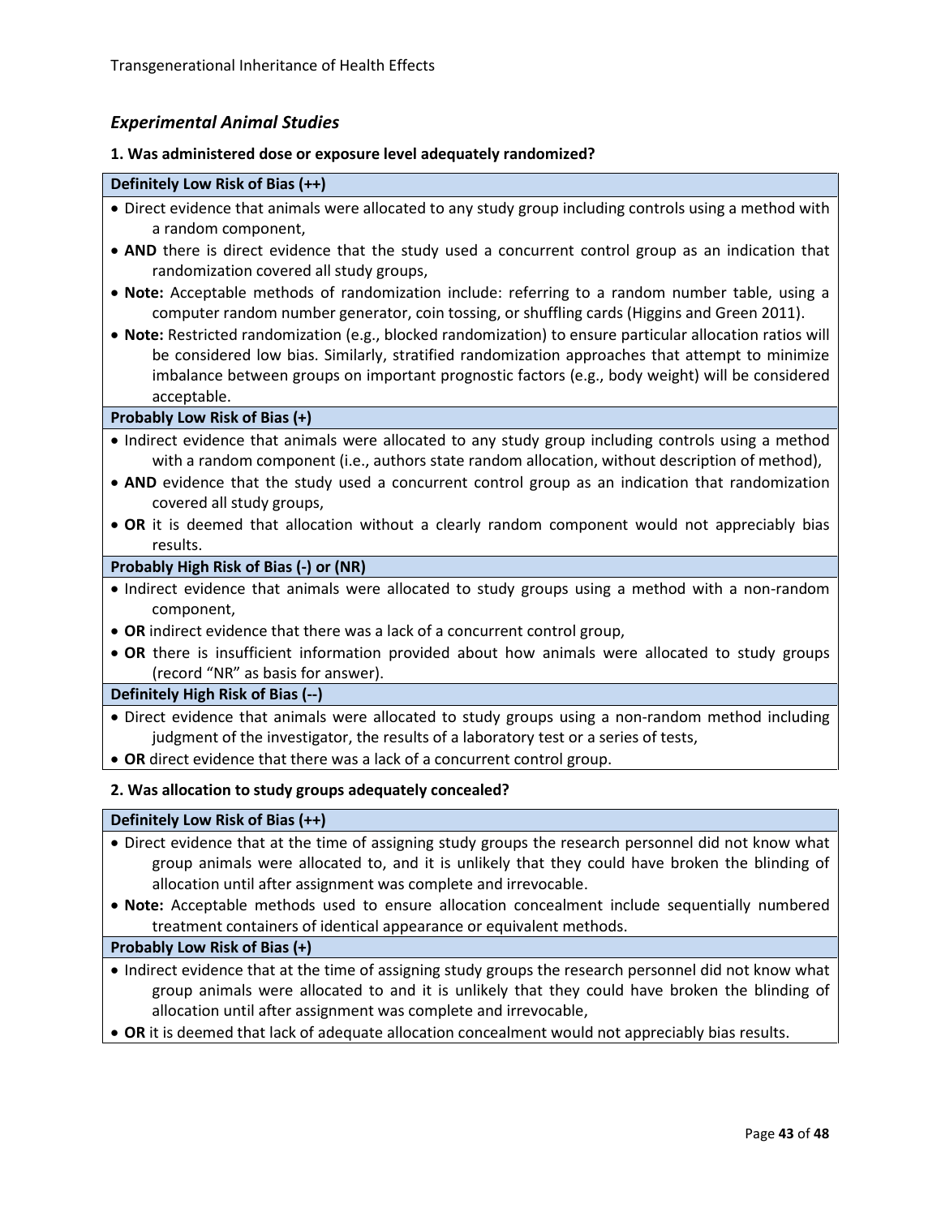### *Experimental Animal Studies*

**1. Was administered dose or exposure level adequately randomized?**

**Definitely Low Risk of Bias (++)**

- Direct evidence that animals were allocated to any study group including controls using a method with a random component,
- **AND** there is direct evidence that the study used a concurrent control group as an indication that randomization covered all study groups,
- **Note:** Acceptable methods of randomization include: referring to a random number table, using a computer random number generator, coin tossing, or shuffling cards (Higgins and Green 2011).
- **Note:** Restricted randomization (e.g., blocked randomization) to ensure particular allocation ratios will be considered low bias. Similarly, stratified randomization approaches that attempt to minimize imbalance between groups on important prognostic factors (e.g., body weight) will be considered acceptable.

**Probably Low Risk of Bias (+)**

- Indirect evidence that animals were allocated to any study group including controls using a method with a random component (i.e., authors state random allocation, without description of method),
- **AND** evidence that the study used a concurrent control group as an indication that randomization covered all study groups,
- **OR** it is deemed that allocation without a clearly random component would not appreciably bias results.

**Probably High Risk of Bias (-) or (NR)**

- Indirect evidence that animals were allocated to study groups using a method with a non-random component,
- **OR** indirect evidence that there was a lack of a concurrent control group,
- **OR** there is insufficient information provided about how animals were allocated to study groups (record "NR" as basis for answer).

**Definitely High Risk of Bias (--)**

- Direct evidence that animals were allocated to study groups using a non-random method including judgment of the investigator, the results of a laboratory test or a series of tests,
- **OR** direct evidence that there was a lack of a concurrent control group.

**2. Was allocation to study groups adequately concealed?**

**Definitely Low Risk of Bias (++)**

- Direct evidence that at the time of assigning study groups the research personnel did not know what group animals were allocated to, and it is unlikely that they could have broken the blinding of allocation until after assignment was complete and irrevocable.
- **Note:** Acceptable methods used to ensure allocation concealment include sequentially numbered treatment containers of identical appearance or equivalent methods.

**Probably Low Risk of Bias (+)**

- Indirect evidence that at the time of assigning study groups the research personnel did not know what group animals were allocated to and it is unlikely that they could have broken the blinding of allocation until after assignment was complete and irrevocable,
- **OR** it is deemed that lack of adequate allocation concealment would not appreciably bias results.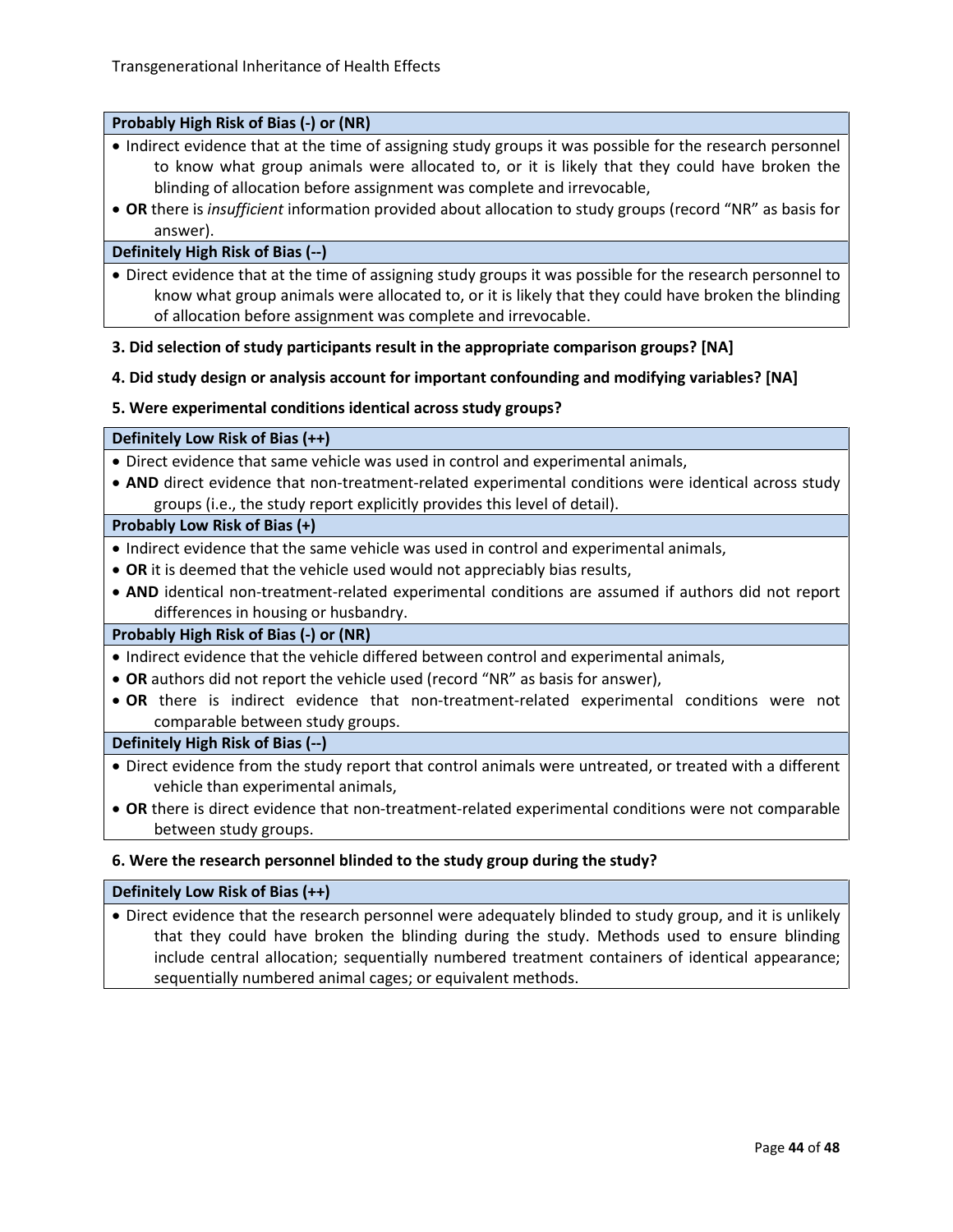**Probably High Risk of Bias (-) or (NR)**

- Indirect evidence that at the time of assigning study groups it was possible for the research personnel to know what group animals were allocated to, or it is likely that they could have broken the blinding of allocation before assignment was complete and irrevocable,
- **OR** there is *insufficient* information provided about allocation to study groups (record "NR" as basis for answer).

**Definitely High Risk of Bias (--)**

- Direct evidence that at the time of assigning study groups it was possible for the research personnel to know what group animals were allocated to, or it is likely that they could have broken the blinding of allocation before assignment was complete and irrevocable.

**3. Did selection of study participants result in the appropriate comparison groups? [NA]**

**4. Did study design or analysis account for important confounding and modifying variables? [NA]**

**5. Were experimental conditions identical across study groups?**

**Definitely Low Risk of Bias (++)**

- Direct evidence that same vehicle was used in control and experimental animals,
- **AND** direct evidence that non-treatment-related experimental conditions were identical across study groups (i.e., the study report explicitly provides this level of detail).

**Probably Low Risk of Bias (+)**

- Indirect evidence that the same vehicle was used in control and experimental animals,
- **OR** it is deemed that the vehicle used would not appreciably bias results,
- **AND** identical non-treatment-related experimental conditions are assumed if authors did not report differences in housing or husbandry.

**Probably High Risk of Bias (-) or (NR)**

- Indirect evidence that the vehicle differed between control and experimental animals,
- **OR** authors did not report the vehicle used (record "NR" as basis for answer),
- **OR** there is indirect evidence that non-treatment-related experimental conditions were not comparable between study groups.

**Definitely High Risk of Bias (--)**

- Direct evidence from the study report that control animals were untreated, or treated with a different vehicle than experimental animals,
- **OR** there is direct evidence that non-treatment-related experimental conditions were not comparable between study groups.

**6. Were the research personnel blinded to the study group during the study?**

**Definitely Low Risk of Bias (++)**

- Direct evidence that the research personnel were adequately blinded to study group, and it is unlikely that they could have broken the blinding during the study. Methods used to ensure blinding include central allocation; sequentially numbered treatment containers of identical appearance; sequentially numbered animal cages; or equivalent methods.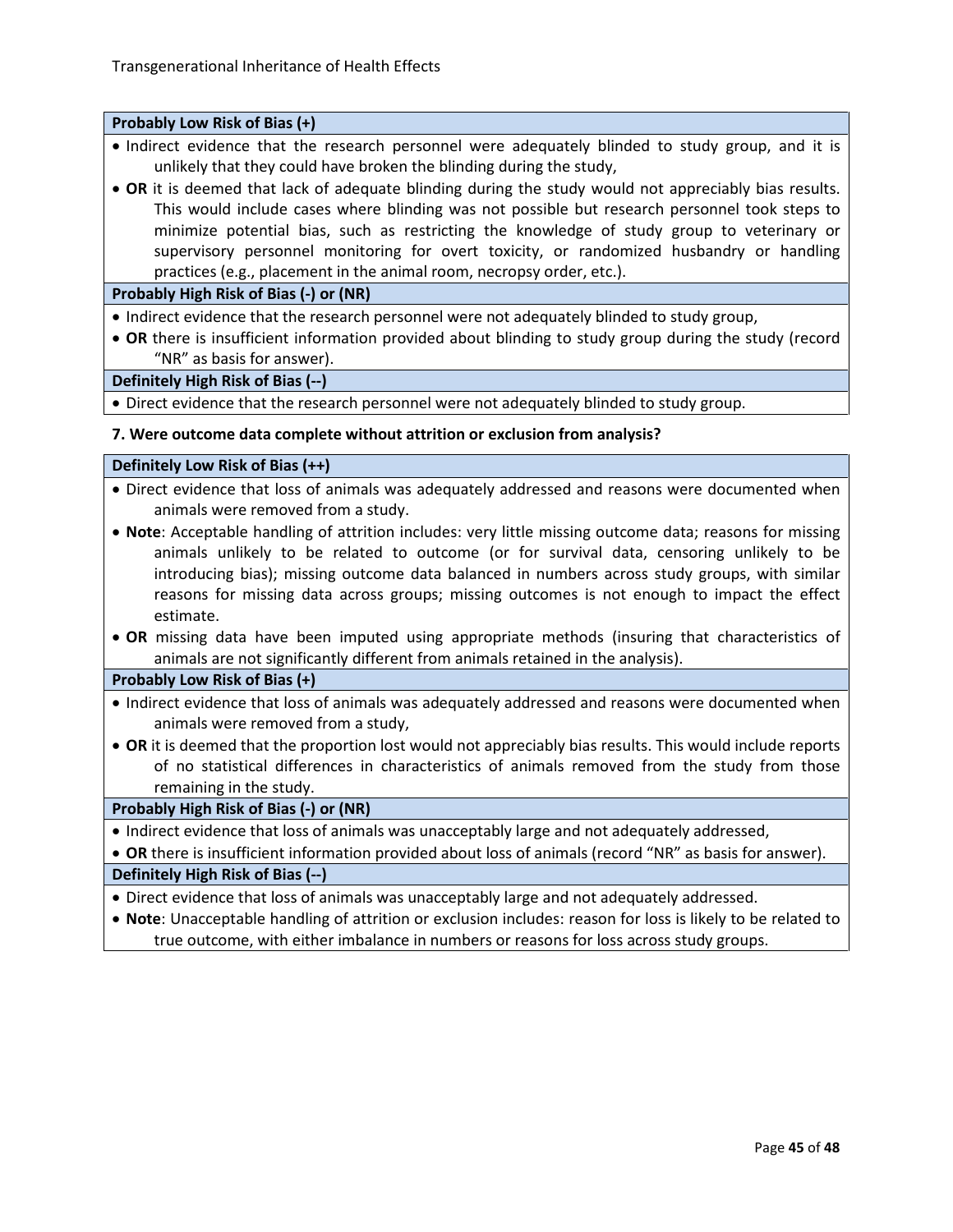**Probably Low Risk of Bias (+)**

- Indirect evidence that the research personnel were adequately blinded to study group, and it is unlikely that they could have broken the blinding during the study,
- **OR** it is deemed that lack of adequate blinding during the study would not appreciably bias results. This would include cases where blinding was not possible but research personnel took steps to minimize potential bias, such as restricting the knowledge of study group to veterinary or supervisory personnel monitoring for overt toxicity, or randomized husbandry or handling practices (e.g., placement in the animal room, necropsy order, etc.).

**Probably High Risk of Bias (-) or (NR)**

- Indirect evidence that the research personnel were not adequately blinded to study group,
- **OR** there is insufficient information provided about blinding to study group during the study (record "NR" as basis for answer).

**Definitely High Risk of Bias (--)**

- Direct evidence that the research personnel were not adequately blinded to study group.

**7. Were outcome data complete without attrition or exclusion from analysis?**

**Definitely Low Risk of Bias (++)**

- Direct evidence that loss of animals was adequately addressed and reasons were documented when animals were removed from a study.
- **Note**: Acceptable handling of attrition includes: very little missing outcome data; reasons for missing animals unlikely to be related to outcome (or for survival data, censoring unlikely to be introducing bias); missing outcome data balanced in numbers across study groups, with similar reasons for missing data across groups; missing outcomes is not enough to impact the effect estimate.
- **OR** missing data have been imputed using appropriate methods (insuring that characteristics of animals are not significantly different from animals retained in the analysis).

**Probably Low Risk of Bias (+)**

- Indirect evidence that loss of animals was adequately addressed and reasons were documented when animals were removed from a study,
- **OR** it is deemed that the proportion lost would not appreciably bias results. This would include reports of no statistical differences in characteristics of animals removed from the study from those remaining in the study.

**Probably High Risk of Bias (-) or (NR)**

- Indirect evidence that loss of animals was unacceptably large and not adequately addressed,
- **OR** there is insufficient information provided about loss of animals (record "NR" as basis for answer).

**Definitely High Risk of Bias (--)**

- Direct evidence that loss of animals was unacceptably large and not adequately addressed.
- **Note**: Unacceptable handling of attrition or exclusion includes: reason for loss is likely to be related to true outcome, with either imbalance in numbers or reasons for loss across study groups.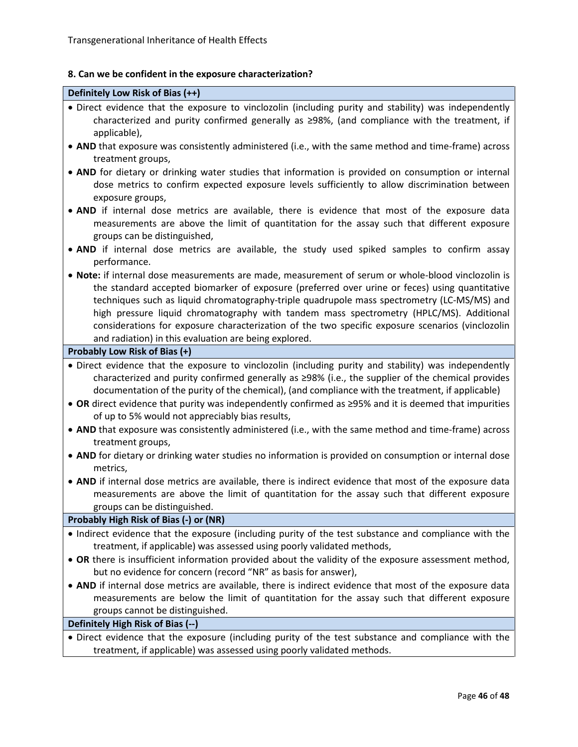**8. Can we be confident in the exposure characterization?**

**Definitely Low Risk of Bias (++)**

- Direct evidence that the exposure to vinclozolin (including purity and stability) was independently characterized and purity confirmed generally as ≥98%, (and compliance with the treatment, if applicable),
- **AND** that exposure was consistently administered (i.e., with the same method and time-frame) across treatment groups,
- **AND** for dietary or drinking water studies that information is provided on consumption or internal dose metrics to confirm expected exposure levels sufficiently to allow discrimination between exposure groups,
- **AND** if internal dose metrics are available, there is evidence that most of the exposure data measurements are above the limit of quantitation for the assay such that different exposure groups can be distinguished,
- **AND** if internal dose metrics are available, the study used spiked samples to confirm assay performance.
- **Note:** if internal dose measurements are made, measurement of serum or whole-blood vinclozolin is the standard accepted biomarker of exposure (preferred over urine or feces) using quantitative techniques such as liquid chromatography-triple quadrupole mass spectrometry (LC-MS/MS) and high pressure liquid chromatography with tandem mass spectrometry (HPLC/MS). Additional considerations for exposure characterization of the two specific exposure scenarios (vinclozolin and radiation) in this evaluation are being explored.

**Probably Low Risk of Bias (+)**

- Direct evidence that the exposure to vinclozolin (including purity and stability) was independently characterized and purity confirmed generally as ≥98% (i.e., the supplier of the chemical provides documentation of the purity of the chemical), (and compliance with the treatment, if applicable)
- **OR** direct evidence that purity was independently confirmed as ≥95% and it is deemed that impurities of up to 5% would not appreciably bias results,
- **AND** that exposure was consistently administered (i.e., with the same method and time-frame) across treatment groups,
- **AND** for dietary or drinking water studies no information is provided on consumption or internal dose metrics,
- **AND** if internal dose metrics are available, there is indirect evidence that most of the exposure data measurements are above the limit of quantitation for the assay such that different exposure groups can be distinguished.

**Probably High Risk of Bias (-) or (NR)**

- Indirect evidence that the exposure (including purity of the test substance and compliance with the treatment, if applicable) was assessed using poorly validated methods,
- **OR** there is insufficient information provided about the validity of the exposure assessment method, but no evidence for concern (record "NR" as basis for answer),
- **AND** if internal dose metrics are available, there is indirect evidence that most of the exposure data measurements are below the limit of quantitation for the assay such that different exposure groups cannot be distinguished.

**Definitely High Risk of Bias (--)**

- Direct evidence that the exposure (including purity of the test substance and compliance with the treatment, if applicable) was assessed using poorly validated methods.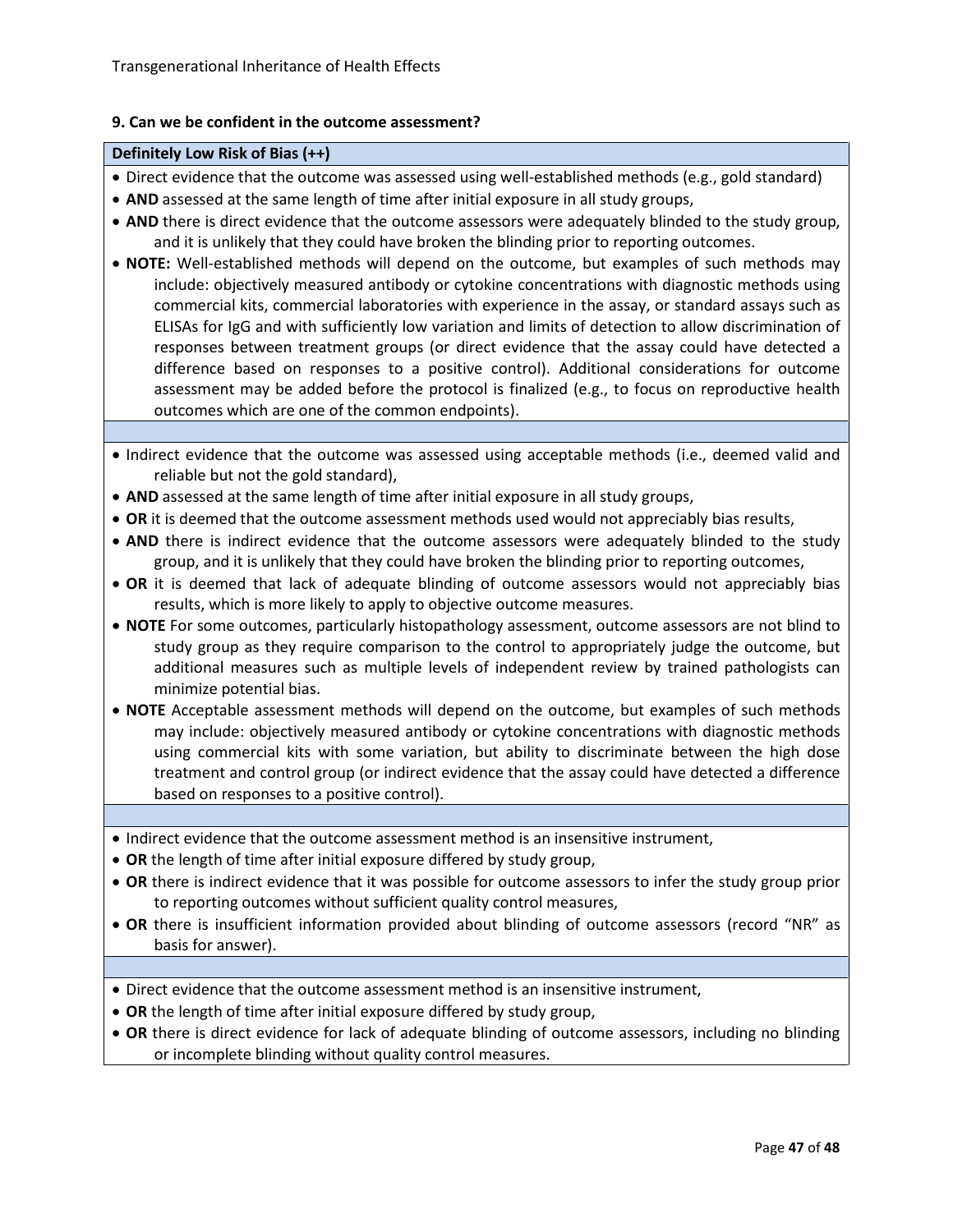**9. Can we be confident in the outcome assessment?**

| Definitely Low Risk of Bias (++) |
| --- |
| • Direct evidence that the outcome was assessed using well-established methods (e.g., gold standard)<br>• **AND** assessed at the same length of time after initial exposure in all study groups,<br>• **AND** there is direct evidence that the outcome assessors were adequately blinded to the study group, and it is unlikely that they could have broken the blinding prior to reporting outcomes.<br>• **NOTE:** Well-established methods will depend on the outcome, but examples of such methods may include: objectively measured antibody or cytokine concentrations with diagnostic methods using commercial kits, commercial laboratories with experience in the assay, or standard assays such as ELISAs for IgG and with sufficiently low variation and limits of detection to allow discrimination of responses between treatment groups (or direct evidence that the assay could have detected a difference based on responses to a positive control). Additional considerations for outcome assessment may be added before the protocol is finalized (e.g., to focus on reproductive health outcomes which are one of the common endpoints). |
| |
| • Indirect evidence that the outcome was assessed using acceptable methods (i.e., deemed valid and reliable but not the gold standard),<br>• **AND** assessed at the same length of time after initial exposure in all study groups,<br>• **OR** it is deemed that the outcome assessment methods used would not appreciably bias results,<br>• **AND** there is indirect evidence that the outcome assessors were adequately blinded to the study group, and it is unlikely that they could have broken the blinding prior to reporting outcomes,<br>• **OR** it is deemed that lack of adequate blinding of outcome assessors would not appreciably bias results, which is more likely to apply to objective outcome measures.<br>• **NOTE** For some outcomes, particularly histopathology assessment, outcome assessors are not blind to study group as they require comparison to the control to appropriately judge the outcome, but additional measures such as multiple levels of independent review by trained pathologists can minimize potential bias.<br>• **NOTE** Acceptable assessment methods will depend on the outcome, but examples of such methods may include: objectively measured antibody or cytokine concentrations with diagnostic methods using commercial kits with some variation, but ability to discriminate between the high dose treatment and control group (or indirect evidence that the assay could have detected a difference based on responses to a positive control). |
| |
| • Indirect evidence that the outcome assessment method is an insensitive instrument,<br>• **OR** the length of time after initial exposure differed by study group,<br>• **OR** there is indirect evidence that it was possible for outcome assessors to infer the study group prior to reporting outcomes without sufficient quality control measures,<br>• **OR** there is insufficient information provided about blinding of outcome assessors (record "NR" as basis for answer). |
| |
| • Direct evidence that the outcome assessment method is an insensitive instrument,<br>• **OR** the length of time after initial exposure differed by study group,<br>• **OR** there is direct evidence for lack of adequate blinding of outcome assessors, including no blinding or incomplete blinding without quality control measures. |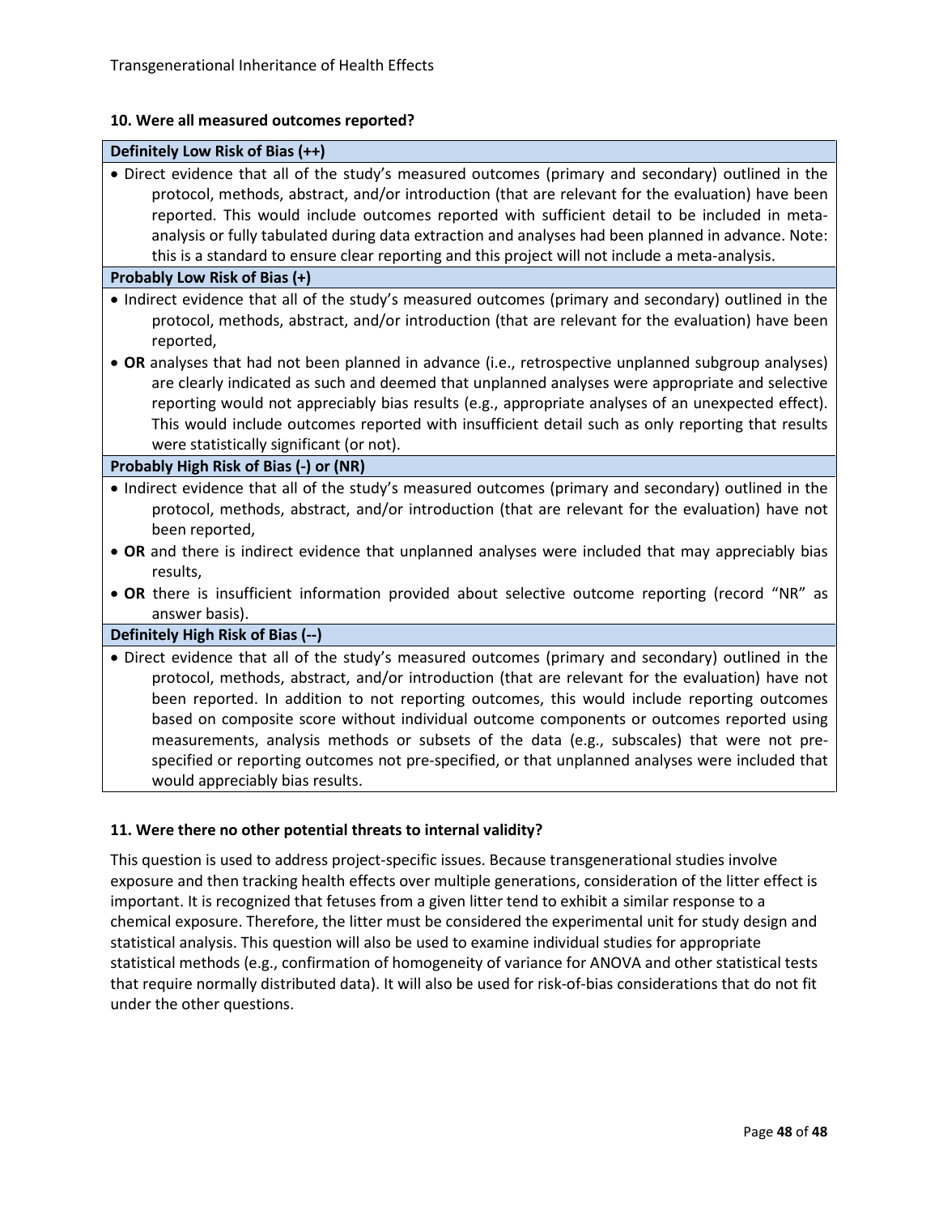**10. Were all measured outcomes reported?**

| Definitely Low Risk of Bias (++) |
|---|
| • Direct evidence that all of the study's measured outcomes (primary and secondary) outlined in the protocol, methods, abstract, and/or introduction (that are relevant for the evaluation) have been reported. This would include outcomes reported with sufficient detail to be included in meta-analysis or fully tabulated during data extraction and analyses had been planned in advance. Note: this is a standard to ensure clear reporting and this project will not include a meta-analysis. |
| **Probably Low Risk of Bias (+)** |
| • Indirect evidence that all of the study's measured outcomes (primary and secondary) outlined in the protocol, methods, abstract, and/or introduction (that are relevant for the evaluation) have been reported, <br>• **OR** analyses that had not been planned in advance (i.e., retrospective unplanned subgroup analyses) are clearly indicated as such and deemed that unplanned analyses were appropriate and selective reporting would not appreciably bias results (e.g., appropriate analyses of an unexpected effect). This would include outcomes reported with insufficient detail such as only reporting that results were statistically significant (or not). |
| **Probably High Risk of Bias (-) or (NR)** |
| • Indirect evidence that all of the study's measured outcomes (primary and secondary) outlined in the protocol, methods, abstract, and/or introduction (that are relevant for the evaluation) have not been reported, <br>• **OR** and there is indirect evidence that unplanned analyses were included that may appreciably bias results, <br>• **OR** there is insufficient information provided about selective outcome reporting (record "NR" as answer basis). |
| **Definitely High Risk of Bias (--)** |
| • Direct evidence that all of the study's measured outcomes (primary and secondary) outlined in the protocol, methods, abstract, and/or introduction (that are relevant for the evaluation) have not been reported. In addition to not reporting outcomes, this would include reporting outcomes based on composite score without individual outcome components or outcomes reported using measurements, analysis methods or subsets of the data (e.g., subscales) that were not pre-specified or reporting outcomes not pre-specified, or that unplanned analyses were included that would appreciably bias results. |

**11. Were there no other potential threats to internal validity?**

This question is used to address project-specific issues. Because transgenerational studies involve exposure and then tracking health effects over multiple generations, consideration of the litter effect is important. It is recognized that fetuses from a given litter tend to exhibit a similar response to a chemical exposure. Therefore, the litter must be considered the experimental unit for study design and statistical analysis. This question will also be used to examine individual studies for appropriate statistical methods (e.g., confirmation of homogeneity of variance for ANOVA and other statistical tests that require normally distributed data). It will also be used for risk-of-bias considerations that do not fit under the other questions.